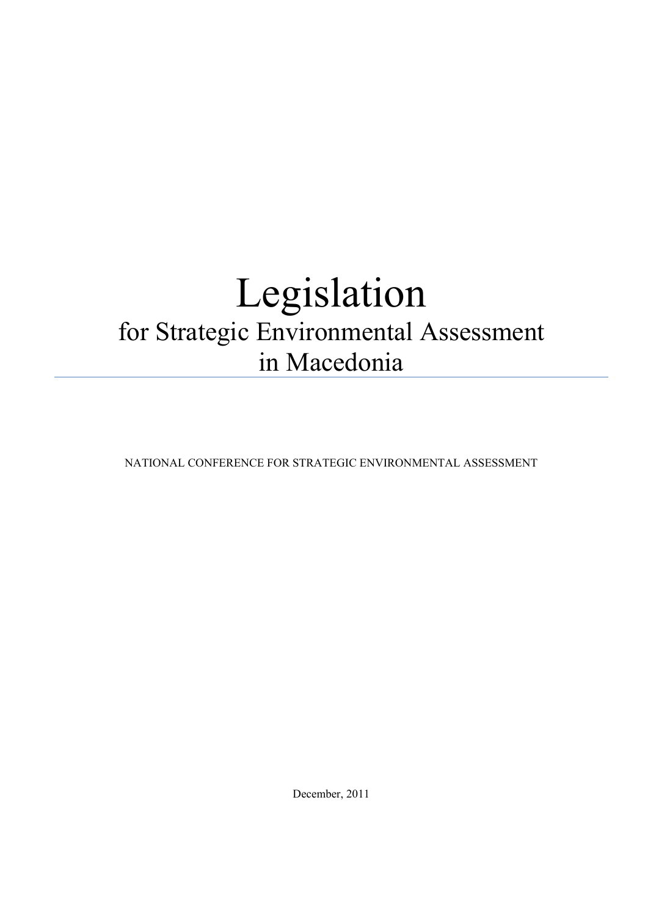# Legislation

## for Strategic Environmental Assessment in Macedonia

---

NATIONAL CONFERENCE FOR STRATEGIC ENVIRONMENTAL ASSESSMENT

December, 2011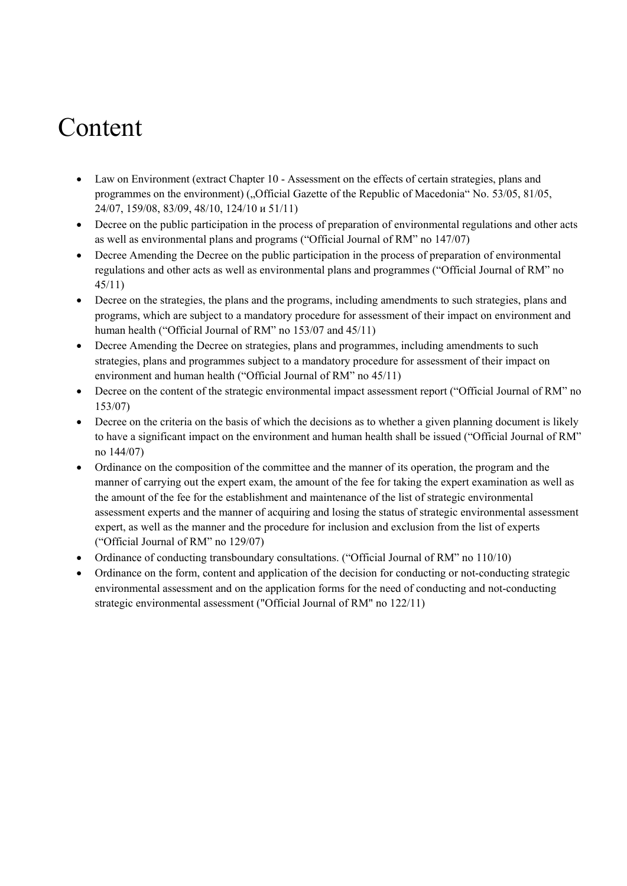# Content

- Law on Environment (extract Chapter 10 - Assessment on the effects of certain strategies, plans and programmes on the environment) („Official Gazette of the Republic of Macedonia“ No. 53/05, 81/05, 24/07, 159/08, 83/09, 48/10, 124/10 и 51/11)
- Decree on the public participation in the process of preparation of environmental regulations and other acts as well as environmental plans and programs (“Official Journal of RM” no 147/07)
- Decree Amending the Decree on the public participation in the process of preparation of environmental regulations and other acts as well as environmental plans and programmes (“Official Journal of RM” no 45/11)
- Decree on the strategies, the plans and the programs, including amendments to such strategies, plans and programs, which are subject to a mandatory procedure for assessment of their impact on environment and human health (“Official Journal of RM” no 153/07 and 45/11)
- Decree Amending the Decree on strategies, plans and programmes, including amendments to such strategies, plans and programmes subject to a mandatory procedure for assessment of their impact on environment and human health (“Official Journal of RM” no 45/11)
- Decree on the content of the strategic environmental impact assessment report (“Official Journal of RM” no 153/07)
- Decree on the criteria on the basis of which the decisions as to whether a given planning document is likely to have a significant impact on the environment and human health shall be issued (“Official Journal of RM” no 144/07)
- Ordinance on the composition of the committee and the manner of its operation, the program and the manner of carrying out the expert exam, the amount of the fee for taking the expert examination as well as the amount of the fee for the establishment and maintenance of the list of strategic environmental assessment experts and the manner of acquiring and losing the status of strategic environmental assessment expert, as well as the manner and the procedure for inclusion and exclusion from the list of experts (“Official Journal of RM” no 129/07)
- Ordinance of conducting transboundary consultations. (“Official Journal of RM” no 110/10)
- Ordinance on the form, content and application of the decision for conducting or not-conducting strategic environmental assessment and on the application forms for the need of conducting and not-conducting strategic environmental assessment ("Official Journal of RM" no 122/11)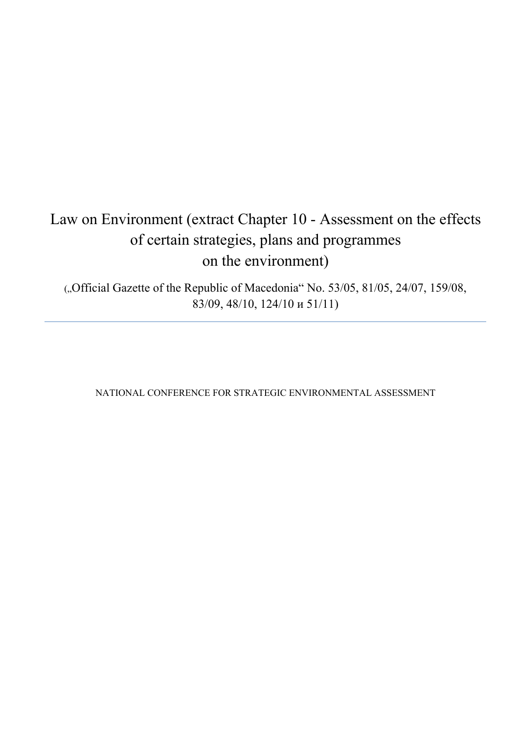# Law on Environment (extract Chapter 10 - Assessment on the effects of certain strategies, plans and programmes on the environment)

(„Official Gazette of the Republic of Macedonia" No. 53/05, 81/05, 24/07, 159/08, 83/09, 48/10, 124/10 и 51/11)

---

NATIONAL CONFERENCE FOR STRATEGIC ENVIRONMENTAL ASSESSMENT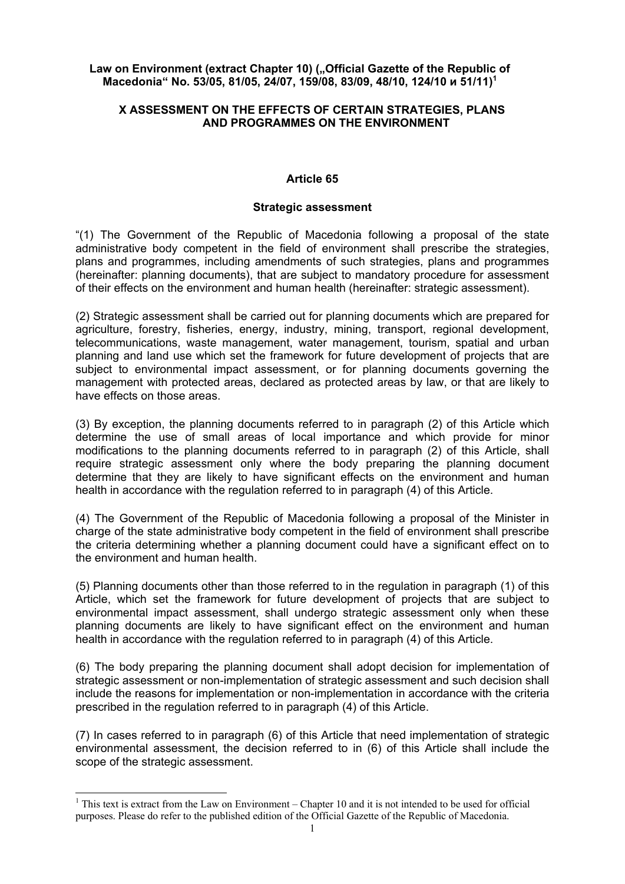**Law on Environment (extract Chapter 10) („Official Gazette of the Republic of Macedonia" No. 53/05, 81/05, 24/07, 159/08, 83/09, 48/10, 124/10 и 51/11)[1]**

## X ASSESSMENT ON THE EFFECTS OF CERTAIN STRATEGIES, PLANS AND PROGRAMMES ON THE ENVIRONMENT

### Article 65

#### Strategic assessment

"(1) The Government of the Republic of Macedonia following a proposal of the state administrative body competent in the field of environment shall prescribe the strategies, plans and programmes, including amendments of such strategies, plans and programmes (hereinafter: planning documents), that are subject to mandatory procedure for assessment of their effects on the environment and human health (hereinafter: strategic assessment).

(2) Strategic assessment shall be carried out for planning documents which are prepared for agriculture, forestry, fisheries, energy, industry, mining, transport, regional development, telecommunications, waste management, water management, tourism, spatial and urban planning and land use which set the framework for future development of projects that are subject to environmental impact assessment, or for planning documents governing the management with protected areas, declared as protected areas by law, or that are likely to have effects on those areas.

(3) By exception, the planning documents referred to in paragraph (2) of this Article which determine the use of small areas of local importance and which provide for minor modifications to the planning documents referred to in paragraph (2) of this Article, shall require strategic assessment only where the body preparing the planning document determine that they are likely to have significant effects on the environment and human health in accordance with the regulation referred to in paragraph (4) of this Article.

(4) The Government of the Republic of Macedonia following a proposal of the Minister in charge of the state administrative body competent in the field of environment shall prescribe the criteria determining whether a planning document could have a significant effect on to the environment and human health.

(5) Planning documents other than those referred to in the regulation in paragraph (1) of this Article, which set the framework for future development of projects that are subject to environmental impact assessment, shall undergo strategic assessment only when these planning documents are likely to have significant effect on the environment and human health in accordance with the regulation referred to in paragraph (4) of this Article.

(6) The body preparing the planning document shall adopt decision for implementation of strategic assessment or non-implementation of strategic assessment and such decision shall include the reasons for implementation or non-implementation in accordance with the criteria prescribed in the regulation referred to in paragraph (4) of this Article.

(7) In cases referred to in paragraph (6) of this Article that need implementation of strategic environmental assessment, the decision referred to in (6) of this Article shall include the scope of the strategic assessment.

---

[1] This text is extract from the Law on Environment – Chapter 10 and it is not intended to be used for official purposes. Please do refer to the published edition of the Official Gazette of the Republic of Macedonia.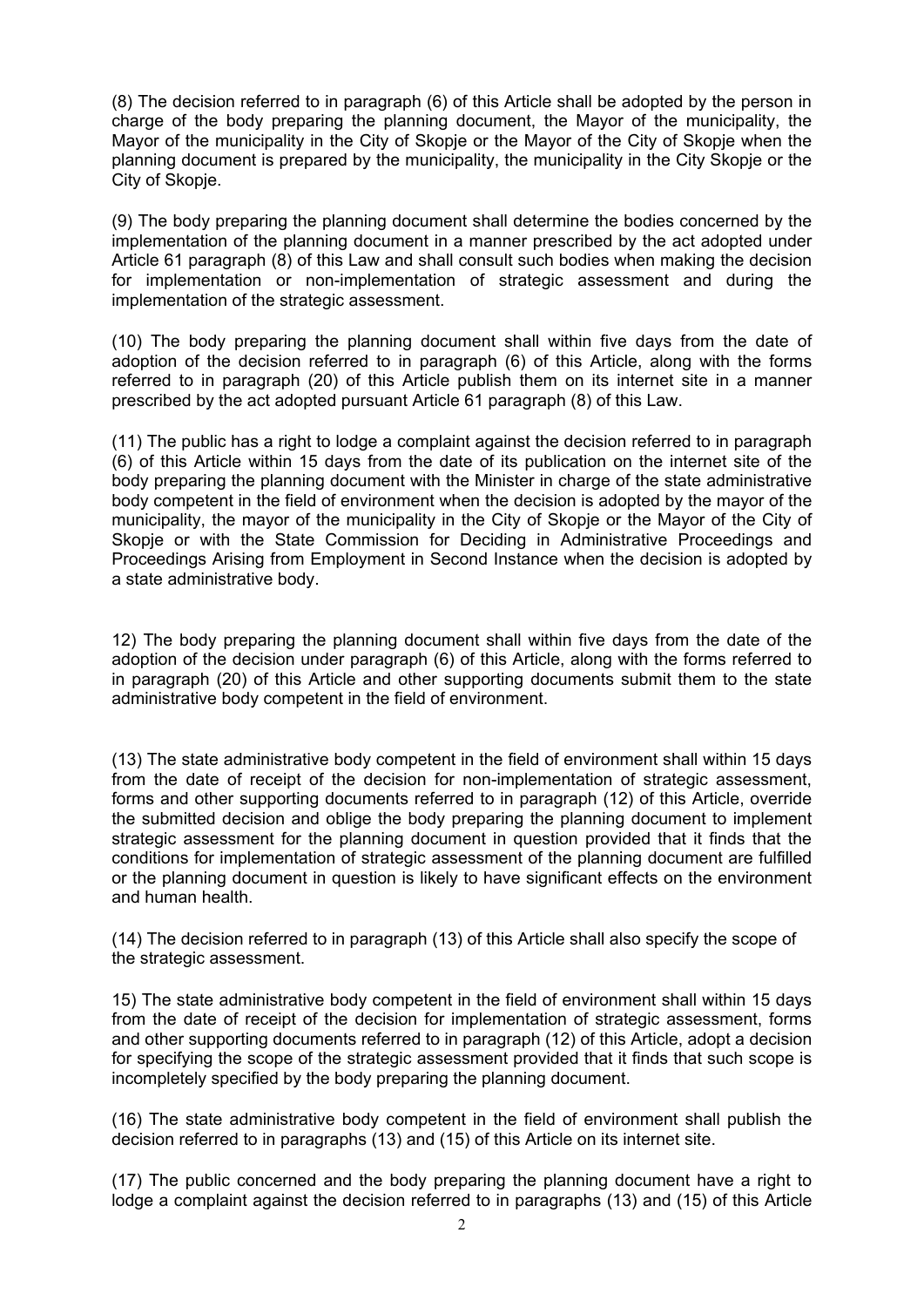(8) The decision referred to in paragraph (6) of this Article shall be adopted by the person in charge of the body preparing the planning document, the Mayor of the municipality, the Mayor of the municipality in the City of Skopje or the Mayor of the City of Skopje when the planning document is prepared by the municipality, the municipality in the City Skopje or the City of Skopje.

(9) The body preparing the planning document shall determine the bodies concerned by the implementation of the planning document in a manner prescribed by the act adopted under Article 61 paragraph (8) of this Law and shall consult such bodies when making the decision for implementation or non-implementation of strategic assessment and during the implementation of the strategic assessment.

(10) The body preparing the planning document shall within five days from the date of adoption of the decision referred to in paragraph (6) of this Article, along with the forms referred to in paragraph (20) of this Article publish them on its internet site in a manner prescribed by the act adopted pursuant Article 61 paragraph (8) of this Law.

(11) The public has a right to lodge a complaint against the decision referred to in paragraph (6) of this Article within 15 days from the date of its publication on the internet site of the body preparing the planning document with the Minister in charge of the state administrative body competent in the field of environment when the decision is adopted by the mayor of the municipality, the mayor of the municipality in the City of Skopje or the Mayor of the City of Skopje or with the State Commission for Deciding in Administrative Proceedings and Proceedings Arising from Employment in Second Instance when the decision is adopted by a state administrative body.

12) The body preparing the planning document shall within five days from the date of the adoption of the decision under paragraph (6) of this Article, along with the forms referred to in paragraph (20) of this Article and other supporting documents submit them to the state administrative body competent in the field of environment.

(13) The state administrative body competent in the field of environment shall within 15 days from the date of receipt of the decision for non-implementation of strategic assessment, forms and other supporting documents referred to in paragraph (12) of this Article, override the submitted decision and oblige the body preparing the planning document to implement strategic assessment for the planning document in question provided that it finds that the conditions for implementation of strategic assessment of the planning document are fulfilled or the planning document in question is likely to have significant effects on the environment and human health.

(14) The decision referred to in paragraph (13) of this Article shall also specify the scope of the strategic assessment.

15) The state administrative body competent in the field of environment shall within 15 days from the date of receipt of the decision for implementation of strategic assessment, forms and other supporting documents referred to in paragraph (12) of this Article, adopt a decision for specifying the scope of the strategic assessment provided that it finds that such scope is incompletely specified by the body preparing the planning document.

(16) The state administrative body competent in the field of environment shall publish the decision referred to in paragraphs (13) and (15) of this Article on its internet site.

(17) The public concerned and the body preparing the planning document have a right to lodge a complaint against the decision referred to in paragraphs (13) and (15) of this Article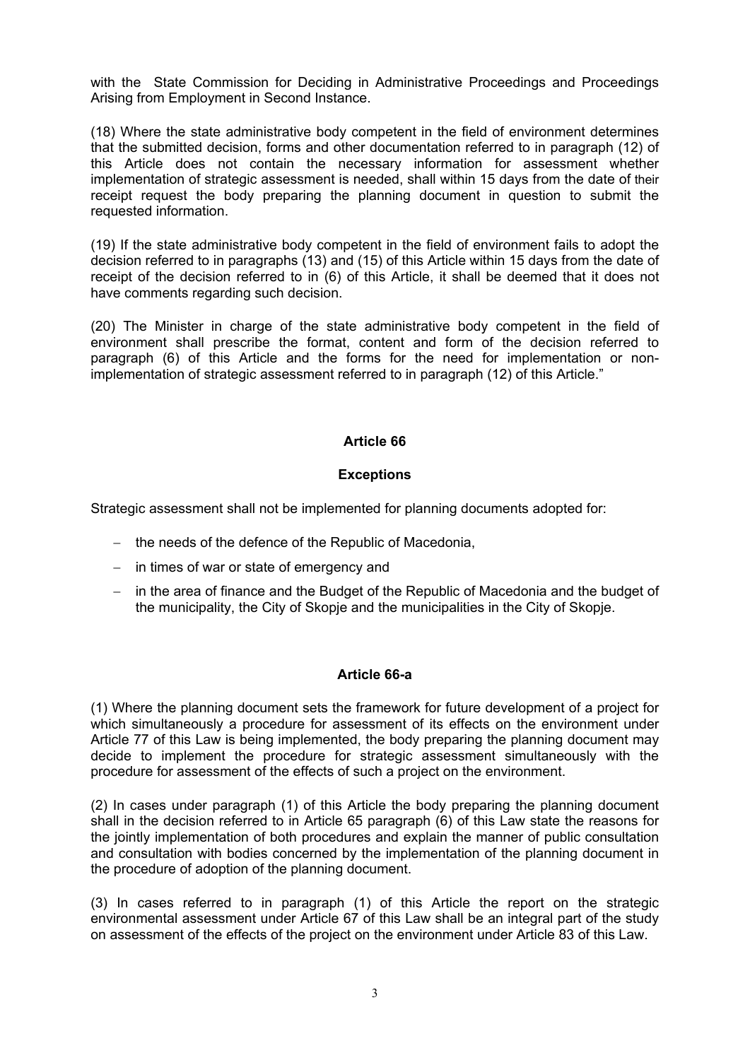with the State Commission for Deciding in Administrative Proceedings and Proceedings Arising from Employment in Second Instance.

(18) Where the state administrative body competent in the field of environment determines that the submitted decision, forms and other documentation referred to in paragraph (12) of this Article does not contain the necessary information for assessment whether implementation of strategic assessment is needed, shall within 15 days from the date of their receipt request the body preparing the planning document in question to submit the requested information.

(19) If the state administrative body competent in the field of environment fails to adopt the decision referred to in paragraphs (13) and (15) of this Article within 15 days from the date of receipt of the decision referred to in (6) of this Article, it shall be deemed that it does not have comments regarding such decision.

(20) The Minister in charge of the state administrative body competent in the field of environment shall prescribe the format, content and form of the decision referred to paragraph (6) of this Article and the forms for the need for implementation or non-implementation of strategic assessment referred to in paragraph (12) of this Article."

**Article 66**

**Exceptions**

Strategic assessment shall not be implemented for planning documents adopted for:

- the needs of the defence of the Republic of Macedonia,
- in times of war or state of emergency and
- in the area of finance and the Budget of the Republic of Macedonia and the budget of the municipality, the City of Skopje and the municipalities in the City of Skopje.

**Article 66-a**

(1) Where the planning document sets the framework for future development of a project for which simultaneously a procedure for assessment of its effects on the environment under Article 77 of this Law is being implemented, the body preparing the planning document may decide to implement the procedure for strategic assessment simultaneously with the procedure for assessment of the effects of such a project on the environment.

(2) In cases under paragraph (1) of this Article the body preparing the planning document shall in the decision referred to in Article 65 paragraph (6) of this Law state the reasons for the jointly implementation of both procedures and explain the manner of public consultation and consultation with bodies concerned by the implementation of the planning document in the procedure of adoption of the planning document.

(3) In cases referred to in paragraph (1) of this Article the report on the strategic environmental assessment under Article 67 of this Law shall be an integral part of the study on assessment of the effects of the project on the environment under Article 83 of this Law.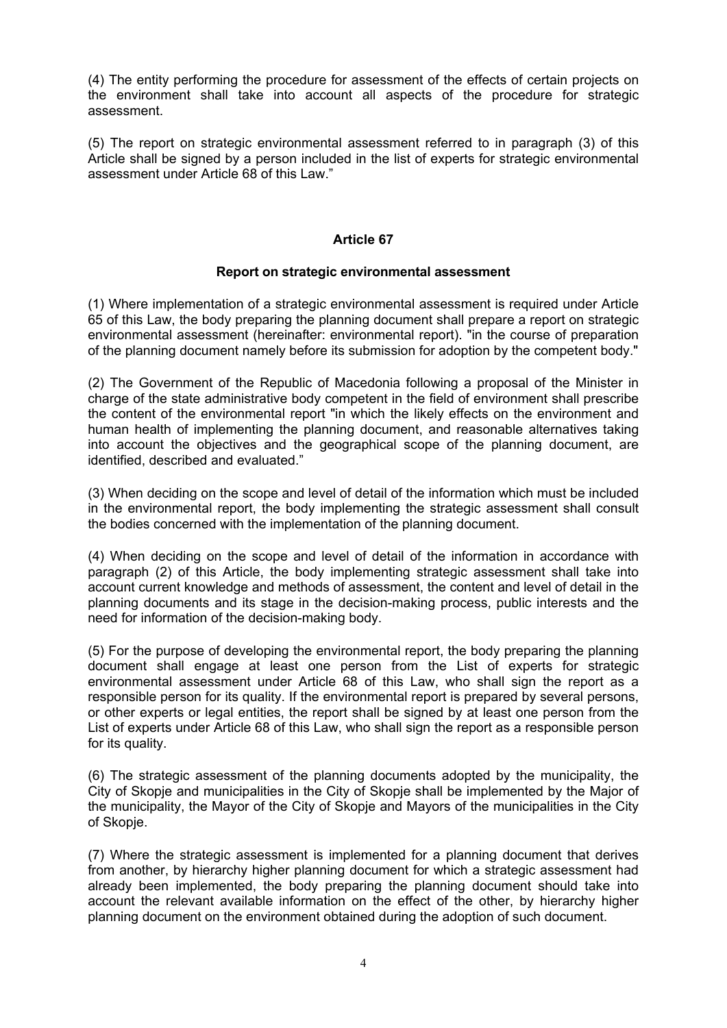(4) The entity performing the procedure for assessment of the effects of certain projects on the environment shall take into account all aspects of the procedure for strategic assessment.

(5) The report on strategic environmental assessment referred to in paragraph (3) of this Article shall be signed by a person included in the list of experts for strategic environmental assessment under Article 68 of this Law."

**Article 67**

**Report on strategic environmental assessment**

(1) Where implementation of a strategic environmental assessment is required under Article 65 of this Law, the body preparing the planning document shall prepare a report on strategic environmental assessment (hereinafter: environmental report). "in the course of preparation of the planning document namely before its submission for adoption by the competent body."

(2) The Government of the Republic of Macedonia following a proposal of the Minister in charge of the state administrative body competent in the field of environment shall prescribe the content of the environmental report "in which the likely effects on the environment and human health of implementing the planning document, and reasonable alternatives taking into account the objectives and the geographical scope of the planning document, are identified, described and evaluated."

(3) When deciding on the scope and level of detail of the information which must be included in the environmental report, the body implementing the strategic assessment shall consult the bodies concerned with the implementation of the planning document.

(4) When deciding on the scope and level of detail of the information in accordance with paragraph (2) of this Article, the body implementing strategic assessment shall take into account current knowledge and methods of assessment, the content and level of detail in the planning documents and its stage in the decision-making process, public interests and the need for information of the decision-making body.

(5) For the purpose of developing the environmental report, the body preparing the planning document shall engage at least one person from the List of experts for strategic environmental assessment under Article 68 of this Law, who shall sign the report as a responsible person for its quality. If the environmental report is prepared by several persons, or other experts or legal entities, the report shall be signed by at least one person from the List of experts under Article 68 of this Law, who shall sign the report as a responsible person for its quality.

(6) The strategic assessment of the planning documents adopted by the municipality, the City of Skopje and municipalities in the City of Skopje shall be implemented by the Major of the municipality, the Mayor of the City of Skopje and Mayors of the municipalities in the City of Skopje.

(7) Where the strategic assessment is implemented for a planning document that derives from another, by hierarchy higher planning document for which a strategic assessment had already been implemented, the body preparing the planning document should take into account the relevant available information on the effect of the other, by hierarchy higher planning document on the environment obtained during the adoption of such document.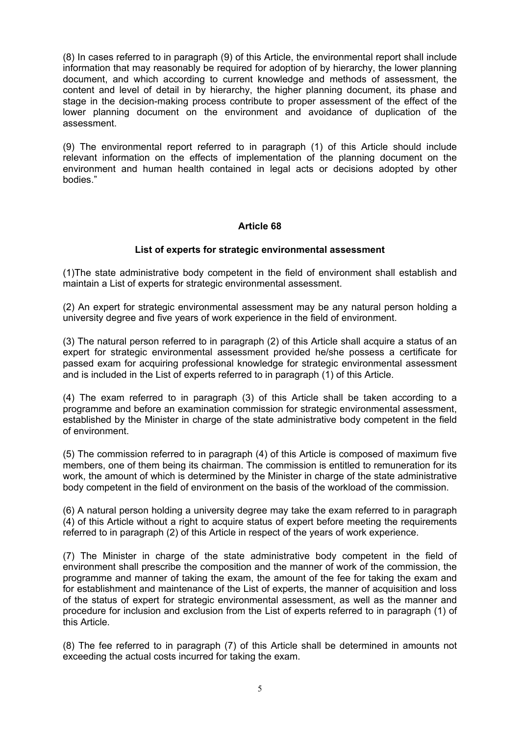(8) In cases referred to in paragraph (9) of this Article, the environmental report shall include information that may reasonably be required for adoption of by hierarchy, the lower planning document, and which according to current knowledge and methods of assessment, the content and level of detail in by hierarchy, the higher planning document, its phase and stage in the decision-making process contribute to proper assessment of the effect of the lower planning document on the environment and avoidance of duplication of the assessment.

(9) The environmental report referred to in paragraph (1) of this Article should include relevant information on the effects of implementation of the planning document on the environment and human health contained in legal acts or decisions adopted by other bodies."

## Article 68

### List of experts for strategic environmental assessment

(1)The state administrative body competent in the field of environment shall establish and maintain a List of experts for strategic environmental assessment.

(2) An expert for strategic environmental assessment may be any natural person holding a university degree and five years of work experience in the field of environment.

(3) The natural person referred to in paragraph (2) of this Article shall acquire a status of an expert for strategic environmental assessment provided he/she possess a certificate for passed exam for acquiring professional knowledge for strategic environmental assessment and is included in the List of experts referred to in paragraph (1) of this Article.

(4) The exam referred to in paragraph (3) of this Article shall be taken according to a programme and before an examination commission for strategic environmental assessment, established by the Minister in charge of the state administrative body competent in the field of environment.

(5) The commission referred to in paragraph (4) of this Article is composed of maximum five members, one of them being its chairman. The commission is entitled to remuneration for its work, the amount of which is determined by the Minister in charge of the state administrative body competent in the field of environment on the basis of the workload of the commission.

(6) A natural person holding a university degree may take the exam referred to in paragraph (4) of this Article without a right to acquire status of expert before meeting the requirements referred to in paragraph (2) of this Article in respect of the years of work experience.

(7) The Minister in charge of the state administrative body competent in the field of environment shall prescribe the composition and the manner of work of the commission, the programme and manner of taking the exam, the amount of the fee for taking the exam and for establishment and maintenance of the List of experts, the manner of acquisition and loss of the status of expert for strategic environmental assessment, as well as the manner and procedure for inclusion and exclusion from the List of experts referred to in paragraph (1) of this Article.

(8) The fee referred to in paragraph (7) of this Article shall be determined in amounts not exceeding the actual costs incurred for taking the exam.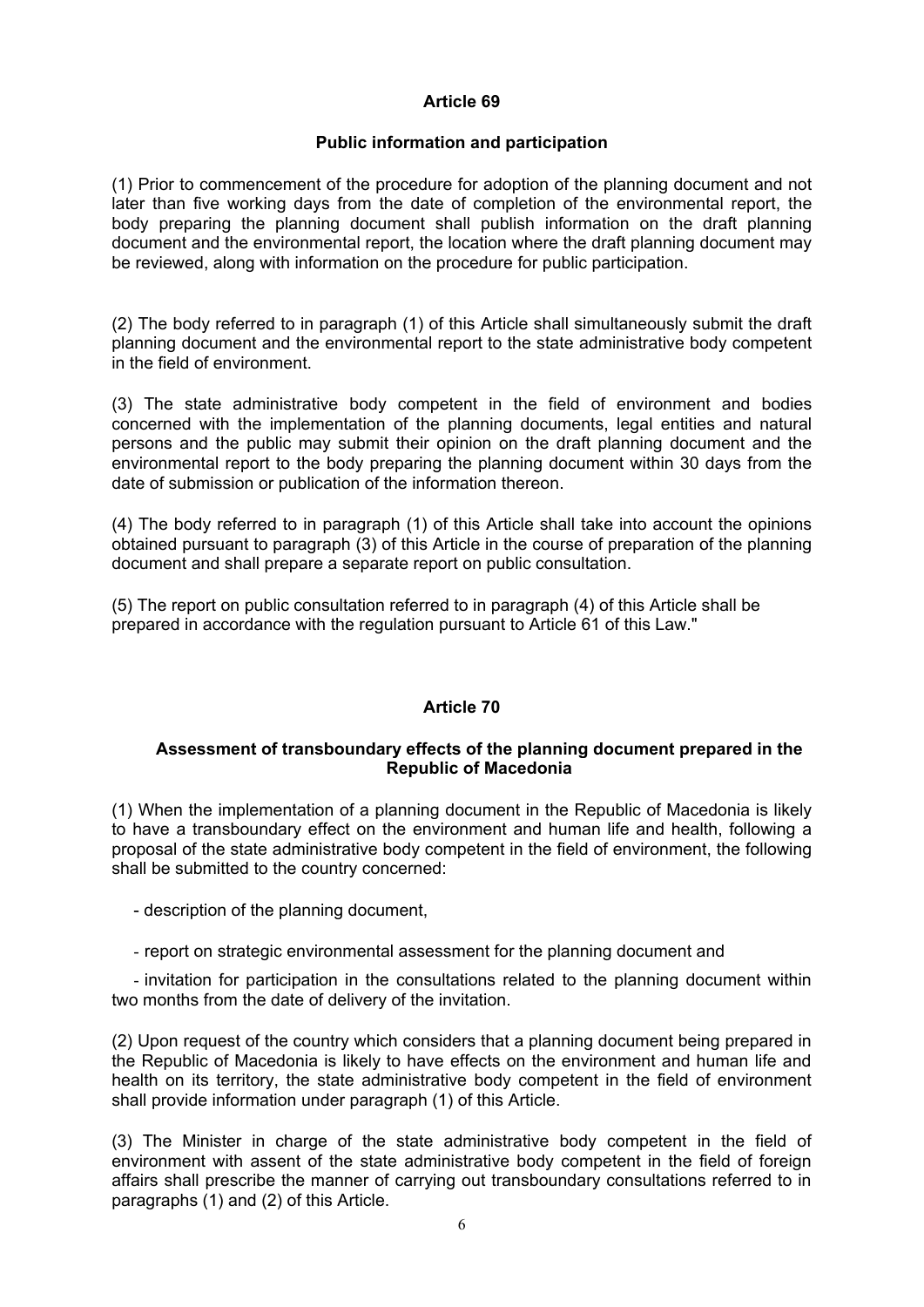### Article 69

### Public information and participation

(1) Prior to commencement of the procedure for adoption of the planning document and not later than five working days from the date of completion of the environmental report, the body preparing the planning document shall publish information on the draft planning document and the environmental report, the location where the draft planning document may be reviewed, along with information on the procedure for public participation.

(2) The body referred to in paragraph (1) of this Article shall simultaneously submit the draft planning document and the environmental report to the state administrative body competent in the field of environment.

(3) The state administrative body competent in the field of environment and bodies concerned with the implementation of the planning documents, legal entities and natural persons and the public may submit their opinion on the draft planning document and the environmental report to the body preparing the planning document within 30 days from the date of submission or publication of the information thereon.

(4) The body referred to in paragraph (1) of this Article shall take into account the opinions obtained pursuant to paragraph (3) of this Article in the course of preparation of the planning document and shall prepare a separate report on public consultation.

(5) The report on public consultation referred to in paragraph (4) of this Article shall be prepared in accordance with the regulation pursuant to Article 61 of this Law."

### Article 70

### Assessment of transboundary effects of the planning document prepared in the Republic of Macedonia

(1) When the implementation of a planning document in the Republic of Macedonia is likely to have a transboundary effect on the environment and human life and health, following a proposal of the state administrative body competent in the field of environment, the following shall be submitted to the country concerned:

- description of the planning document,

- report on strategic environmental assessment for the planning document and

- invitation for participation in the consultations related to the planning document within two months from the date of delivery of the invitation.

(2) Upon request of the country which considers that a planning document being prepared in the Republic of Macedonia is likely to have effects on the environment and human life and health on its territory, the state administrative body competent in the field of environment shall provide information under paragraph (1) of this Article.

(3) The Minister in charge of the state administrative body competent in the field of environment with assent of the state administrative body competent in the field of foreign affairs shall prescribe the manner of carrying out transboundary consultations referred to in paragraphs (1) and (2) of this Article.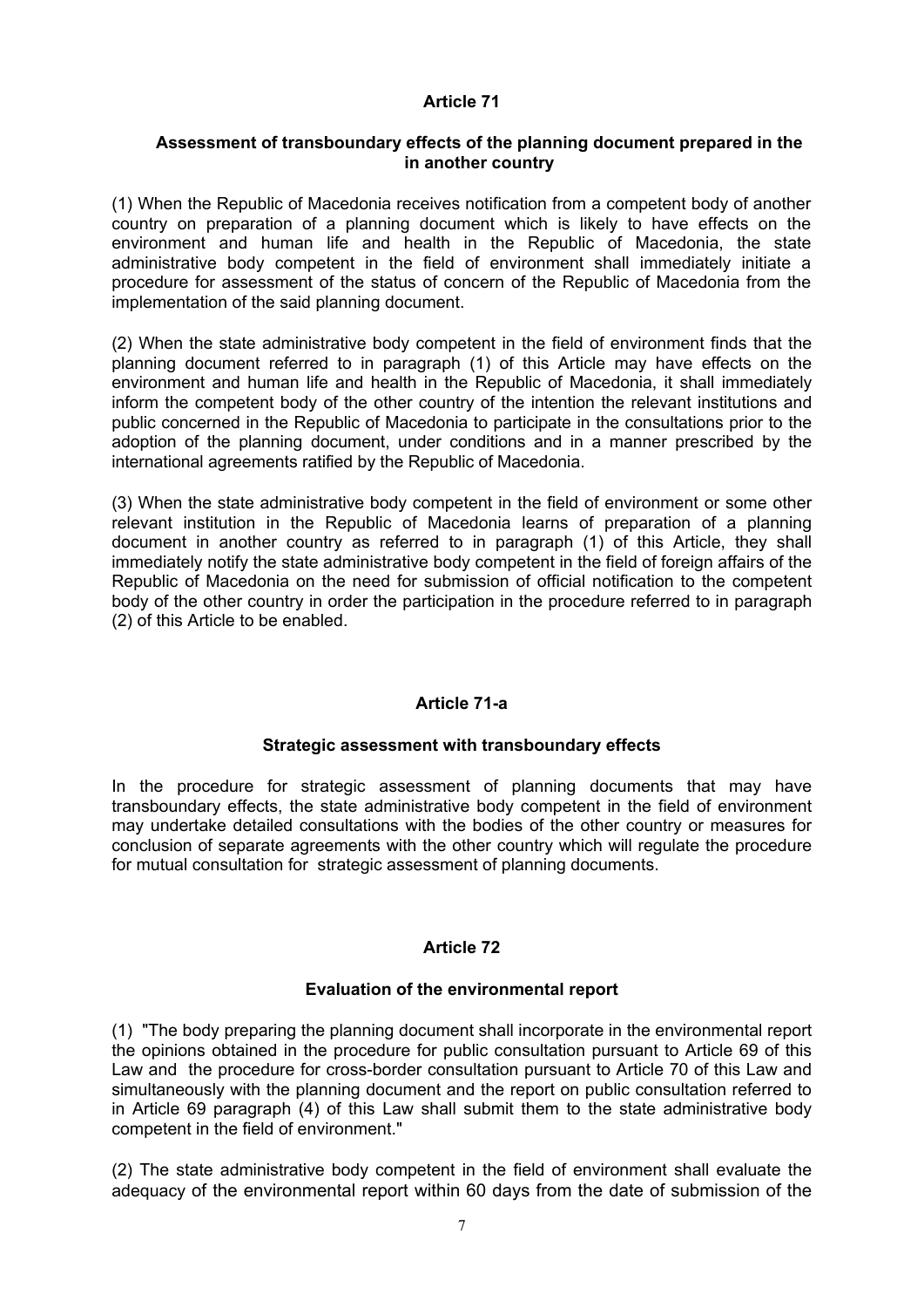**Article 71**

**Assessment of transboundary effects of the planning document prepared in the in another country**

(1) When the Republic of Macedonia receives notification from a competent body of another country on preparation of a planning document which is likely to have effects on the environment and human life and health in the Republic of Macedonia, the state administrative body competent in the field of environment shall immediately initiate a procedure for assessment of the status of concern of the Republic of Macedonia from the implementation of the said planning document.

(2) When the state administrative body competent in the field of environment finds that the planning document referred to in paragraph (1) of this Article may have effects on the environment and human life and health in the Republic of Macedonia, it shall immediately inform the competent body of the other country of the intention the relevant institutions and public concerned in the Republic of Macedonia to participate in the consultations prior to the adoption of the planning document, under conditions and in a manner prescribed by the international agreements ratified by the Republic of Macedonia.

(3) When the state administrative body competent in the field of environment or some other relevant institution in the Republic of Macedonia learns of preparation of a planning document in another country as referred to in paragraph (1) of this Article, they shall immediately notify the state administrative body competent in the field of foreign affairs of the Republic of Macedonia on the need for submission of official notification to the competent body of the other country in order the participation in the procedure referred to in paragraph (2) of this Article to be enabled.

**Article 71-a**

**Strategic assessment with transboundary effects**

In the procedure for strategic assessment of planning documents that may have transboundary effects, the state administrative body competent in the field of environment may undertake detailed consultations with the bodies of the other country or measures for conclusion of separate agreements with the other country which will regulate the procedure for mutual consultation for strategic assessment of planning documents.

**Article 72**

**Evaluation of the environmental report**

(1) "The body preparing the planning document shall incorporate in the environmental report the opinions obtained in the procedure for public consultation pursuant to Article 69 of this Law and the procedure for cross-border consultation pursuant to Article 70 of this Law and simultaneously with the planning document and the report on public consultation referred to in Article 69 paragraph (4) of this Law shall submit them to the state administrative body competent in the field of environment."

(2) The state administrative body competent in the field of environment shall evaluate the adequacy of the environmental report within 60 days from the date of submission of the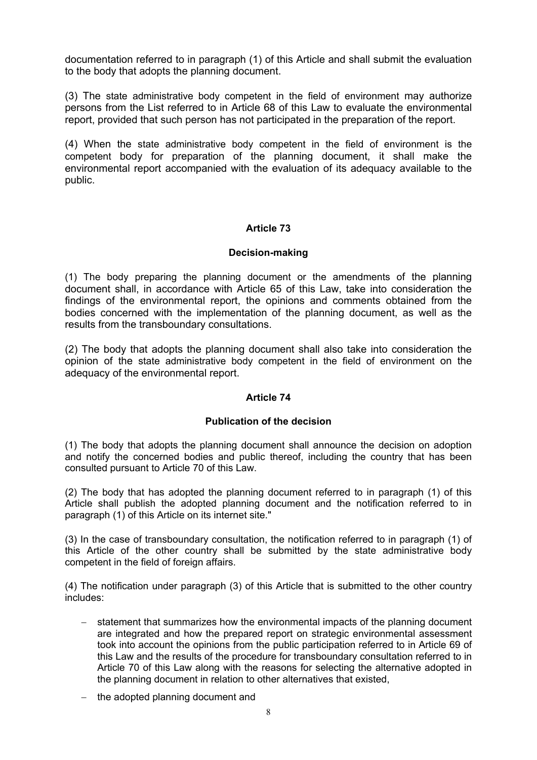documentation referred to in paragraph (1) of this Article and shall submit the evaluation to the body that adopts the planning document.

(3) The state administrative body competent in the field of environment may authorize persons from the List referred to in Article 68 of this Law to evaluate the environmental report, provided that such person has not participated in the preparation of the report.

(4) When the state administrative body competent in the field of environment is the competent body for preparation of the planning document, it shall make the environmental report accompanied with the evaluation of its adequacy available to the public.

### Article 73

### Decision-making

(1) The body preparing the planning document or the amendments of the planning document shall, in accordance with Article 65 of this Law, take into consideration the findings of the environmental report, the opinions and comments obtained from the bodies concerned with the implementation of the planning document, as well as the results from the transboundary consultations.

(2) The body that adopts the planning document shall also take into consideration the opinion of the state administrative body competent in the field of environment on the adequacy of the environmental report.

### Article 74

### Publication of the decision

(1) The body that adopts the planning document shall announce the decision on adoption and notify the concerned bodies and public thereof, including the country that has been consulted pursuant to Article 70 of this Law.

(2) The body that has adopted the planning document referred to in paragraph (1) of this Article shall publish the adopted planning document and the notification referred to in paragraph (1) of this Article on its internet site."

(3) In the case of transboundary consultation, the notification referred to in paragraph (1) of this Article of the other country shall be submitted by the state administrative body competent in the field of foreign affairs.

(4) The notification under paragraph (3) of this Article that is submitted to the other country includes:

- statement that summarizes how the environmental impacts of the planning document are integrated and how the prepared report on strategic environmental assessment took into account the opinions from the public participation referred to in Article 69 of this Law and the results of the procedure for transboundary consultation referred to in Article 70 of this Law along with the reasons for selecting the alternative adopted in the planning document in relation to other alternatives that existed,
- the adopted planning document and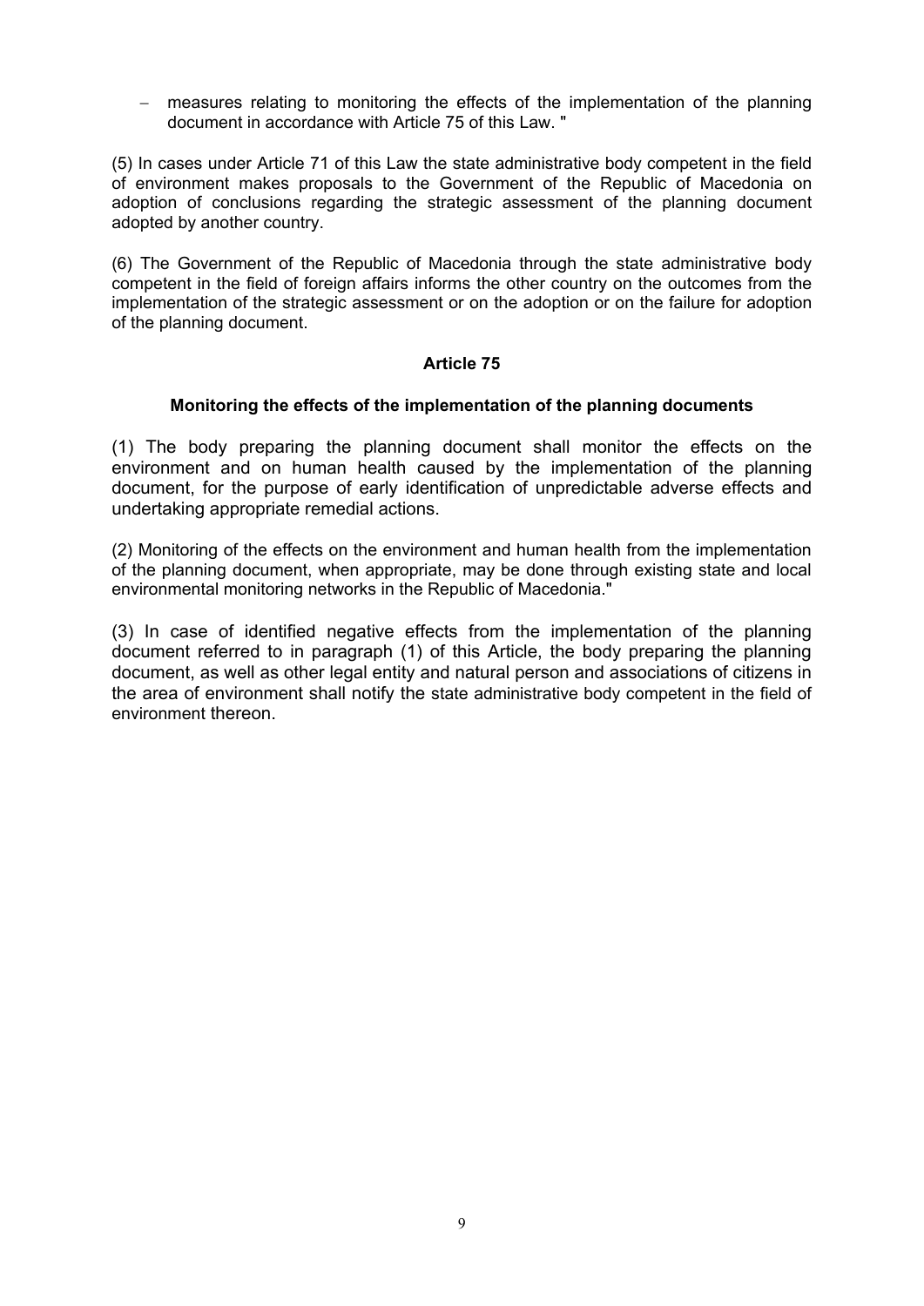- measures relating to monitoring the effects of the implementation of the planning document in accordance with Article 75 of this Law. "

(5) In cases under Article 71 of this Law the state administrative body competent in the field of environment makes proposals to the Government of the Republic of Macedonia on adoption of conclusions regarding the strategic assessment of the planning document adopted by another country.

(6) The Government of the Republic of Macedonia through the state administrative body competent in the field of foreign affairs informs the other country on the outcomes from the implementation of the strategic assessment or on the adoption or on the failure for adoption of the planning document.

**Article 75**

**Monitoring the effects of the implementation of the planning documents**

(1) The body preparing the planning document shall monitor the effects on the environment and on human health caused by the implementation of the planning document, for the purpose of early identification of unpredictable adverse effects and undertaking appropriate remedial actions.

(2) Monitoring of the effects on the environment and human health from the implementation of the planning document, when appropriate, may be done through existing state and local environmental monitoring networks in the Republic of Macedonia."

(3) In case of identified negative effects from the implementation of the planning document referred to in paragraph (1) of this Article, the body preparing the planning document, as well as other legal entity and natural person and associations of citizens in the area of environment shall notify the state administrative body competent in the field of environment thereon.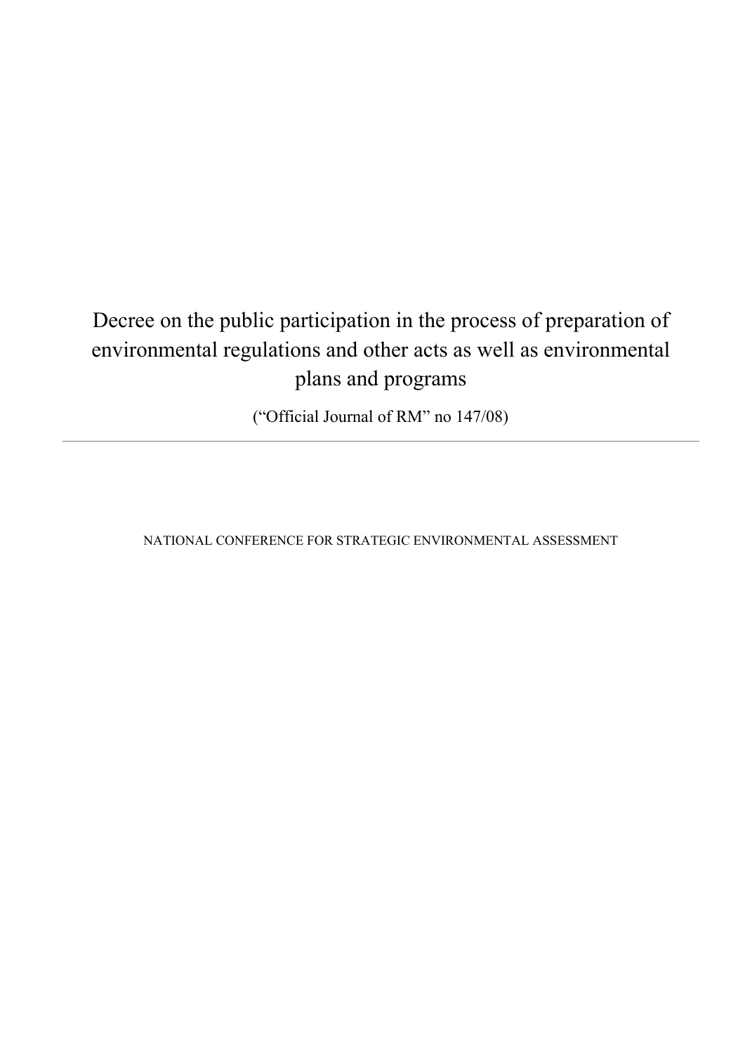# Decree on the public participation in the process of preparation of environmental regulations and other acts as well as environmental plans and programs

("Official Journal of RM" no 147/08)

---

NATIONAL CONFERENCE FOR STRATEGIC ENVIRONMENTAL ASSESSMENT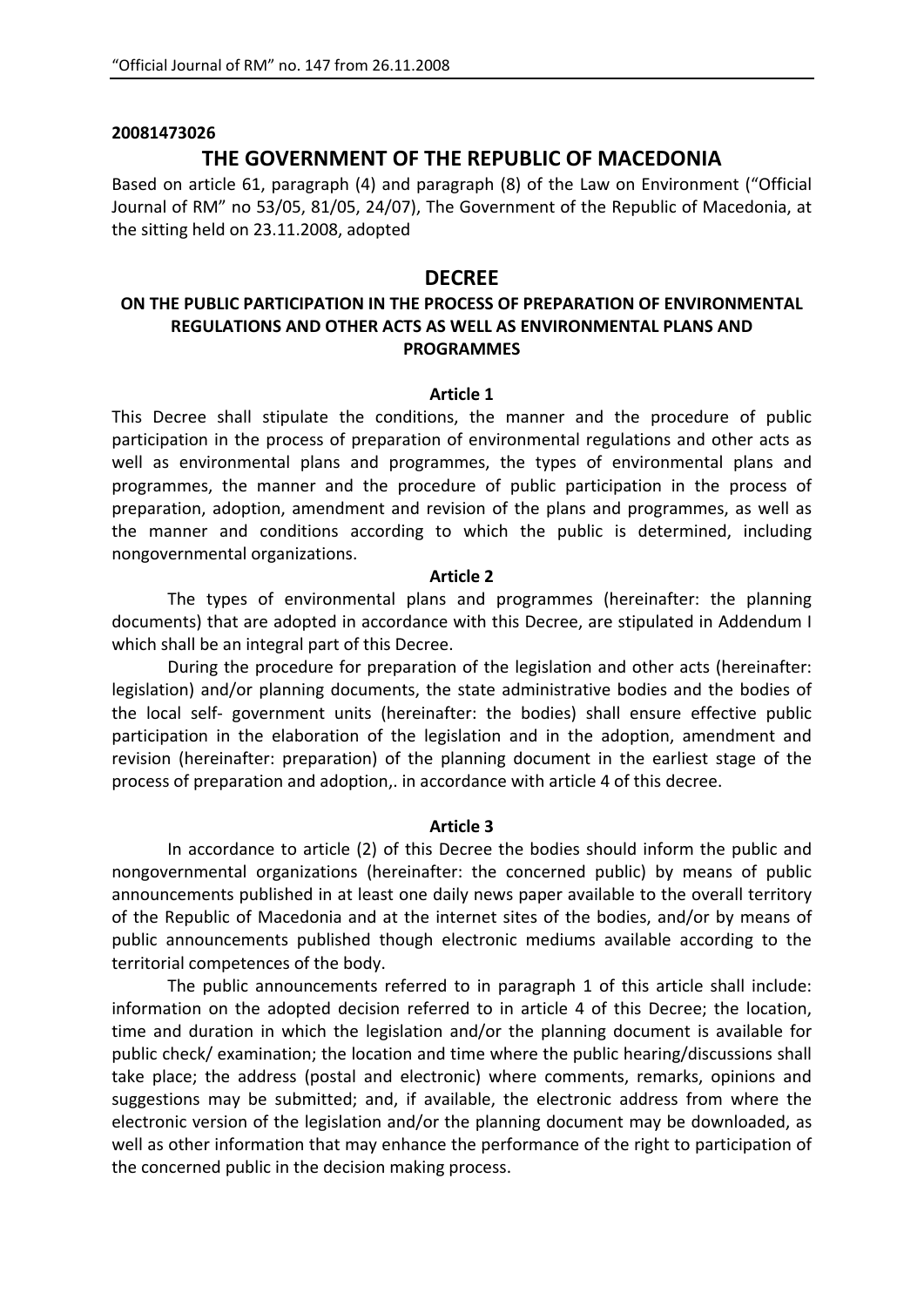**20081473026**

# THE GOVERNMENT OF THE REPUBLIC OF MACEDONIA

Based on article 61, paragraph (4) and paragraph (8) of the Law on Environment ("Official Journal of RM" no 53/05, 81/05, 24/07), The Government of the Republic of Macedonia, at the sitting held on 23.11.2008, adopted

## DECREE

### ON THE PUBLIC PARTICIPATION IN THE PROCESS OF PREPARATION OF ENVIRONMENTAL REGULATIONS AND OTHER ACTS AS WELL AS ENVIRONMENTAL PLANS AND PROGRAMMES

**Article 1**

This Decree shall stipulate the conditions, the manner and the procedure of public participation in the process of preparation of environmental regulations and other acts as well as environmental plans and programmes, the types of environmental plans and programmes, the manner and the procedure of public participation in the process of preparation, adoption, amendment and revision of the plans and programmes, as well as the manner and conditions according to which the public is determined, including nongovernmental organizations.

**Article 2**

The types of environmental plans and programmes (hereinafter: the planning documents) that are adopted in accordance with this Decree, are stipulated in Addendum I which shall be an integral part of this Decree.

During the procedure for preparation of the legislation and other acts (hereinafter: legislation) and/or planning documents, the state administrative bodies and the bodies of the local self- government units (hereinafter: the bodies) shall ensure effective public participation in the elaboration of the legislation and in the adoption, amendment and revision (hereinafter: preparation) of the planning document in the earliest stage of the process of preparation and adoption,. in accordance with article 4 of this decree.

**Article 3**

In accordance to article (2) of this Decree the bodies should inform the public and nongovernmental organizations (hereinafter: the concerned public) by means of public announcements published in at least one daily news paper available to the overall territory of the Republic of Macedonia and at the internet sites of the bodies, and/or by means of public announcements published though electronic mediums available according to the territorial competences of the body.

The public announcements referred to in paragraph 1 of this article shall include: information on the adopted decision referred to in article 4 of this Decree; the location, time and duration in which the legislation and/or the planning document is available for public check/ examination; the location and time where the public hearing/discussions shall take place; the address (postal and electronic) where comments, remarks, opinions and suggestions may be submitted; and, if available, the electronic address from where the electronic version of the legislation and/or the planning document may be downloaded, as well as other information that may enhance the performance of the right to participation of the concerned public in the decision making process.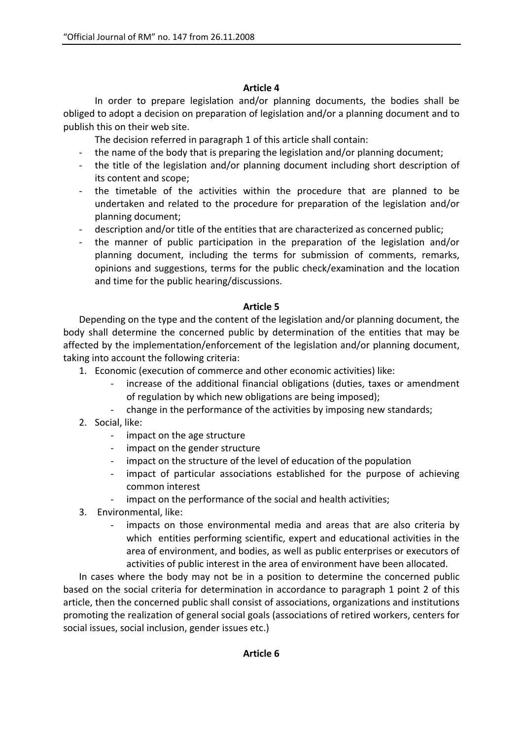### Article 4

In order to prepare legislation and/or planning documents, the bodies shall be obliged to adopt a decision on preparation of legislation and/or a planning document and to publish this on their web site.

The decision referred in paragraph 1 of this article shall contain:

- the name of the body that is preparing the legislation and/or planning document;
- the title of the legislation and/or planning document including short description of its content and scope;
- the timetable of the activities within the procedure that are planned to be undertaken and related to the procedure for preparation of the legislation and/or planning document;
- description and/or title of the entities that are characterized as concerned public;
- the manner of public participation in the preparation of the legislation and/or planning document, including the terms for submission of comments, remarks, opinions and suggestions, terms for the public check/examination and the location and time for the public hearing/discussions.

### Article 5

Depending on the type and the content of the legislation and/or planning document, the body shall determine the concerned public by determination of the entities that may be affected by the implementation/enforcement of the legislation and/or planning document, taking into account the following criteria:

1. Economic (execution of commerce and other economic activities) like:
   - increase of the additional financial obligations (duties, taxes or amendment of regulation by which new obligations are being imposed);
   - change in the performance of the activities by imposing new standards;
2. Social, like:
   - impact on the age structure
   - impact on the gender structure
   - impact on the structure of the level of education of the population
   - impact of particular associations established for the purpose of achieving common interest
   - impact on the performance of the social and health activities;
3. Environmental, like:
   - impacts on those environmental media and areas that are also criteria by which entities performing scientific, expert and educational activities in the area of environment, and bodies, as well as public enterprises or executors of activities of public interest in the area of environment have been allocated.

In cases where the body may not be in a position to determine the concerned public based on the social criteria for determination in accordance to paragraph 1 point 2 of this article, then the concerned public shall consist of associations, organizations and institutions promoting the realization of general social goals (associations of retired workers, centers for social issues, social inclusion, gender issues etc.)

### Article 6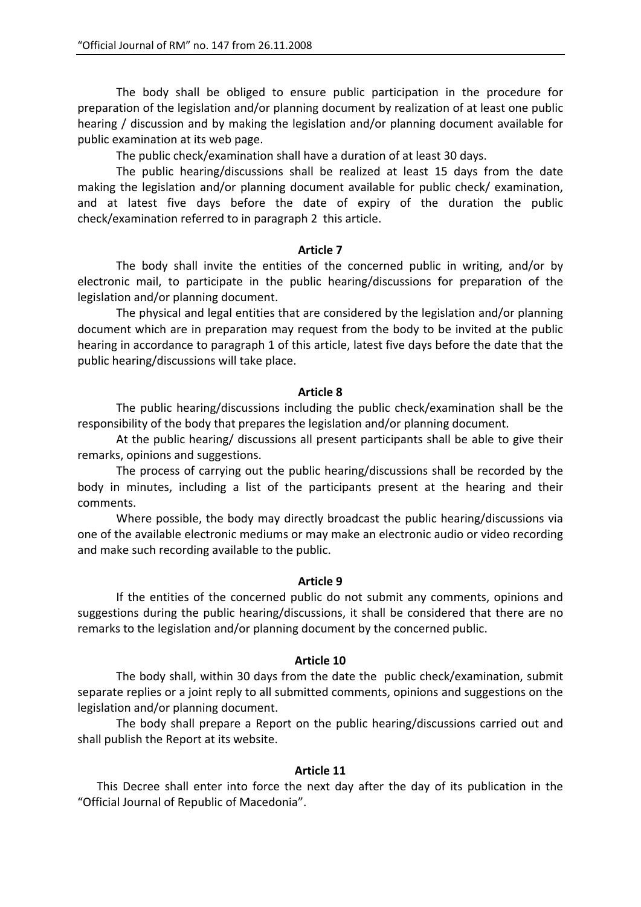The body shall be obliged to ensure public participation in the procedure for preparation of the legislation and/or planning document by realization of at least one public hearing / discussion and by making the legislation and/or planning document available for public examination at its web page.

The public check/examination shall have a duration of at least 30 days.

The public hearing/discussions shall be realized at least 15 days from the date making the legislation and/or planning document available for public check/ examination, and at latest five days before the date of expiry of the duration the public check/examination referred to in paragraph 2 this article.

**Article 7**

The body shall invite the entities of the concerned public in writing, and/or by electronic mail, to participate in the public hearing/discussions for preparation of the legislation and/or planning document.

The physical and legal entities that are considered by the legislation and/or planning document which are in preparation may request from the body to be invited at the public hearing in accordance to paragraph 1 of this article, latest five days before the date that the public hearing/discussions will take place.

**Article 8**

The public hearing/discussions including the public check/examination shall be the responsibility of the body that prepares the legislation and/or planning document.

At the public hearing/ discussions all present participants shall be able to give their remarks, opinions and suggestions.

The process of carrying out the public hearing/discussions shall be recorded by the body in minutes, including a list of the participants present at the hearing and their comments.

Where possible, the body may directly broadcast the public hearing/discussions via one of the available electronic mediums or may make an electronic audio or video recording and make such recording available to the public.

**Article 9**

If the entities of the concerned public do not submit any comments, opinions and suggestions during the public hearing/discussions, it shall be considered that there are no remarks to the legislation and/or planning document by the concerned public.

**Article 10**

The body shall, within 30 days from the date the public check/examination, submit separate replies or a joint reply to all submitted comments, opinions and suggestions on the legislation and/or planning document.

The body shall prepare a Report on the public hearing/discussions carried out and shall publish the Report at its website.

**Article 11**

This Decree shall enter into force the next day after the day of its publication in the "Official Journal of Republic of Macedonia".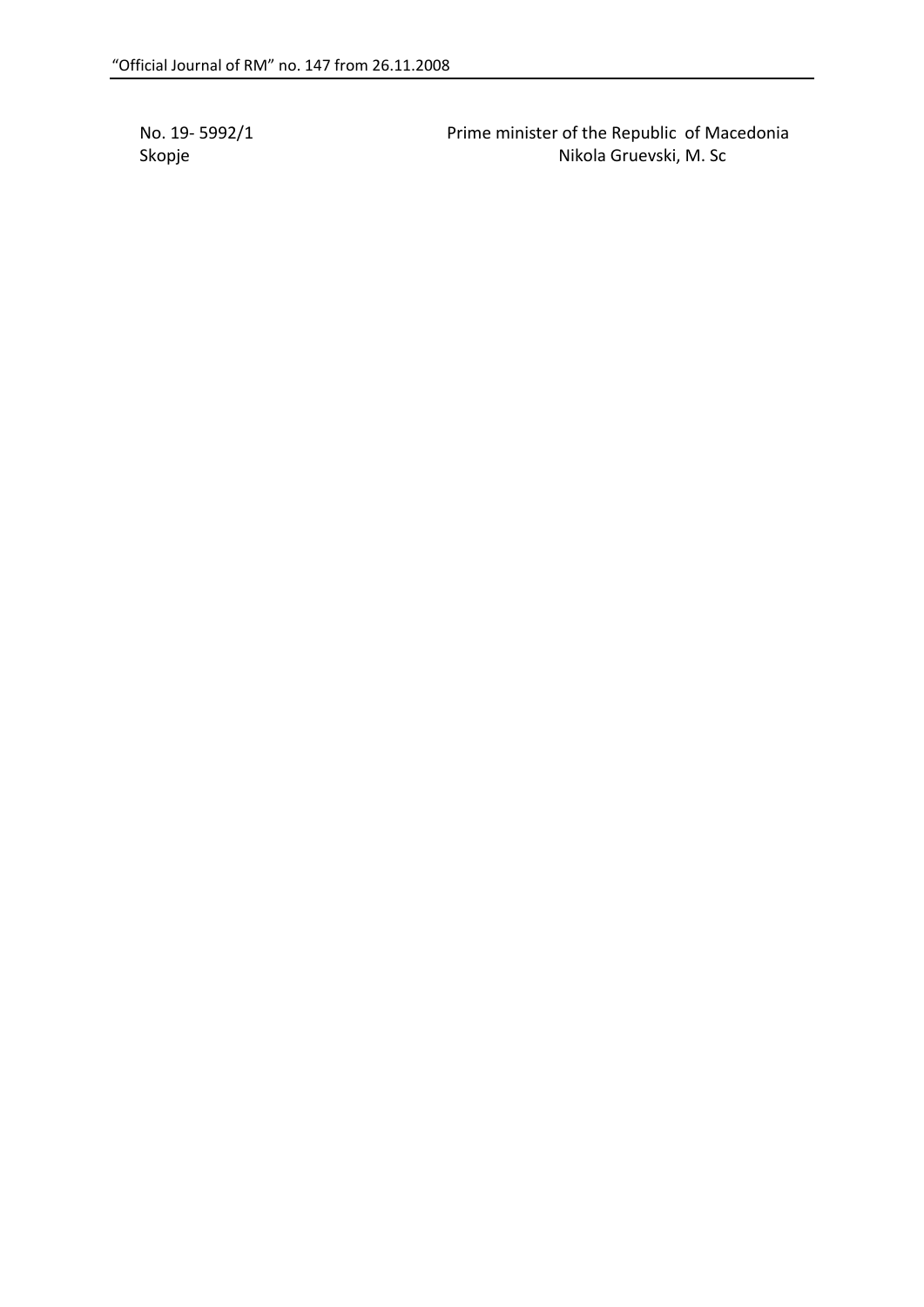No. 19- 5992/1 
Skopje

Prime minister of the Republic of Macedonia 
Nikola Gruevski, M. Sc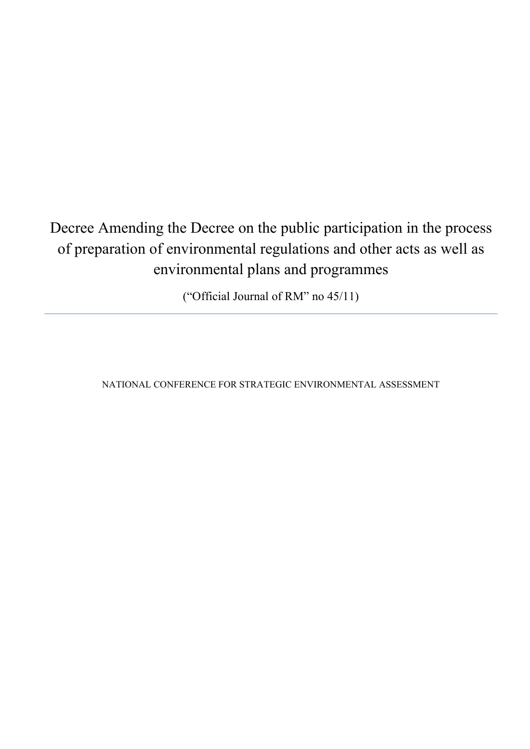# Decree Amending the Decree on the public participation in the process of preparation of environmental regulations and other acts as well as environmental plans and programmes

("Official Journal of RM" no 45/11)

---

NATIONAL CONFERENCE FOR STRATEGIC ENVIRONMENTAL ASSESSMENT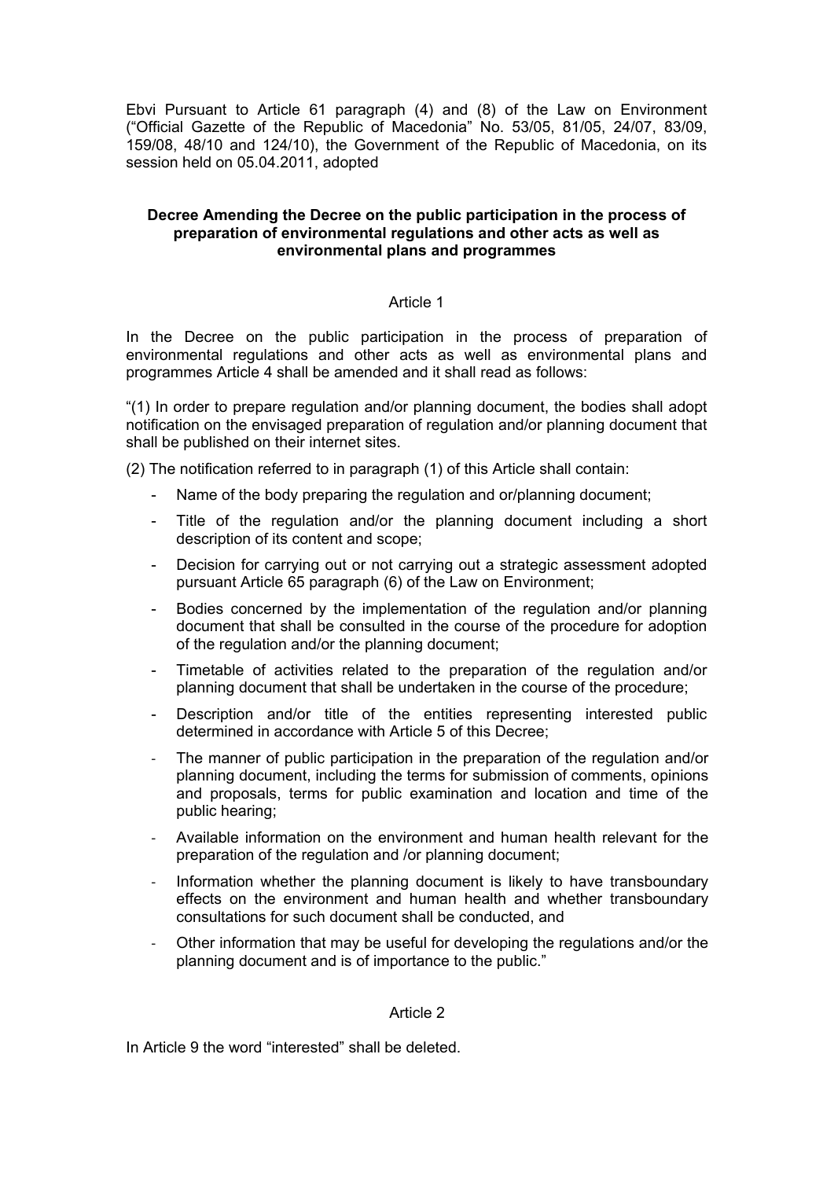Ebvi Pursuant to Article 61 paragraph (4) and (8) of the Law on Environment (“Official Gazette of the Republic of Macedonia” No. 53/05, 81/05, 24/07, 83/09, 159/08, 48/10 and 124/10), the Government of the Republic of Macedonia, on its session held on 05.04.2011, adopted

**Decree Amending the Decree on the public participation in the process of preparation of environmental regulations and other acts as well as environmental plans and programmes**

Article 1

In the Decree on the public participation in the process of preparation of environmental regulations and other acts as well as environmental plans and programmes Article 4 shall be amended and it shall read as follows:

“(1) In order to prepare regulation and/or planning document, the bodies shall adopt notification on the envisaged preparation of regulation and/or planning document that shall be published on their internet sites.

(2) The notification referred to in paragraph (1) of this Article shall contain:

- Name of the body preparing the regulation and or/planning document;
- Title of the regulation and/or the planning document including a short description of its content and scope;
- Decision for carrying out or not carrying out a strategic assessment adopted pursuant Article 65 paragraph (6) of the Law on Environment;
- Bodies concerned by the implementation of the regulation and/or planning document that shall be consulted in the course of the procedure for adoption of the regulation and/or the planning document;
- Timetable of activities related to the preparation of the regulation and/or planning document that shall be undertaken in the course of the procedure;
- Description and/or title of the entities representing interested public determined in accordance with Article 5 of this Decree;
- The manner of public participation in the preparation of the regulation and/or planning document, including the terms for submission of comments, opinions and proposals, terms for public examination and location and time of the public hearing;
- Available information on the environment and human health relevant for the preparation of the regulation and /or planning document;
- Information whether the planning document is likely to have transboundary effects on the environment and human health and whether transboundary consultations for such document shall be conducted, and
- Other information that may be useful for developing the regulations and/or the planning document and is of importance to the public.”

Article 2

In Article 9 the word “interested” shall be deleted.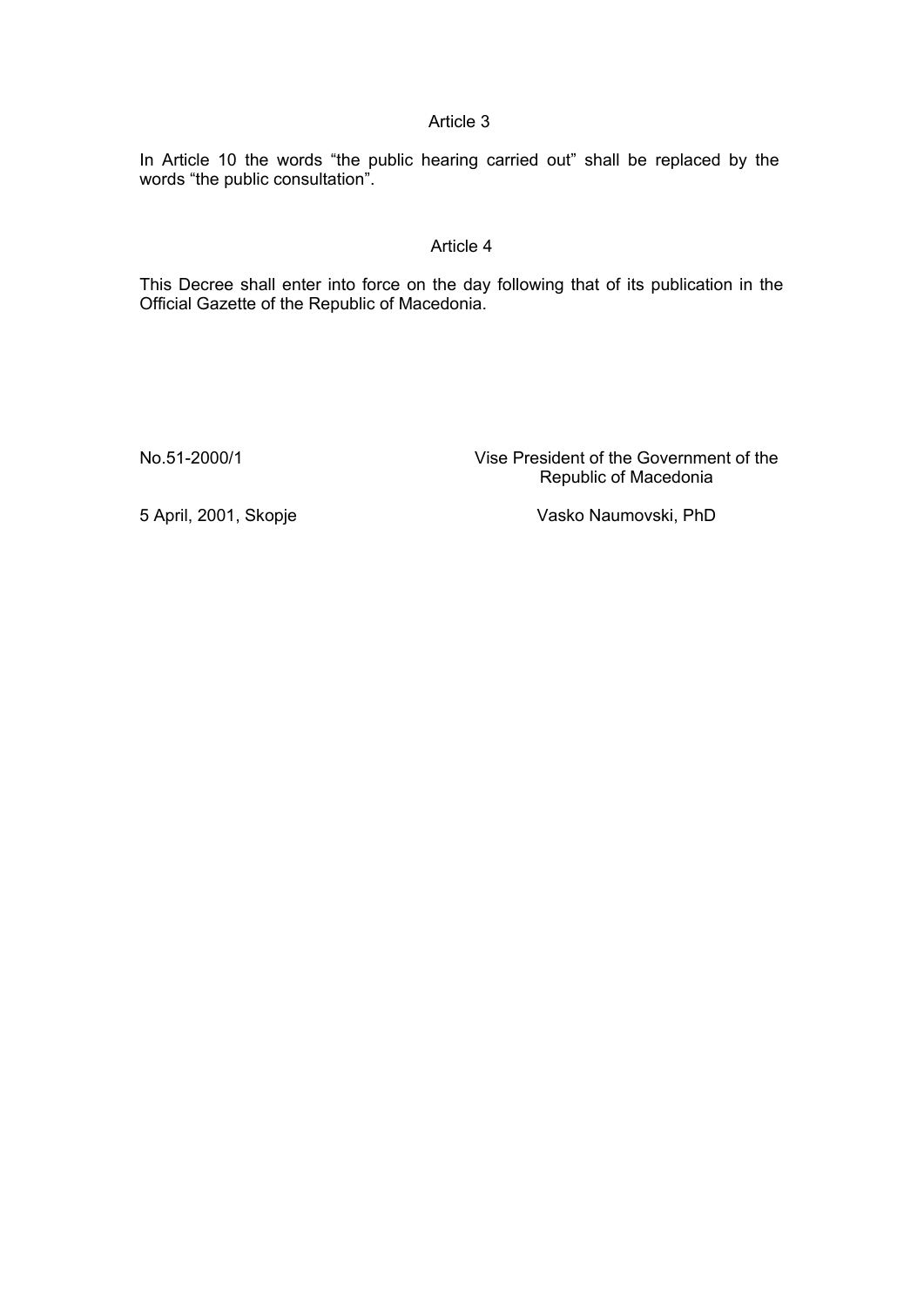Article 3

In Article 10 the words “the public hearing carried out” shall be replaced by the words “the public consultation”.

Article 4

This Decree shall enter into force on the day following that of its publication in the Official Gazette of the Republic of Macedonia.

No.51-2000/1

5 April, 2001, Skopje

Vise President of the Government of the Republic of Macedonia

Vasko Naumovski, PhD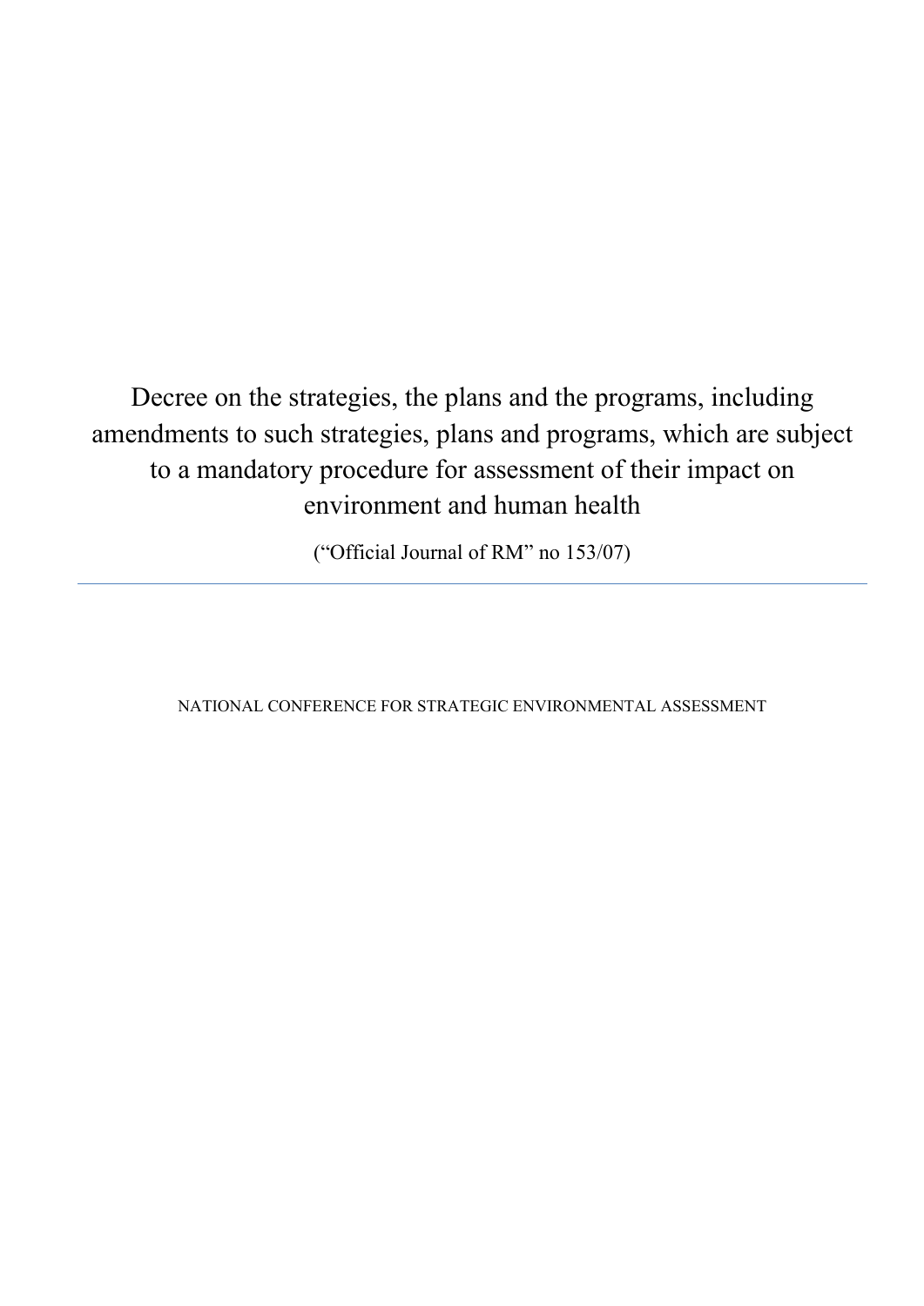# Decree on the strategies, the plans and the programs, including amendments to such strategies, plans and programs, which are subject to a mandatory procedure for assessment of their impact on environment and human health

("Official Journal of RM" no 153/07)

---

NATIONAL CONFERENCE FOR STRATEGIC ENVIRONMENTAL ASSESSMENT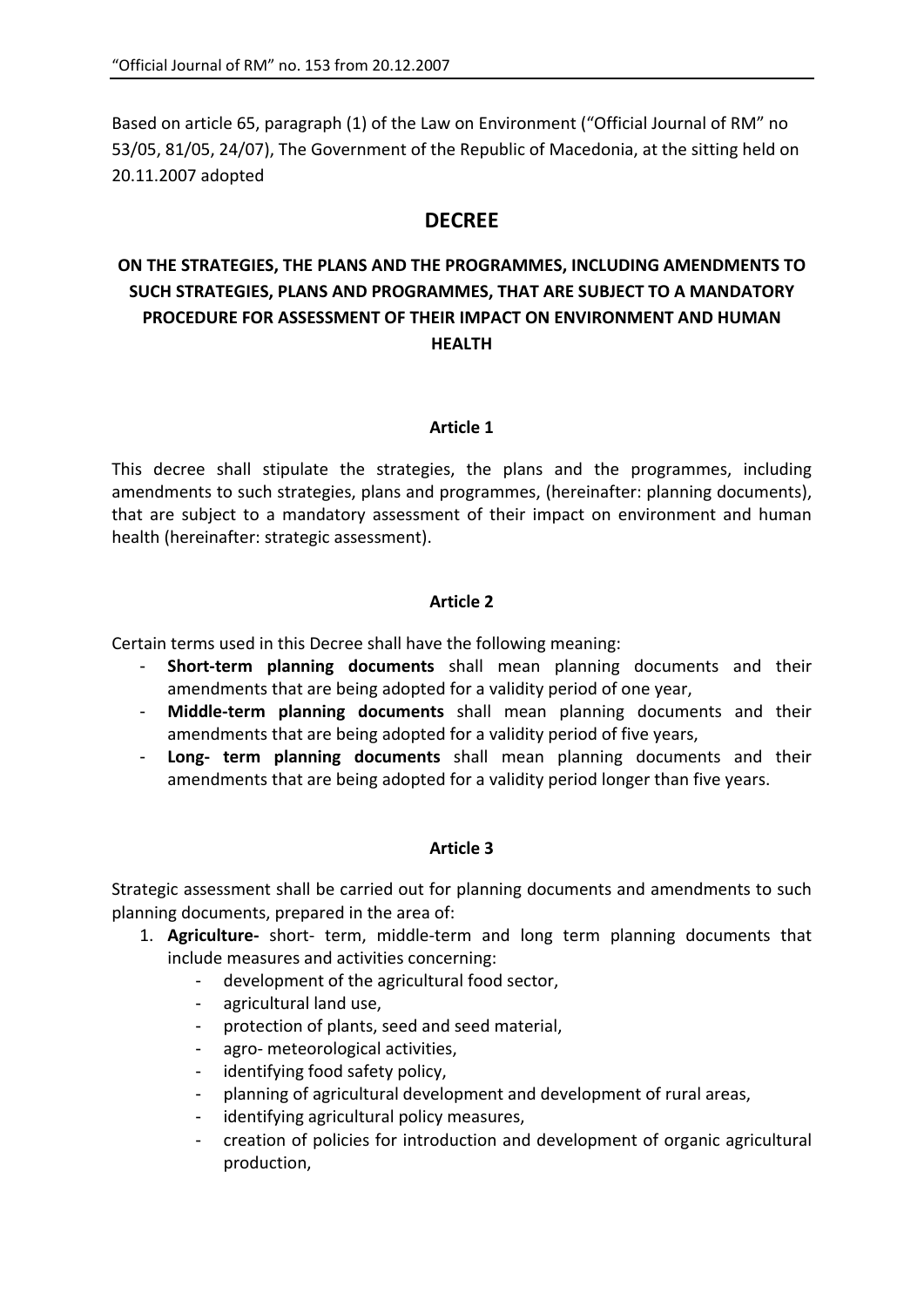Based on article 65, paragraph (1) of the Law on Environment ("Official Journal of RM" no 53/05, 81/05, 24/07), The Government of the Republic of Macedonia, at the sitting held on 20.11.2007 adopted

# DECREE

## ON THE STRATEGIES, THE PLANS AND THE PROGRAMMES, INCLUDING AMENDMENTS TO SUCH STRATEGIES, PLANS AND PROGRAMMES, THAT ARE SUBJECT TO A MANDATORY PROCEDURE FOR ASSESSMENT OF THEIR IMPACT ON ENVIRONMENT AND HUMAN HEALTH

### Article 1

This decree shall stipulate the strategies, the plans and the programmes, including amendments to such strategies, plans and programmes, (hereinafter: planning documents), that are subject to a mandatory assessment of their impact on environment and human health (hereinafter: strategic assessment).

### Article 2

Certain terms used in this Decree shall have the following meaning:

- **Short-term planning documents** shall mean planning documents and their amendments that are being adopted for a validity period of one year,
- **Middle-term planning documents** shall mean planning documents and their amendments that are being adopted for a validity period of five years,
- **Long- term planning documents** shall mean planning documents and their amendments that are being adopted for a validity period longer than five years.

### Article 3

Strategic assessment shall be carried out for planning documents and amendments to such planning documents, prepared in the area of:

1. **Agriculture-** short- term, middle-term and long term planning documents that include measures and activities concerning:
   - development of the agricultural food sector,
   - agricultural land use,
   - protection of plants, seed and seed material,
   - agro- meteorological activities,
   - identifying food safety policy,
   - planning of agricultural development and development of rural areas,
   - identifying agricultural policy measures,
   - creation of policies for introduction and development of organic agricultural production,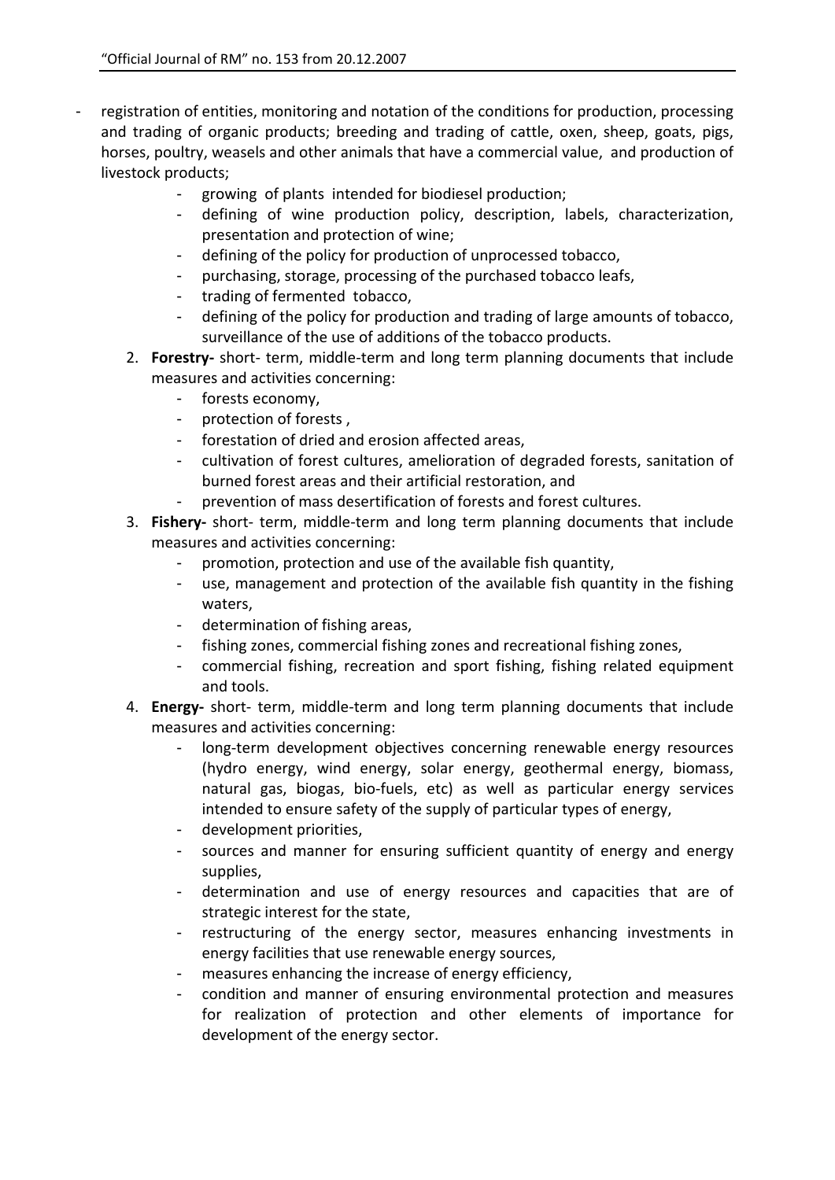- registration of entities, monitoring and notation of the conditions for production, processing and trading of organic products; breeding and trading of cattle, oxen, sheep, goats, pigs, horses, poultry, weasels and other animals that have a commercial value, and production of livestock products;
    - growing of plants intended for biodiesel production;
    - defining of wine production policy, description, labels, characterization, presentation and protection of wine;
    - defining of the policy for production of unprocessed tobacco,
    - purchasing, storage, processing of the purchased tobacco leafs,
    - trading of fermented tobacco,
    - defining of the policy for production and trading of large amounts of tobacco, surveillance of the use of additions of the tobacco products.

2. **Forestry-** short- term, middle-term and long term planning documents that include measures and activities concerning:
    - forests economy,
    - protection of forests ,
    - forestation of dried and erosion affected areas,
    - cultivation of forest cultures, amelioration of degraded forests, sanitation of burned forest areas and their artificial restoration, and
    - prevention of mass desertification of forests and forest cultures.
3. **Fishery-** short- term, middle-term and long term planning documents that include measures and activities concerning:
    - promotion, protection and use of the available fish quantity,
    - use, management and protection of the available fish quantity in the fishing waters,
    - determination of fishing areas,
    - fishing zones, commercial fishing zones and recreational fishing zones,
    - commercial fishing, recreation and sport fishing, fishing related equipment and tools.
4. **Energy-** short- term, middle-term and long term planning documents that include measures and activities concerning:
    - long-term development objectives concerning renewable energy resources (hydro energy, wind energy, solar energy, geothermal energy, biomass, natural gas, biogas, bio-fuels, etc) as well as particular energy services intended to ensure safety of the supply of particular types of energy,
    - development priorities,
    - sources and manner for ensuring sufficient quantity of energy and energy supplies,
    - determination and use of energy resources and capacities that are of strategic interest for the state,
    - restructuring of the energy sector, measures enhancing investments in energy facilities that use renewable energy sources,
    - measures enhancing the increase of energy efficiency,
    - condition and manner of ensuring environmental protection and measures for realization of protection and other elements of importance for development of the energy sector.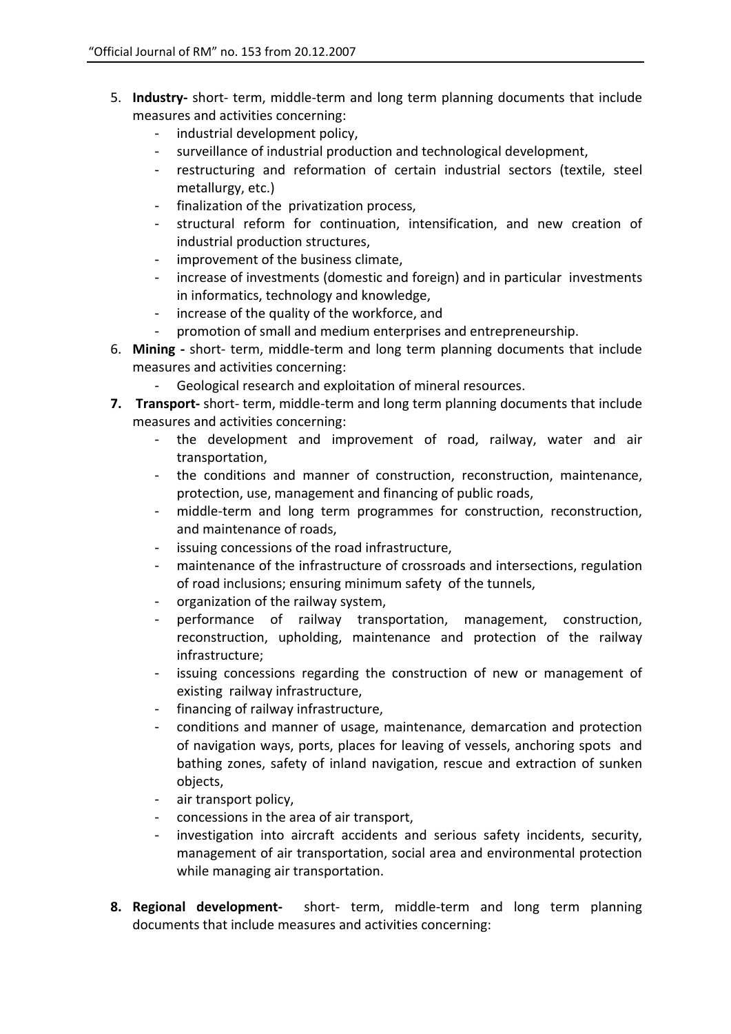5. **Industry-** short- term, middle-term and long term planning documents that include measures and activities concerning:
    - industrial development policy,
    - surveillance of industrial production and technological development,
    - restructuring and reformation of certain industrial sectors (textile, steel metallurgy, etc.)
    - finalization of the privatization process,
    - structural reform for continuation, intensification, and new creation of industrial production structures,
    - improvement of the business climate,
    - increase of investments (domestic and foreign) and in particular investments in informatics, technology and knowledge,
    - increase of the quality of the workforce, and
    - promotion of small and medium enterprises and entrepreneurship.
6. **Mining -** short- term, middle-term and long term planning documents that include measures and activities concerning:
    - Geological research and exploitation of mineral resources.
7. **Transport-** short- term, middle-term and long term planning documents that include measures and activities concerning:
    - the development and improvement of road, railway, water and air transportation,
    - the conditions and manner of construction, reconstruction, maintenance, protection, use, management and financing of public roads,
    - middle-term and long term programmes for construction, reconstruction, and maintenance of roads,
    - issuing concessions of the road infrastructure,
    - maintenance of the infrastructure of crossroads and intersections, regulation of road inclusions; ensuring minimum safety of the tunnels,
    - organization of the railway system,
    - performance of railway transportation, management, construction, reconstruction, upholding, maintenance and protection of the railway infrastructure;
    - issuing concessions regarding the construction of new or management of existing railway infrastructure,
    - financing of railway infrastructure,
    - conditions and manner of usage, maintenance, demarcation and protection of navigation ways, ports, places for leaving of vessels, anchoring spots and bathing zones, safety of inland navigation, rescue and extraction of sunken objects,
    - air transport policy,
    - concessions in the area of air transport,
    - investigation into aircraft accidents and serious safety incidents, security, management of air transportation, social area and environmental protection while managing air transportation.
8. **Regional development-** short- term, middle-term and long term planning documents that include measures and activities concerning: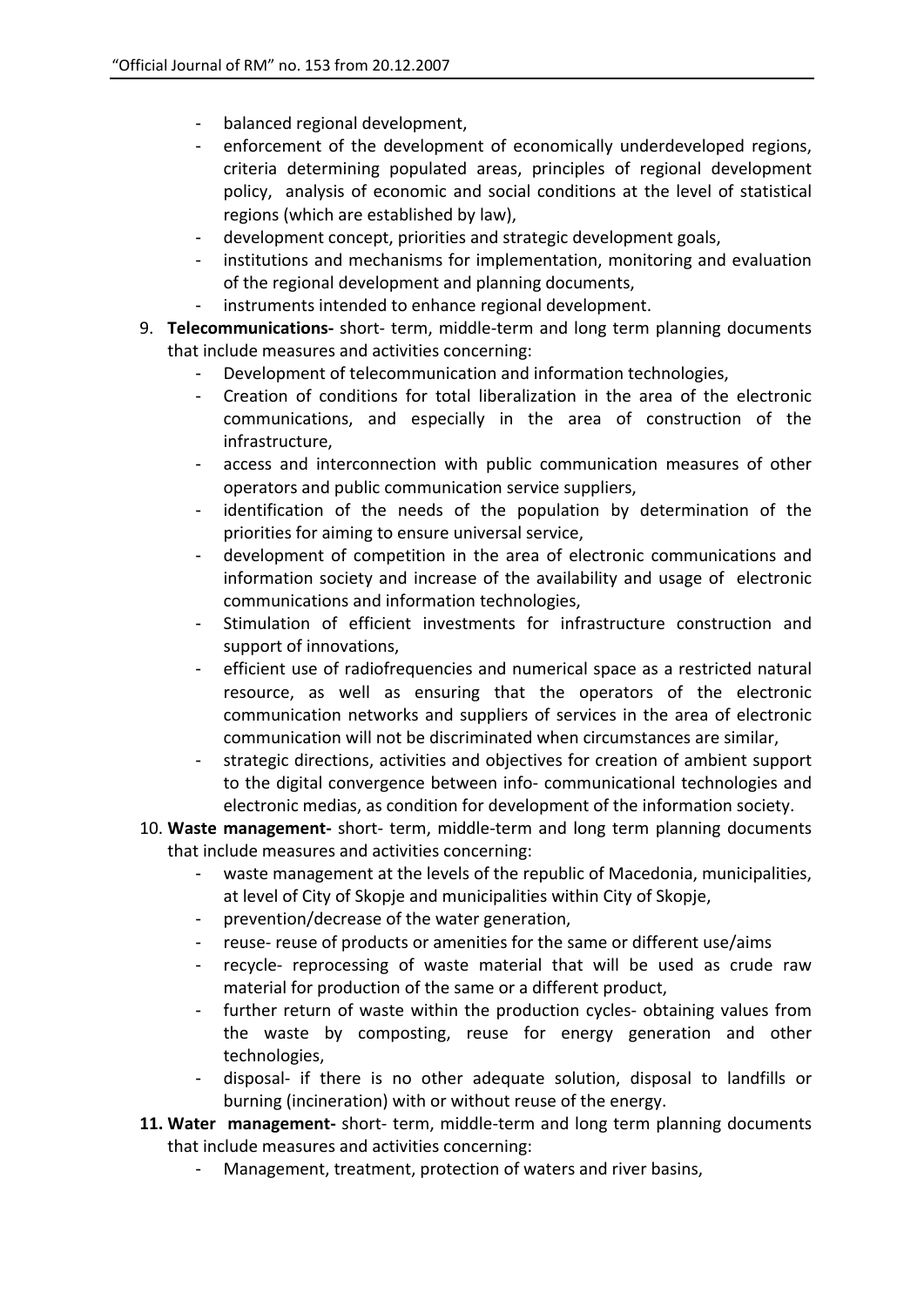- balanced regional development,
- enforcement of the development of economically underdeveloped regions, criteria determining populated areas, principles of regional development policy, analysis of economic and social conditions at the level of statistical regions (which are established by law),
- development concept, priorities and strategic development goals,
- institutions and mechanisms for implementation, monitoring and evaluation of the regional development and planning documents,
- instruments intended to enhance regional development.

9. **Telecommunications-** short- term, middle-term and long term planning documents that include measures and activities concerning:
   - Development of telecommunication and information technologies,
   - Creation of conditions for total liberalization in the area of the electronic communications, and especially in the area of construction of the infrastructure,
   - access and interconnection with public communication measures of other operators and public communication service suppliers,
   - identification of the needs of the population by determination of the priorities for aiming to ensure universal service,
   - development of competition in the area of electronic communications and information society and increase of the availability and usage of electronic communications and information technologies,
   - Stimulation of efficient investments for infrastructure construction and support of innovations,
   - efficient use of radiofrequencies and numerical space as a restricted natural resource, as well as ensuring that the operators of the electronic communication networks and suppliers of services in the area of electronic communication will not be discriminated when circumstances are similar,
   - strategic directions, activities and objectives for creation of ambient support to the digital convergence between info- communicational technologies and electronic medias, as condition for development of the information society.
10. **Waste management-** short- term, middle-term and long term planning documents that include measures and activities concerning:
    - waste management at the levels of the republic of Macedonia, municipalities, at level of City of Skopje and municipalities within City of Skopje,
    - prevention/decrease of the water generation,
    - reuse- reuse of products or amenities for the same or different use/aims
    - recycle- reprocessing of waste material that will be used as crude raw material for production of the same or a different product,
    - further return of waste within the production cycles- obtaining values from the waste by composting, reuse for energy generation and other technologies,
    - disposal- if there is no other adequate solution, disposal to landfills or burning (incineration) with or without reuse of the energy.
11. **Water management-** short- term, middle-term and long term planning documents that include measures and activities concerning:
    - Management, treatment, protection of waters and river basins,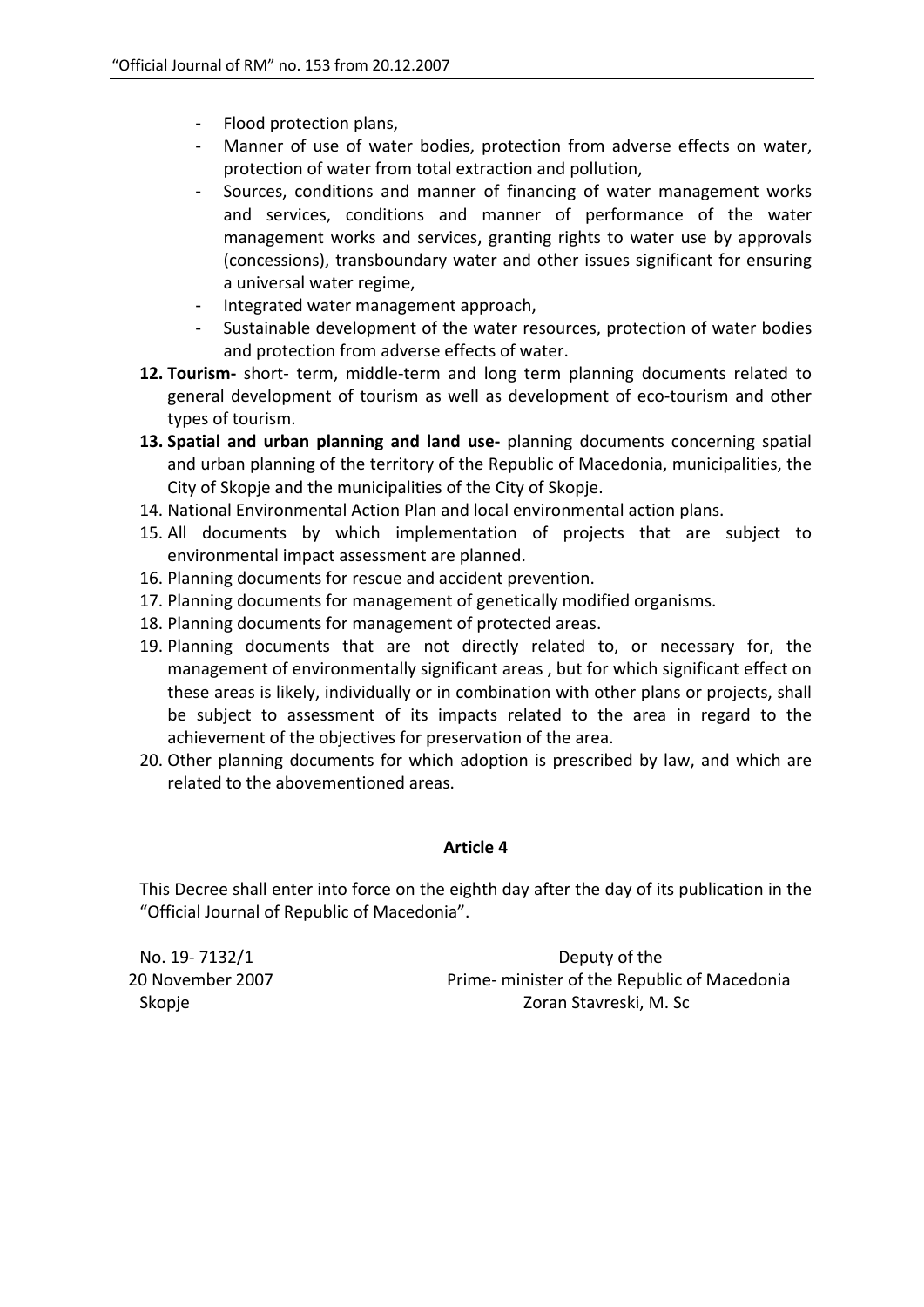- Flood protection plans,
- Manner of use of water bodies, protection from adverse effects on water, protection of water from total extraction and pollution,
- Sources, conditions and manner of financing of water management works and services, conditions and manner of performance of the water management works and services, granting rights to water use by approvals (concessions), transboundary water and other issues significant for ensuring a universal water regime,
- Integrated water management approach,
- Sustainable development of the water resources, protection of water bodies and protection from adverse effects of water.

12. **Tourism-** short- term, middle-term and long term planning documents related to general development of tourism as well as development of eco-tourism and other types of tourism.
13. **Spatial and urban planning and land use-** planning documents concerning spatial and urban planning of the territory of the Republic of Macedonia, municipalities, the City of Skopje and the municipalities of the City of Skopje.
14. National Environmental Action Plan and local environmental action plans.
15. All documents by which implementation of projects that are subject to environmental impact assessment are planned.
16. Planning documents for rescue and accident prevention.
17. Planning documents for management of genetically modified organisms.
18. Planning documents for management of protected areas.
19. Planning documents that are not directly related to, or necessary for, the management of environmentally significant areas , but for which significant effect on these areas is likely, individually or in combination with other plans or projects, shall be subject to assessment of its impacts related to the area in regard to the achievement of the objectives for preservation of the area.
20. Other planning documents for which adoption is prescribed by law, and which are related to the abovementioned areas.

**Article 4**

This Decree shall enter into force on the eighth day after the day of its publication in the "Official Journal of Republic of Macedonia".

No. 19- 7132/1
20 November 2007
Skopje

Deputy of the
Prime- minister of the Republic of Macedonia
Zoran Stavreski, M. Sc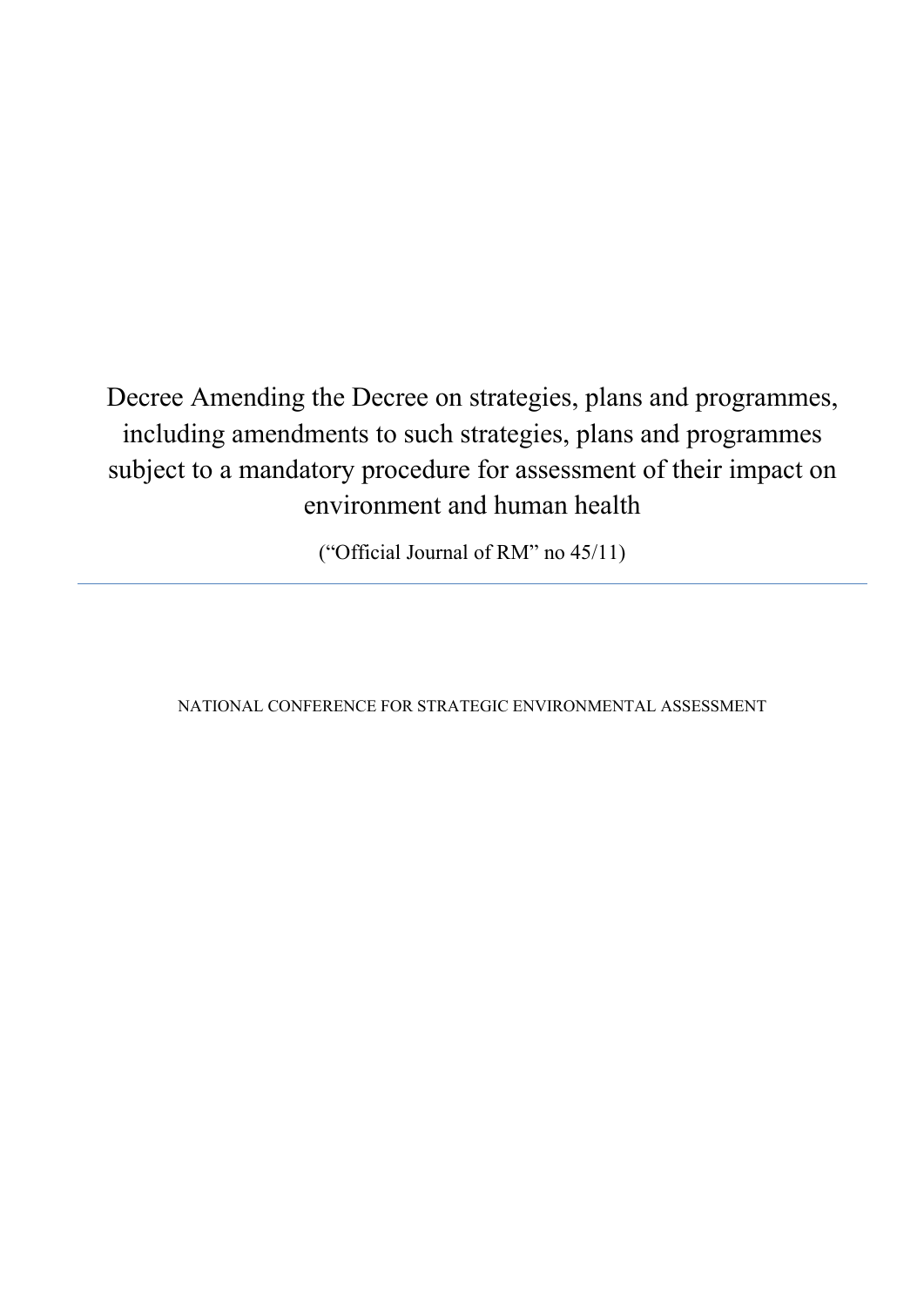# Decree Amending the Decree on strategies, plans and programmes, including amendments to such strategies, plans and programmes subject to a mandatory procedure for assessment of their impact on environment and human health

("Official Journal of RM" no 45/11)

---

NATIONAL CONFERENCE FOR STRATEGIC ENVIRONMENTAL ASSESSMENT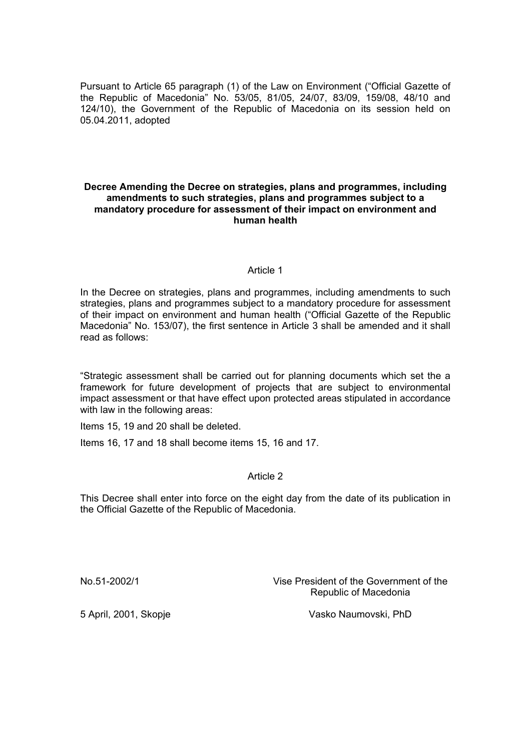Pursuant to Article 65 paragraph (1) of the Law on Environment ("Official Gazette of the Republic of Macedonia" No. 53/05, 81/05, 24/07, 83/09, 159/08, 48/10 and 124/10), the Government of the Republic of Macedonia on its session held on 05.04.2011, adopted

**Decree Amending the Decree on strategies, plans and programmes, including amendments to such strategies, plans and programmes subject to a mandatory procedure for assessment of their impact on environment and human health**

Article 1

In the Decree on strategies, plans and programmes, including amendments to such strategies, plans and programmes subject to a mandatory procedure for assessment of their impact on environment and human health ("Official Gazette of the Republic Macedonia" No. 153/07), the first sentence in Article 3 shall be amended and it shall read as follows:

"Strategic assessment shall be carried out for planning documents which set the a framework for future development of projects that are subject to environmental impact assessment or that have effect upon protected areas stipulated in accordance with law in the following areas:

Items 15, 19 and 20 shall be deleted.

Items 16, 17 and 18 shall become items 15, 16 and 17.

Article 2

This Decree shall enter into force on the eight day from the date of its publication in the Official Gazette of the Republic of Macedonia.

No.51-2002/1

5 April, 2001, Skopje

Vise President of the Government of the Republic of Macedonia

Vasko Naumovski, PhD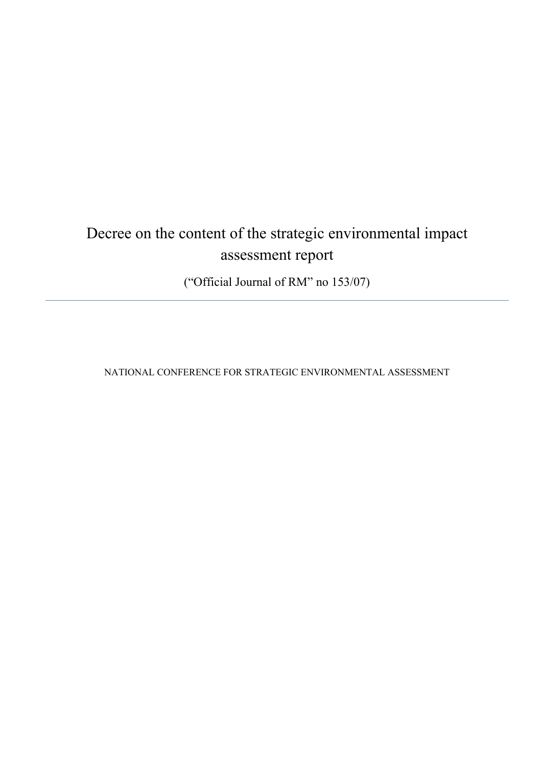# Decree on the content of the strategic environmental impact assessment report

("Official Journal of RM" no 153/07)

---

NATIONAL CONFERENCE FOR STRATEGIC ENVIRONMENTAL ASSESSMENT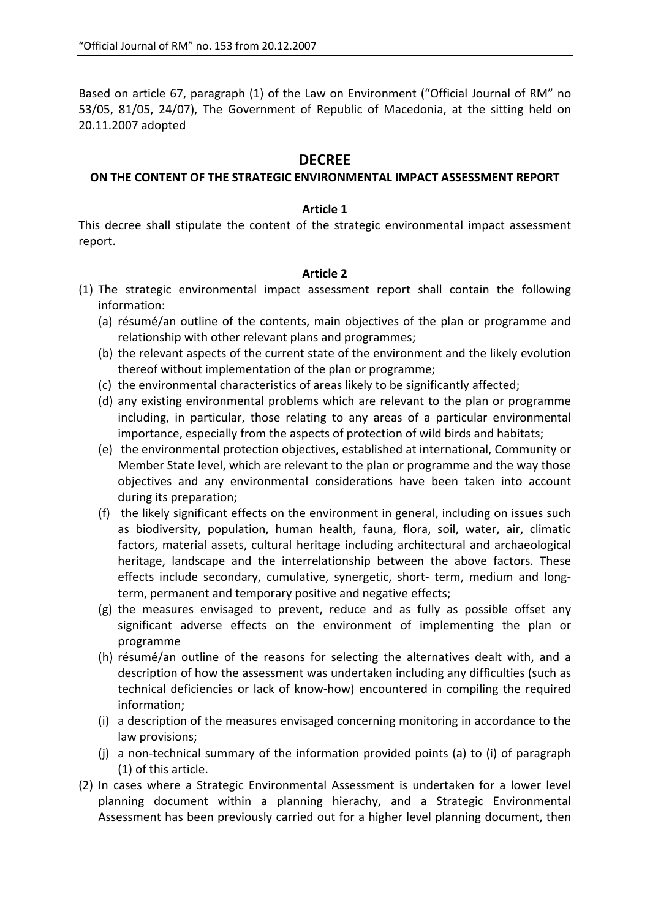Based on article 67, paragraph (1) of the Law on Environment ("Official Journal of RM" no 53/05, 81/05, 24/07), The Government of Republic of Macedonia, at the sitting held on 20.11.2007 adopted

## DECREE

### ON THE CONTENT OF THE STRATEGIC ENVIRONMENTAL IMPACT ASSESSMENT REPORT

**Article 1**

This decree shall stipulate the content of the strategic environmental impact assessment report.

**Article 2**

(1) The strategic environmental impact assessment report shall contain the following information:

   (a) résumé/an outline of the contents, main objectives of the plan or programme and relationship with other relevant plans and programmes;

   (b) the relevant aspects of the current state of the environment and the likely evolution thereof without implementation of the plan or programme;

   (c) the environmental characteristics of areas likely to be significantly affected;

   (d) any existing environmental problems which are relevant to the plan or programme including, in particular, those relating to any areas of a particular environmental importance, especially from the aspects of protection of wild birds and habitats;

   (e) the environmental protection objectives, established at international, Community or Member State level, which are relevant to the plan or programme and the way those objectives and any environmental considerations have been taken into account during its preparation;

   (f) the likely significant effects on the environment in general, including on issues such as biodiversity, population, human health, fauna, flora, soil, water, air, climatic factors, material assets, cultural heritage including architectural and archaeological heritage, landscape and the interrelationship between the above factors. These effects include secondary, cumulative, synergetic, short- term, medium and long-term, permanent and temporary positive and negative effects;

   (g) the measures envisaged to prevent, reduce and as fully as possible offset any significant adverse effects on the environment of implementing the plan or programme

   (h) résumé/an outline of the reasons for selecting the alternatives dealt with, and a description of how the assessment was undertaken including any difficulties (such as technical deficiencies or lack of know-how) encountered in compiling the required information;

   (i) a description of the measures envisaged concerning monitoring in accordance to the law provisions;

   (j) a non-technical summary of the information provided points (a) to (i) of paragraph (1) of this article.

(2) In cases where a Strategic Environmental Assessment is undertaken for a lower level planning document within a planning hierachy, and a Strategic Environmental Assessment has been previously carried out for a higher level planning document, then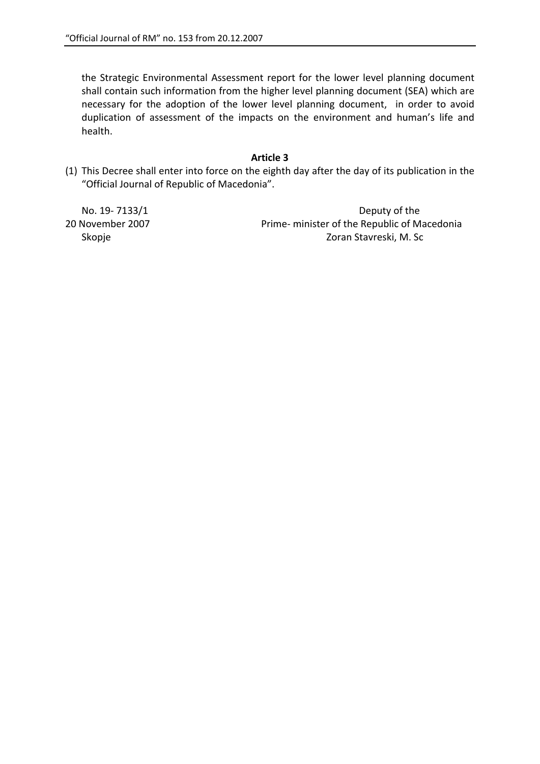the Strategic Environmental Assessment report for the lower level planning document shall contain such information from the higher level planning document (SEA) which are necessary for the adoption of the lower level planning document, in order to avoid duplication of assessment of the impacts on the environment and human's life and health.

**Article 3**

(1) This Decree shall enter into force on the eighth day after the day of its publication in the "Official Journal of Republic of Macedonia".

No. 19- 7133/1
20 November 2007
Skopje

Deputy of the
Prime- minister of the Republic of Macedonia
Zoran Stavreski, M. Sc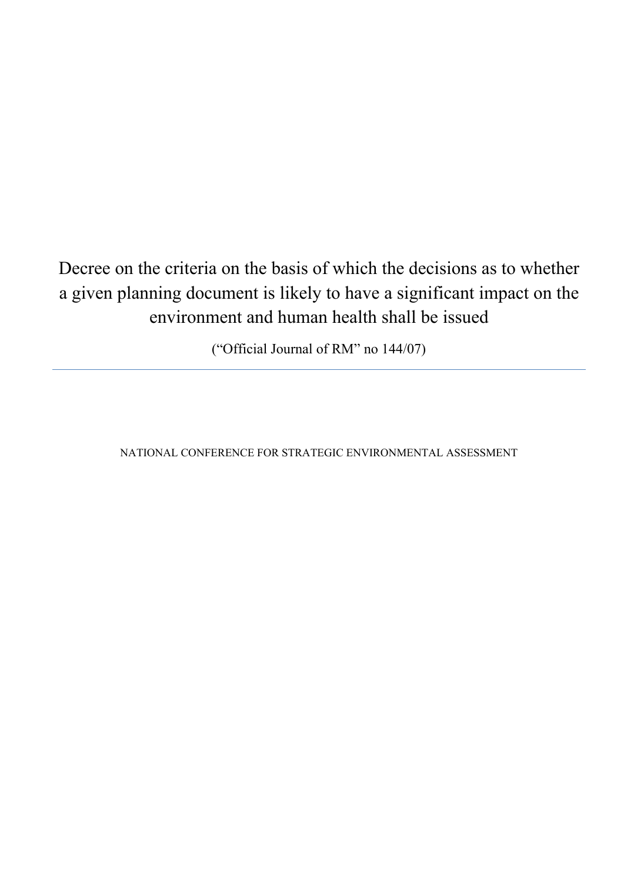# Decree on the criteria on the basis of which the decisions as to whether a given planning document is likely to have a significant impact on the environment and human health shall be issued

("Official Journal of RM" no 144/07)

---

NATIONAL CONFERENCE FOR STRATEGIC ENVIRONMENTAL ASSESSMENT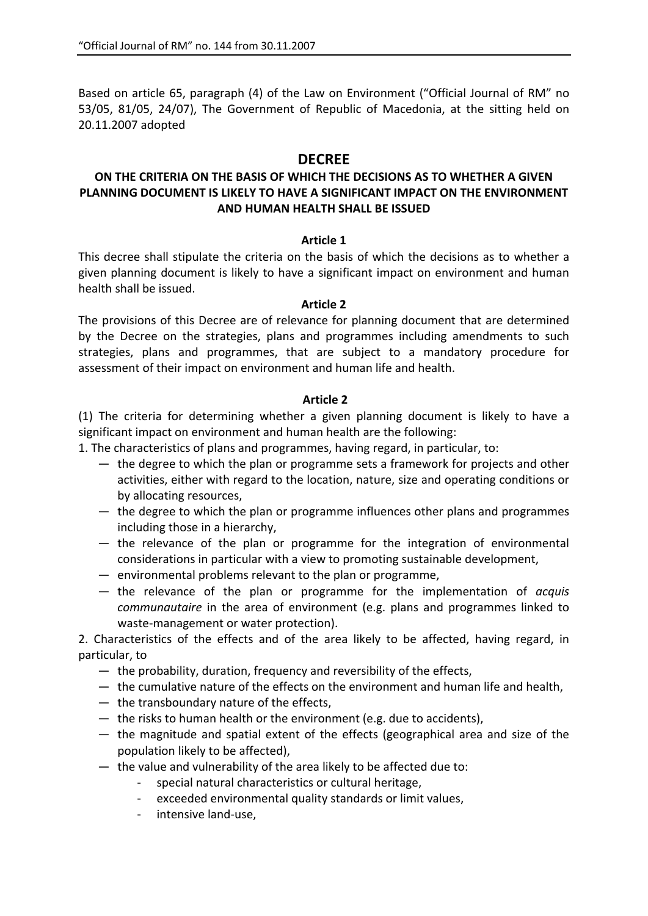Based on article 65, paragraph (4) of the Law on Environment ("Official Journal of RM" no 53/05, 81/05, 24/07), The Government of Republic of Macedonia, at the sitting held on 20.11.2007 adopted

## DECREE

### ON THE CRITERIA ON THE BASIS OF WHICH THE DECISIONS AS TO WHETHER A GIVEN PLANNING DOCUMENT IS LIKELY TO HAVE A SIGNIFICANT IMPACT ON THE ENVIRONMENT AND HUMAN HEALTH SHALL BE ISSUED

**Article 1**

This decree shall stipulate the criteria on the basis of which the decisions as to whether a given planning document is likely to have a significant impact on environment and human health shall be issued.

**Article 2**

The provisions of this Decree are of relevance for planning document that are determined by the Decree on the strategies, plans and programmes including amendments to such strategies, plans and programmes, that are subject to a mandatory procedure for assessment of their impact on environment and human life and health.

**Article 2**

(1) The criteria for determining whether a given planning document is likely to have a significant impact on environment and human health are the following:

1. The characteristics of plans and programmes, having regard, in particular, to:
   - the degree to which the plan or programme sets a framework for projects and other activities, either with regard to the location, nature, size and operating conditions or by allocating resources,
   - the degree to which the plan or programme influences other plans and programmes including those in a hierarchy,
   - the relevance of the plan or programme for the integration of environmental considerations in particular with a view to promoting sustainable development,
   - environmental problems relevant to the plan or programme,
   - the relevance of the plan or programme for the implementation of *acquis communautaire* in the area of environment (e.g. plans and programmes linked to waste-management or water protection).

2. Characteristics of the effects and of the area likely to be affected, having regard, in particular, to
   - the probability, duration, frequency and reversibility of the effects,
   - the cumulative nature of the effects on the environment and human life and health,
   - the transboundary nature of the effects,
   - the risks to human health or the environment (e.g. due to accidents),
   - the magnitude and spatial extent of the effects (geographical area and size of the population likely to be affected),
   - the value and vulnerability of the area likely to be affected due to:
     - special natural characteristics or cultural heritage,
     - exceeded environmental quality standards or limit values,
     - intensive land-use,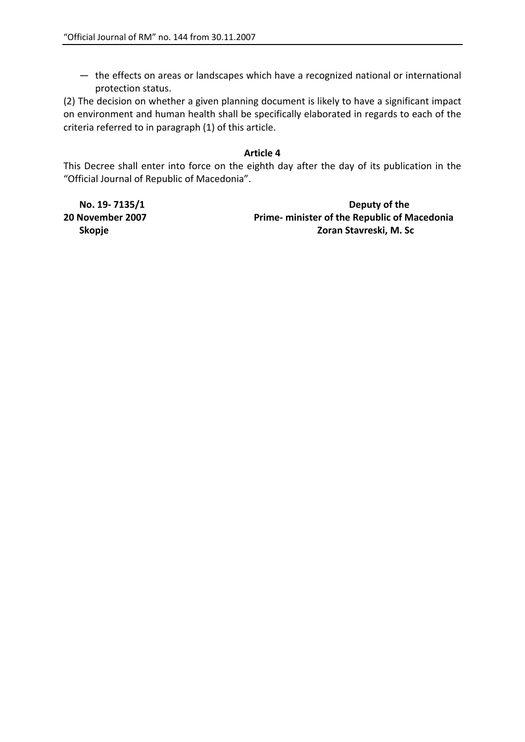— the effects on areas or landscapes which have a recognized national or international protection status.

(2) The decision on whether a given planning document is likely to have a significant impact on environment and human health shall be specifically elaborated in regards to each of the criteria referred to in paragraph (1) of this article.

**Article 4**

This Decree shall enter into force on the eighth day after the day of its publication in the "Official Journal of Republic of Macedonia".

**No. 19- 7135/1**
**20 November 2007**
**Skopje**

**Deputy of the**
**Prime- minister of the Republic of Macedonia**
**Zoran Stavreski, M. Sc**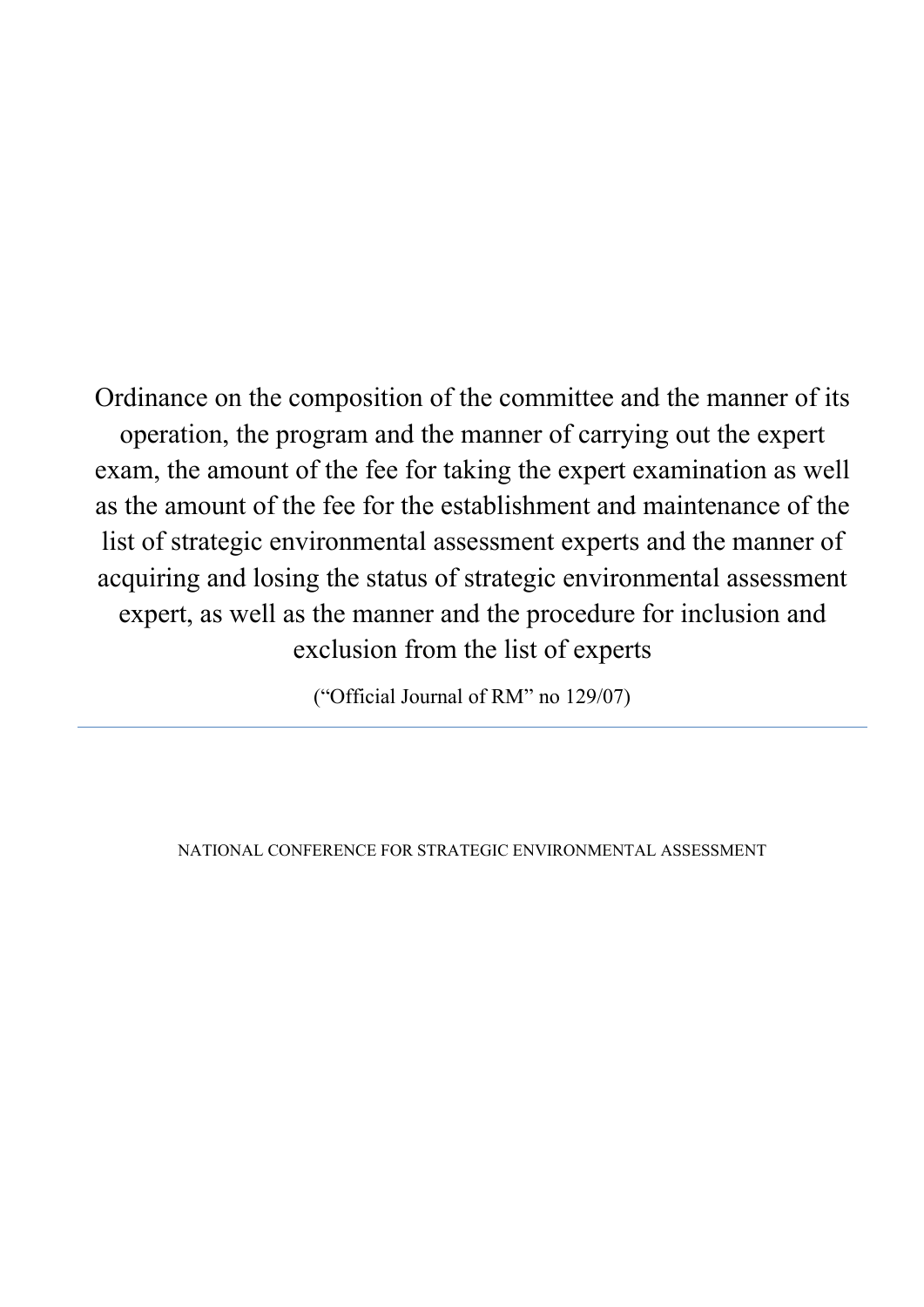# Ordinance on the composition of the committee and the manner of its operation, the program and the manner of carrying out the expert exam, the amount of the fee for taking the expert examination as well as the amount of the fee for the establishment and maintenance of the list of strategic environmental assessment experts and the manner of acquiring and losing the status of strategic environmental assessment expert, as well as the manner and the procedure for inclusion and exclusion from the list of experts

("Official Journal of RM" no 129/07)

---

NATIONAL CONFERENCE FOR STRATEGIC ENVIRONMENTAL ASSESSMENT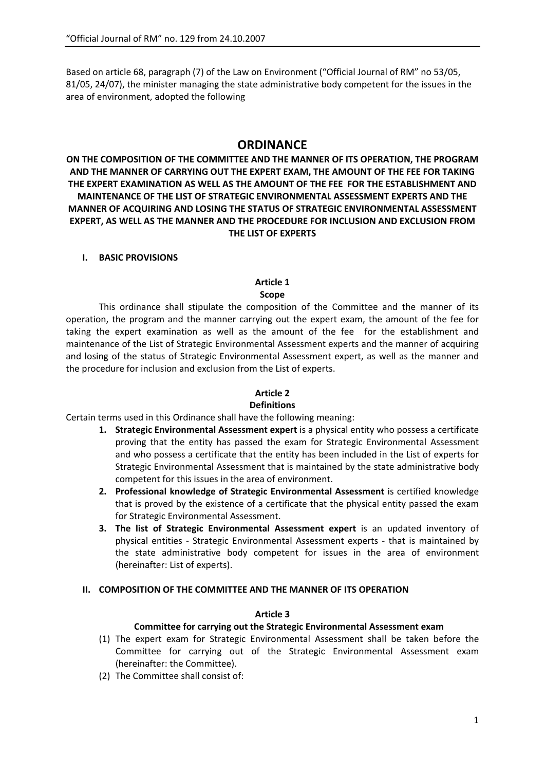Based on article 68, paragraph (7) of the Law on Environment ("Official Journal of RM" no 53/05, 81/05, 24/07), the minister managing the state administrative body competent for the issues in the area of environment, adopted the following

# ORDINANCE

**ON THE COMPOSITION OF THE COMMITTEE AND THE MANNER OF ITS OPERATION, THE PROGRAM AND THE MANNER OF CARRYING OUT THE EXPERT EXAM, THE AMOUNT OF THE FEE FOR TAKING THE EXPERT EXAMINATION AS WELL AS THE AMOUNT OF THE FEE FOR THE ESTABLISHMENT AND MAINTENANCE OF THE LIST OF STRATEGIC ENVIRONMENTAL ASSESSMENT EXPERTS AND THE MANNER OF ACQUIRING AND LOSING THE STATUS OF STRATEGIC ENVIRONMENTAL ASSESSMENT EXPERT, AS WELL AS THE MANNER AND THE PROCEDURE FOR INCLUSION AND EXCLUSION FROM THE LIST OF EXPERTS**

## I. BASIC PROVISIONS

### Article 1
**Scope**

This ordinance shall stipulate the composition of the Committee and the manner of its operation, the program and the manner carrying out the expert exam, the amount of the fee for taking the expert examination as well as the amount of the fee for the establishment and maintenance of the List of Strategic Environmental Assessment experts and the manner of acquiring and losing of the status of Strategic Environmental Assessment expert, as well as the manner and the procedure for inclusion and exclusion from the List of experts.

### Article 2
**Definitions**

Certain terms used in this Ordinance shall have the following meaning:

1. **Strategic Environmental Assessment expert** is a physical entity who possess a certificate proving that the entity has passed the exam for Strategic Environmental Assessment and who possess a certificate that the entity has been included in the List of experts for Strategic Environmental Assessment that is maintained by the state administrative body competent for this issues in the area of environment.
2. **Professional knowledge of Strategic Environmental Assessment** is certified knowledge that is proved by the existence of a certificate that the physical entity passed the exam for Strategic Environmental Assessment.
3. **The list of Strategic Environmental Assessment expert** is an updated inventory of physical entities - Strategic Environmental Assessment experts - that is maintained by the state administrative body competent for issues in the area of environment (hereinafter: List of experts).

## II. COMPOSITION OF THE COMMITTEE AND THE MANNER OF ITS OPERATION

### Article 3
**Committee for carrying out the Strategic Environmental Assessment exam**

(1) The expert exam for Strategic Environmental Assessment shall be taken before the Committee for carrying out of the Strategic Environmental Assessment exam (hereinafter: the Committee).

(2) The Committee shall consist of: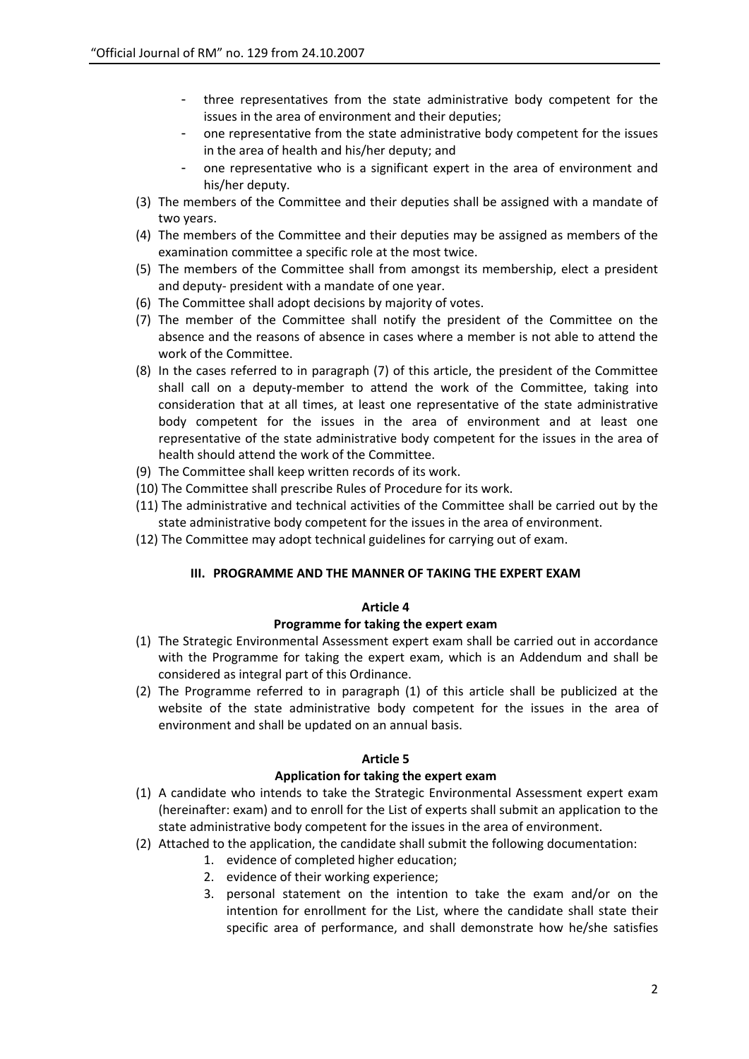- three representatives from the state administrative body competent for the issues in the area of environment and their deputies;
- one representative from the state administrative body competent for the issues in the area of health and his/her deputy; and
- one representative who is a significant expert in the area of environment and his/her deputy.

(3) The members of the Committee and their deputies shall be assigned with a mandate of two years.

(4) The members of the Committee and their deputies may be assigned as members of the examination committee a specific role at the most twice.

(5) The members of the Committee shall from amongst its membership, elect a president and deputy- president with a mandate of one year.

(6) The Committee shall adopt decisions by majority of votes.

(7) The member of the Committee shall notify the president of the Committee on the absence and the reasons of absence in cases where a member is not able to attend the work of the Committee.

(8) In the cases referred to in paragraph (7) of this article, the president of the Committee shall call on a deputy-member to attend the work of the Committee, taking into consideration that at all times, at least one representative of the state administrative body competent for the issues in the area of environment and at least one representative of the state administrative body competent for the issues in the area of health should attend the work of the Committee.

(9) The Committee shall keep written records of its work.

(10) The Committee shall prescribe Rules of Procedure for its work.

(11) The administrative and technical activities of the Committee shall be carried out by the state administrative body competent for the issues in the area of environment.

(12) The Committee may adopt technical guidelines for carrying out of exam.

## III. PROGRAMME AND THE MANNER OF TAKING THE EXPERT EXAM

### Article 4

### Programme for taking the expert exam

(1) The Strategic Environmental Assessment expert exam shall be carried out in accordance with the Programme for taking the expert exam, which is an Addendum and shall be considered as integral part of this Ordinance.

(2) The Programme referred to in paragraph (1) of this article shall be publicized at the website of the state administrative body competent for the issues in the area of environment and shall be updated on an annual basis.

### Article 5

### Application for taking the expert exam

(1) A candidate who intends to take the Strategic Environmental Assessment expert exam (hereinafter: exam) and to enroll for the List of experts shall submit an application to the state administrative body competent for the issues in the area of environment.

(2) Attached to the application, the candidate shall submit the following documentation:

1. evidence of completed higher education;
2. evidence of their working experience;
3. personal statement on the intention to take the exam and/or on the intention for enrollment for the List, where the candidate shall state their specific area of performance, and shall demonstrate how he/she satisfies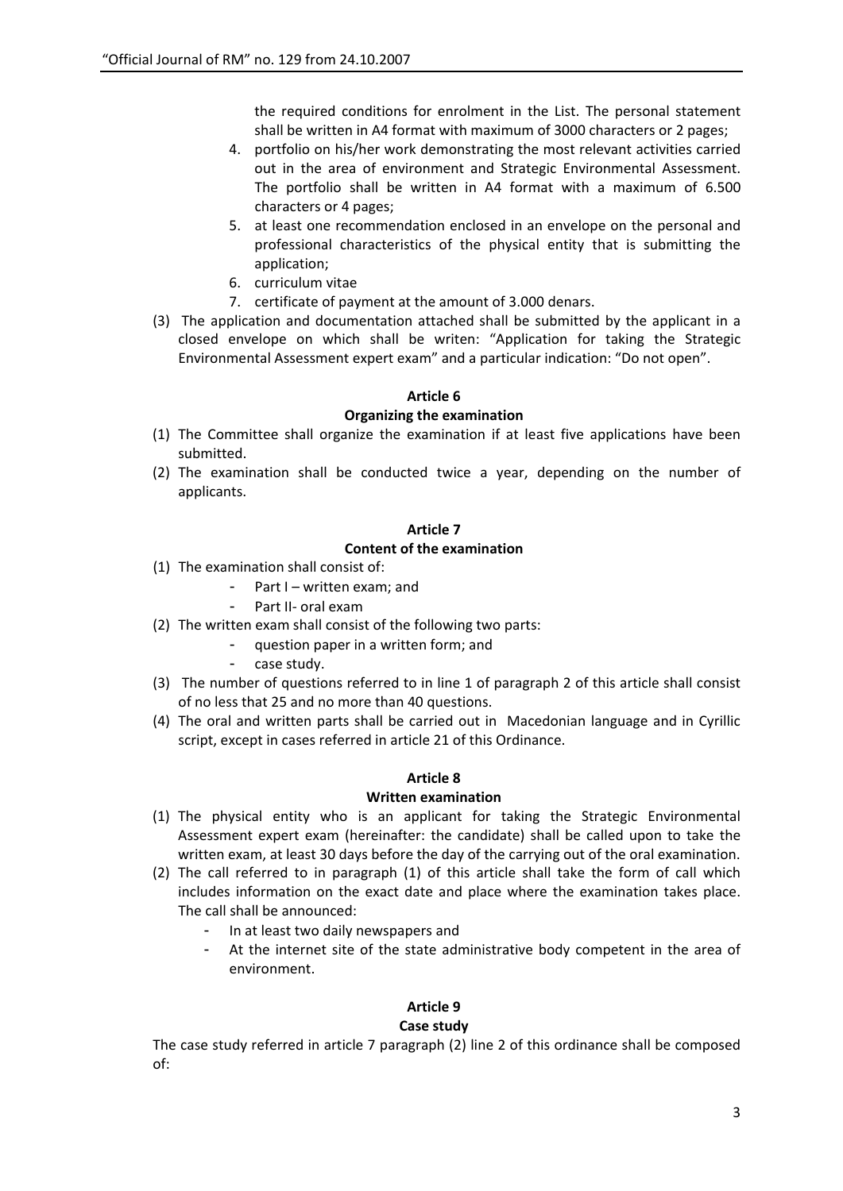the required conditions for enrolment in the List. The personal statement shall be written in A4 format with maximum of 3000 characters or 2 pages;

4. portfolio on his/her work demonstrating the most relevant activities carried out in the area of environment and Strategic Environmental Assessment. The portfolio shall be written in A4 format with a maximum of 6.500 characters or 4 pages;
5. at least one recommendation enclosed in an envelope on the personal and professional characteristics of the physical entity that is submitting the application;
6. curriculum vitae
7. certificate of payment at the amount of 3.000 denars.

(3) The application and documentation attached shall be submitted by the applicant in a closed envelope on which shall be writen: "Application for taking the Strategic Environmental Assessment expert exam" and a particular indication: "Do not open".

**Article 6**

**Organizing the examination**

(1) The Committee shall organize the examination if at least five applications have been submitted.

(2) The examination shall be conducted twice a year, depending on the number of applicants.

**Article 7**

**Content of the examination**

(1) The examination shall consist of:
- Part I – written exam; and
- Part II- oral exam

(2) The written exam shall consist of the following two parts:
- question paper in a written form; and
- case study.

(3) The number of questions referred to in line 1 of paragraph 2 of this article shall consist of no less that 25 and no more than 40 questions.

(4) The oral and written parts shall be carried out in Macedonian language and in Cyrillic script, except in cases referred in article 21 of this Ordinance.

**Article 8**

**Written examination**

(1) The physical entity who is an applicant for taking the Strategic Environmental Assessment expert exam (hereinafter: the candidate) shall be called upon to take the written exam, at least 30 days before the day of the carrying out of the oral examination.

(2) The call referred to in paragraph (1) of this article shall take the form of call which includes information on the exact date and place where the examination takes place. The call shall be announced:
- In at least two daily newspapers and
- At the internet site of the state administrative body competent in the area of environment.

**Article 9**

**Case study**

The case study referred in article 7 paragraph (2) line 2 of this ordinance shall be composed of: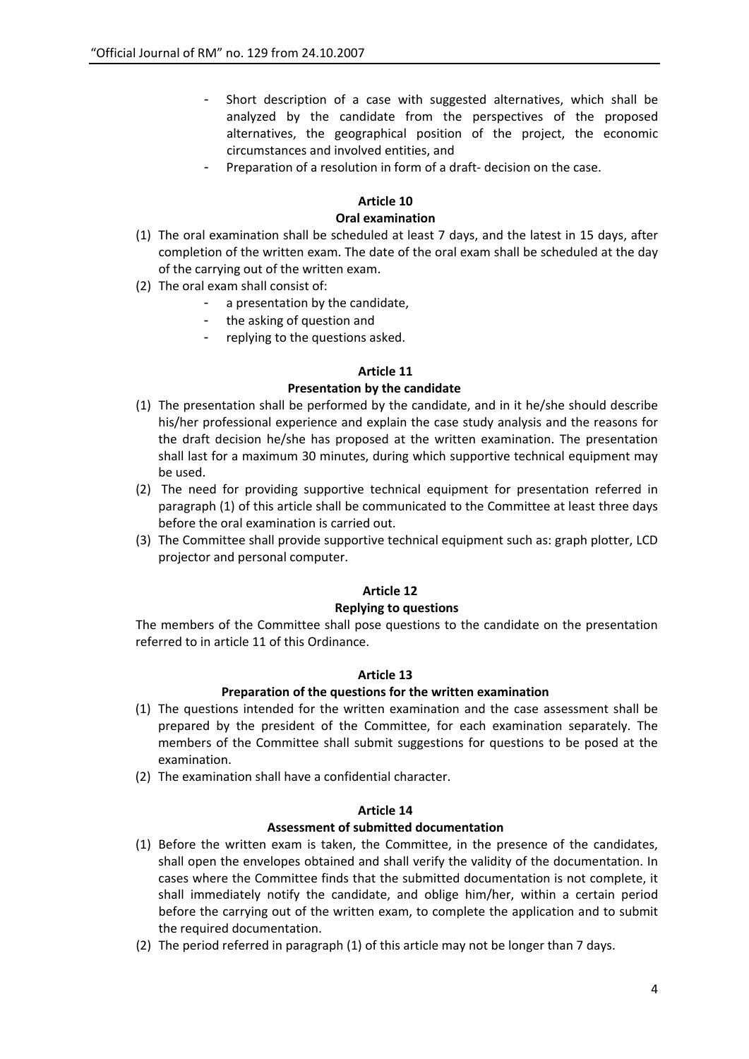- Short description of a case with suggested alternatives, which shall be analyzed by the candidate from the perspectives of the proposed alternatives, the geographical position of the project, the economic circumstances and involved entities, and
- Preparation of a resolution in form of a draft- decision on the case.

**Article 10**

**Oral examination**

(1) The oral examination shall be scheduled at least 7 days, and the latest in 15 days, after completion of the written exam. The date of the oral exam shall be scheduled at the day of the carrying out of the written exam.

(2) The oral exam shall consist of:
- a presentation by the candidate,
- the asking of question and
- replying to the questions asked.

**Article 11**

**Presentation by the candidate**

(1) The presentation shall be performed by the candidate, and in it he/she should describe his/her professional experience and explain the case study analysis and the reasons for the draft decision he/she has proposed at the written examination. The presentation shall last for a maximum 30 minutes, during which supportive technical equipment may be used.

(2) The need for providing supportive technical equipment for presentation referred in paragraph (1) of this article shall be communicated to the Committee at least three days before the oral examination is carried out.

(3) The Committee shall provide supportive technical equipment such as: graph plotter, LCD projector and personal computer.

**Article 12**

**Replying to questions**

The members of the Committee shall pose questions to the candidate on the presentation referred to in article 11 of this Ordinance.

**Article 13**

**Preparation of the questions for the written examination**

(1) The questions intended for the written examination and the case assessment shall be prepared by the president of the Committee, for each examination separately. The members of the Committee shall submit suggestions for questions to be posed at the examination.

(2) The examination shall have a confidential character.

**Article 14**

**Assessment of submitted documentation**

(1) Before the written exam is taken, the Committee, in the presence of the candidates, shall open the envelopes obtained and shall verify the validity of the documentation. In cases where the Committee finds that the submitted documentation is not complete, it shall immediately notify the candidate, and oblige him/her, within a certain period before the carrying out of the written exam, to complete the application and to submit the required documentation.

(2) The period referred in paragraph (1) of this article may not be longer than 7 days.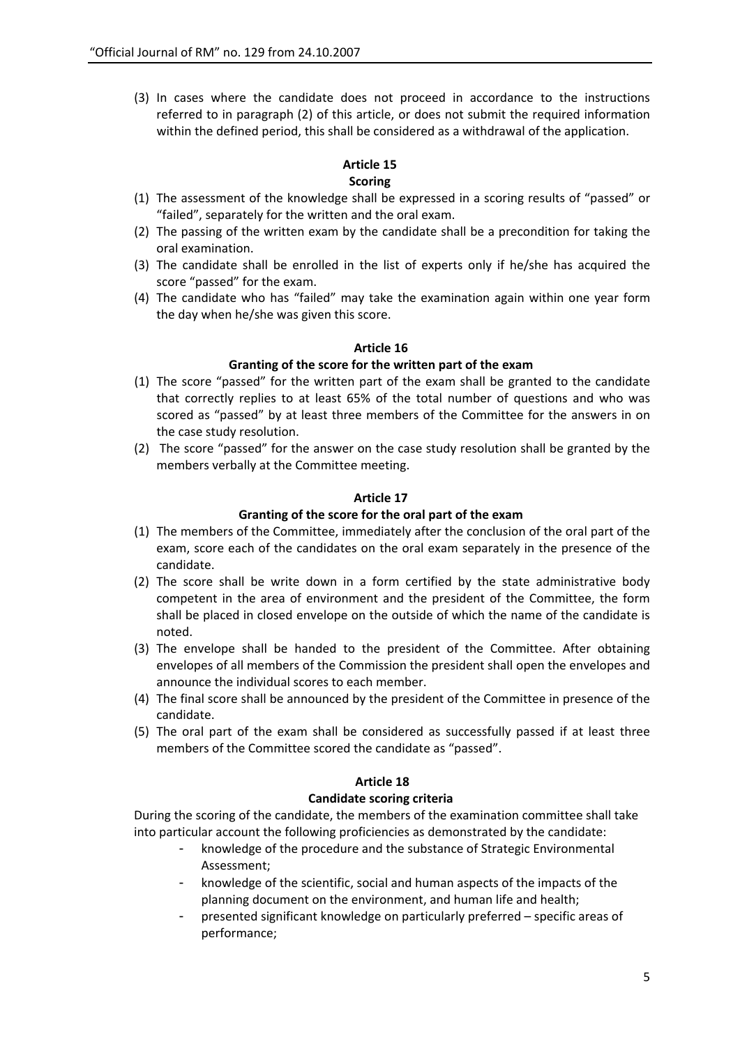(3) In cases where the candidate does not proceed in accordance to the instructions referred to in paragraph (2) of this article, or does not submit the required information within the defined period, this shall be considered as a withdrawal of the application.

### Article 15
### Scoring

(1) The assessment of the knowledge shall be expressed in a scoring results of "passed" or "failed", separately for the written and the oral exam.
(2) The passing of the written exam by the candidate shall be a precondition for taking the oral examination.
(3) The candidate shall be enrolled in the list of experts only if he/she has acquired the score "passed" for the exam.
(4) The candidate who has "failed" may take the examination again within one year form the day when he/she was given this score.

### Article 16
### Granting of the score for the written part of the exam

(1) The score "passed" for the written part of the exam shall be granted to the candidate that correctly replies to at least 65% of the total number of questions and who was scored as "passed" by at least three members of the Committee for the answers in on the case study resolution.
(2) The score "passed" for the answer on the case study resolution shall be granted by the members verbally at the Committee meeting.

### Article 17
### Granting of the score for the oral part of the exam

(1) The members of the Committee, immediately after the conclusion of the oral part of the exam, score each of the candidates on the oral exam separately in the presence of the candidate.
(2) The score shall be write down in a form certified by the state administrative body competent in the area of environment and the president of the Committee, the form shall be placed in closed envelope on the outside of which the name of the candidate is noted.
(3) The envelope shall be handed to the president of the Committee. After obtaining envelopes of all members of the Commission the president shall open the envelopes and announce the individual scores to each member.
(4) The final score shall be announced by the president of the Committee in presence of the candidate.
(5) The oral part of the exam shall be considered as successfully passed if at least three members of the Committee scored the candidate as "passed".

### Article 18
### Candidate scoring criteria

During the scoring of the candidate, the members of the examination committee shall take into particular account the following proficiencies as demonstrated by the candidate:

- knowledge of the procedure and the substance of Strategic Environmental Assessment;
- knowledge of the scientific, social and human aspects of the impacts of the planning document on the environment, and human life and health;
- presented significant knowledge on particularly preferred – specific areas of performance;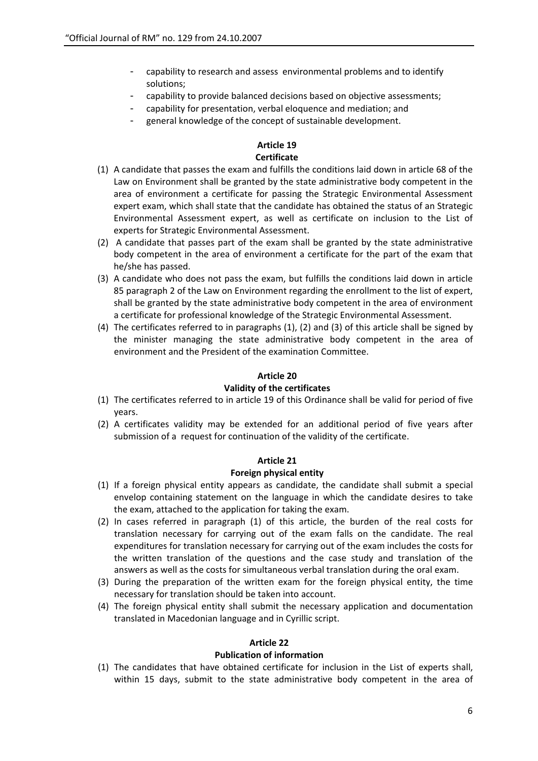- capability to research and assess environmental problems and to identify solutions;
- capability to provide balanced decisions based on objective assessments;
- capability for presentation, verbal eloquence and mediation; and
- general knowledge of the concept of sustainable development.

**Article 19**
**Certificate**

(1) A candidate that passes the exam and fulfills the conditions laid down in article 68 of the Law on Environment shall be granted by the state administrative body competent in the area of environment a certificate for passing the Strategic Environmental Assessment expert exam, which shall state that the candidate has obtained the status of an Strategic Environmental Assessment expert, as well as certificate on inclusion to the List of experts for Strategic Environmental Assessment.

(2) A candidate that passes part of the exam shall be granted by the state administrative body competent in the area of environment a certificate for the part of the exam that he/she has passed.

(3) A candidate who does not pass the exam, but fulfills the conditions laid down in article 85 paragraph 2 of the Law on Environment regarding the enrollment to the list of expert, shall be granted by the state administrative body competent in the area of environment a certificate for professional knowledge of the Strategic Environmental Assessment.

(4) The certificates referred to in paragraphs (1), (2) and (3) of this article shall be signed by the minister managing the state administrative body competent in the area of environment and the President of the examination Committee.

**Article 20**
**Validity of the certificates**

(1) The certificates referred to in article 19 of this Ordinance shall be valid for period of five years.

(2) A certificates validity may be extended for an additional period of five years after submission of a request for continuation of the validity of the certificate.

**Article 21**
**Foreign physical entity**

(1) If a foreign physical entity appears as candidate, the candidate shall submit a special envelop containing statement on the language in which the candidate desires to take the exam, attached to the application for taking the exam.

(2) In cases referred in paragraph (1) of this article, the burden of the real costs for translation necessary for carrying out of the exam falls on the candidate. The real expenditures for translation necessary for carrying out of the exam includes the costs for the written translation of the questions and the case study and translation of the answers as well as the costs for simultaneous verbal translation during the oral exam.

(3) During the preparation of the written exam for the foreign physical entity, the time necessary for translation should be taken into account.

(4) The foreign physical entity shall submit the necessary application and documentation translated in Macedonian language and in Cyrillic script.

**Article 22**
**Publication of information**

(1) The candidates that have obtained certificate for inclusion in the List of experts shall, within 15 days, submit to the state administrative body competent in the area of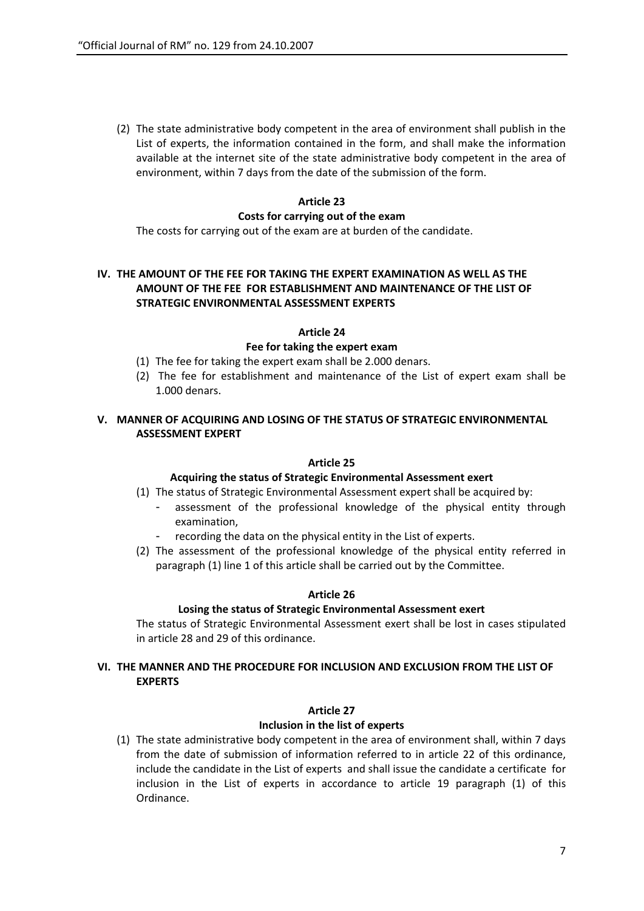(2) The state administrative body competent in the area of environment shall publish in the List of experts, the information contained in the form, and shall make the information available at the internet site of the state administrative body competent in the area of environment, within 7 days from the date of the submission of the form.

**Article 23**

**Costs for carrying out of the exam**

The costs for carrying out of the exam are at burden of the candidate.

## IV. THE AMOUNT OF THE FEE FOR TAKING THE EXPERT EXAMINATION AS WELL AS THE AMOUNT OF THE FEE FOR ESTABLISHMENT AND MAINTENANCE OF THE LIST OF STRATEGIC ENVIRONMENTAL ASSESSMENT EXPERTS

**Article 24**

**Fee for taking the expert exam**

(1) The fee for taking the expert exam shall be 2.000 denars.

(2) The fee for establishment and maintenance of the List of expert exam shall be 1.000 denars.

## V. MANNER OF ACQUIRING AND LOSING OF THE STATUS OF STRATEGIC ENVIRONMENTAL ASSESSMENT EXPERT

**Article 25**

**Acquiring the status of Strategic Environmental Assessment exert**

(1) The status of Strategic Environmental Assessment expert shall be acquired by:

- assessment of the professional knowledge of the physical entity through examination,
- recording the data on the physical entity in the List of experts.

(2) The assessment of the professional knowledge of the physical entity referred in paragraph (1) line 1 of this article shall be carried out by the Committee.

**Article 26**

**Losing the status of Strategic Environmental Assessment exert**

The status of Strategic Environmental Assessment exert shall be lost in cases stipulated in article 28 and 29 of this ordinance.

## VI. THE MANNER AND THE PROCEDURE FOR INCLUSION AND EXCLUSION FROM THE LIST OF EXPERTS

**Article 27**

**Inclusion in the list of experts**

(1) The state administrative body competent in the area of environment shall, within 7 days from the date of submission of information referred to in article 22 of this ordinance, include the candidate in the List of experts and shall issue the candidate a certificate for inclusion in the List of experts in accordance to article 19 paragraph (1) of this Ordinance.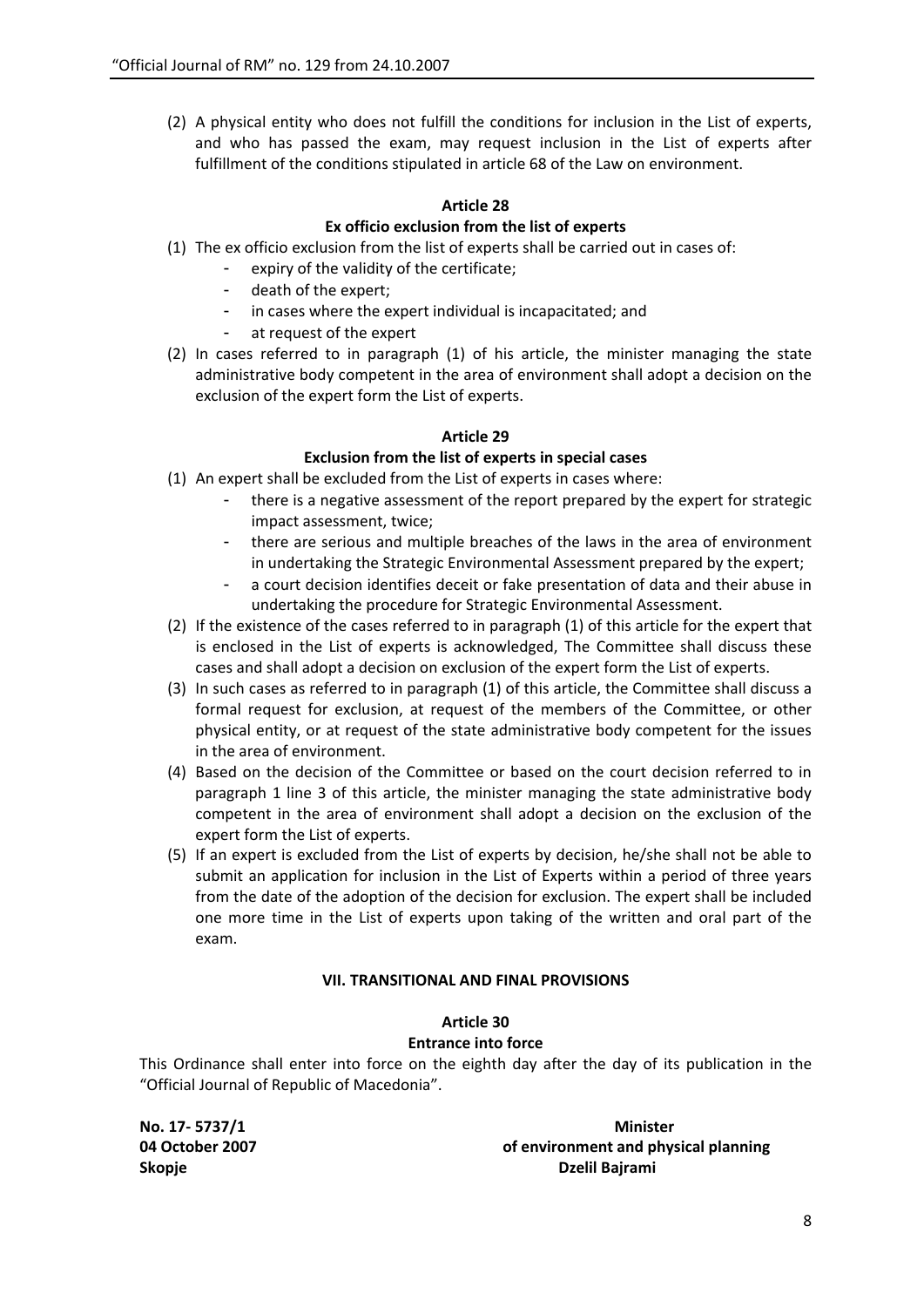(2) A physical entity who does not fulfill the conditions for inclusion in the List of experts, and who has passed the exam, may request inclusion in the List of experts after fulfillment of the conditions stipulated in article 68 of the Law on environment.

**Article 28**

**Ex officio exclusion from the list of experts**

(1) The ex officio exclusion from the list of experts shall be carried out in cases of:
- expiry of the validity of the certificate;
- death of the expert;
- in cases where the expert individual is incapacitated; and
- at request of the expert

(2) In cases referred to in paragraph (1) of his article, the minister managing the state administrative body competent in the area of environment shall adopt a decision on the exclusion of the expert form the List of experts.

**Article 29**

**Exclusion from the list of experts in special cases**

(1) An expert shall be excluded from the List of experts in cases where:
- there is a negative assessment of the report prepared by the expert for strategic impact assessment, twice;
- there are serious and multiple breaches of the laws in the area of environment in undertaking the Strategic Environmental Assessment prepared by the expert;
- a court decision identifies deceit or fake presentation of data and their abuse in undertaking the procedure for Strategic Environmental Assessment.

(2) If the existence of the cases referred to in paragraph (1) of this article for the expert that is enclosed in the List of experts is acknowledged, The Committee shall discuss these cases and shall adopt a decision on exclusion of the expert form the List of experts.

(3) In such cases as referred to in paragraph (1) of this article, the Committee shall discuss a formal request for exclusion, at request of the members of the Committee, or other physical entity, or at request of the state administrative body competent for the issues in the area of environment.

(4) Based on the decision of the Committee or based on the court decision referred to in paragraph 1 line 3 of this article, the minister managing the state administrative body competent in the area of environment shall adopt a decision on the exclusion of the expert form the List of experts.

(5) If an expert is excluded from the List of experts by decision, he/she shall not be able to submit an application for inclusion in the List of Experts within a period of three years from the date of the adoption of the decision for exclusion. The expert shall be included one more time in the List of experts upon taking of the written and oral part of the exam.

**VII. TRANSITIONAL AND FINAL PROVISIONS**

**Article 30**

**Entrance into force**

This Ordinance shall enter into force on the eighth day after the day of its publication in the "Official Journal of Republic of Macedonia".

**No. 17- 5737/1**
**04 October 2007**
**Skopje**

**Minister**
**of environment and physical planning**
**Dzelil Bajrami**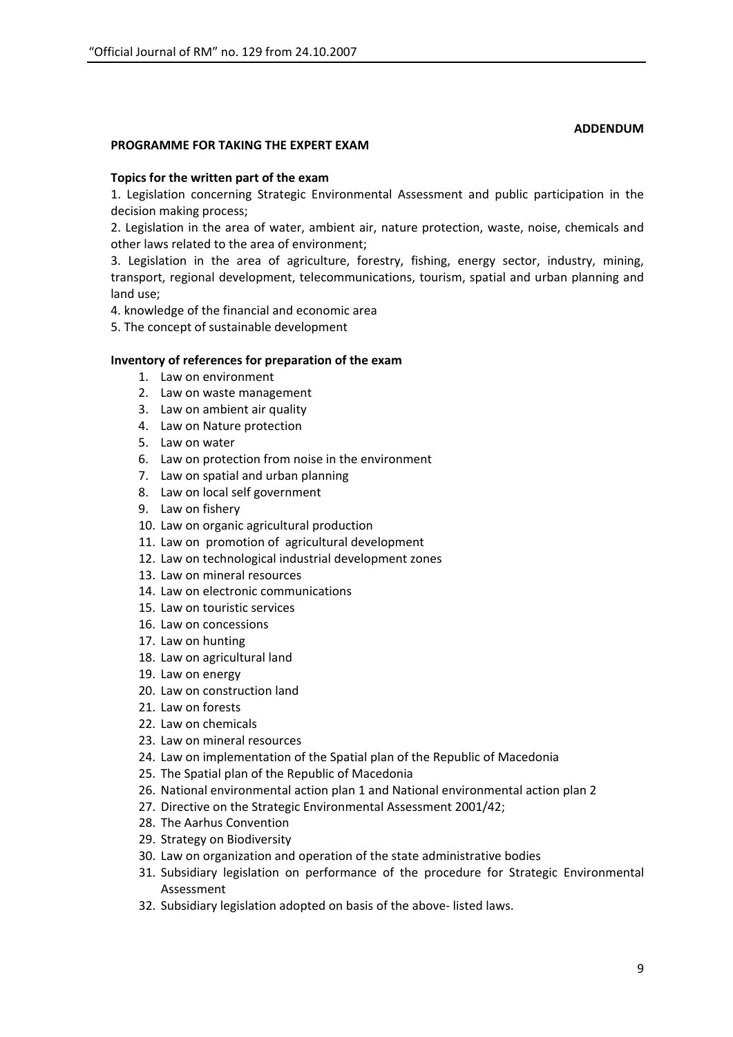**ADDENDUM**

## PROGRAMME FOR TAKING THE EXPERT EXAM

### Topics for the written part of the exam

1. Legislation concerning Strategic Environmental Assessment and public participation in the decision making process;
2. Legislation in the area of water, ambient air, nature protection, waste, noise, chemicals and other laws related to the area of environment;
3. Legislation in the area of agriculture, forestry, fishing, energy sector, industry, mining, transport, regional development, telecommunications, tourism, spatial and urban planning and land use;
4. knowledge of the financial and economic area
5. The concept of sustainable development

### Inventory of references for preparation of the exam

1. Law on environment
2. Law on waste management
3. Law on ambient air quality
4. Law on Nature protection
5. Law on water
6. Law on protection from noise in the environment
7. Law on spatial and urban planning
8. Law on local self government
9. Law on fishery
10. Law on organic agricultural production
11. Law on promotion of agricultural development
12. Law on technological industrial development zones
13. Law on mineral resources
14. Law on electronic communications
15. Law on touristic services
16. Law on concessions
17. Law on hunting
18. Law on agricultural land
19. Law on energy
20. Law on construction land
21. Law on forests
22. Law on chemicals
23. Law on mineral resources
24. Law on implementation of the Spatial plan of the Republic of Macedonia
25. The Spatial plan of the Republic of Macedonia
26. National environmental action plan 1 and National environmental action plan 2
27. Directive on the Strategic Environmental Assessment 2001/42;
28. The Aarhus Convention
29. Strategy on Biodiversity
30. Law on organization and operation of the state administrative bodies
31. Subsidiary legislation on performance of the procedure for Strategic Environmental Assessment
32. Subsidiary legislation adopted on basis of the above- listed laws.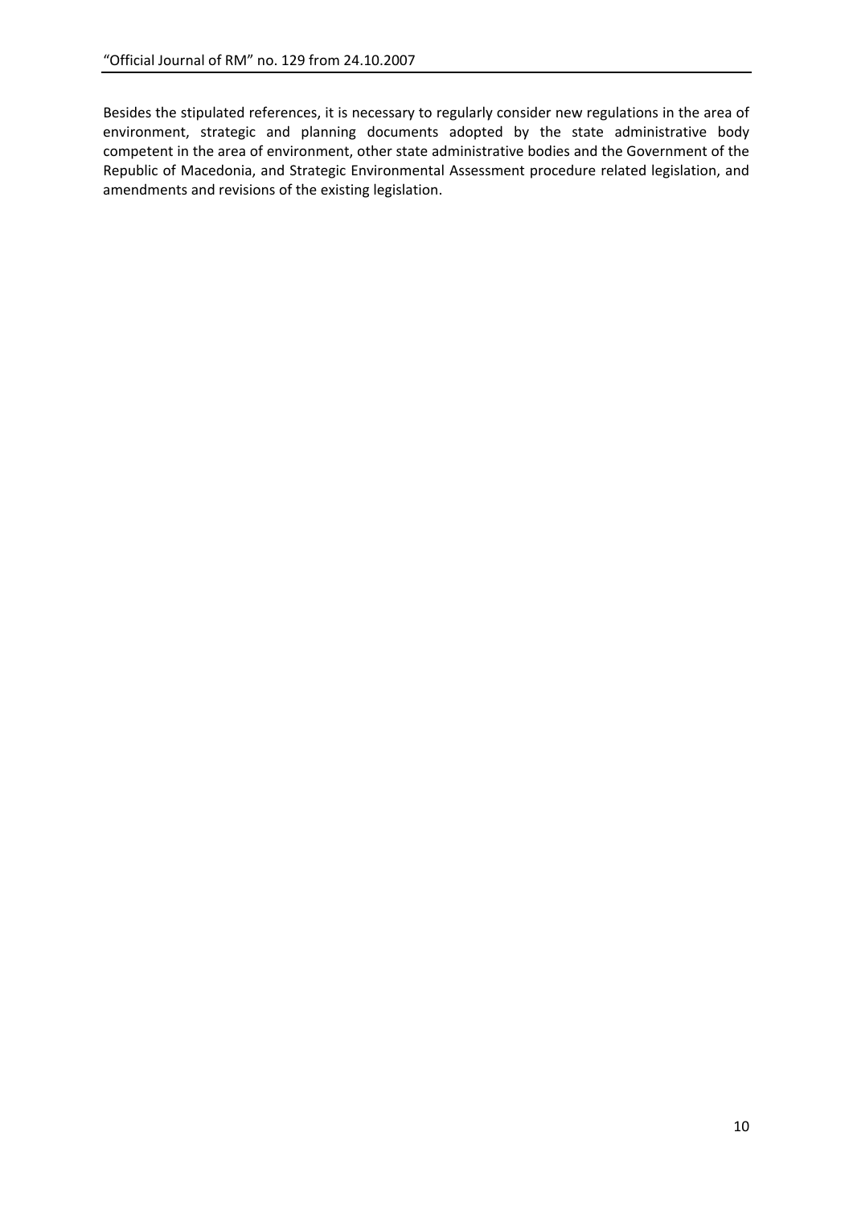Besides the stipulated references, it is necessary to regularly consider new regulations in the area of environment, strategic and planning documents adopted by the state administrative body competent in the area of environment, other state administrative bodies and the Government of the Republic of Macedonia, and Strategic Environmental Assessment procedure related legislation, and amendments and revisions of the existing legislation.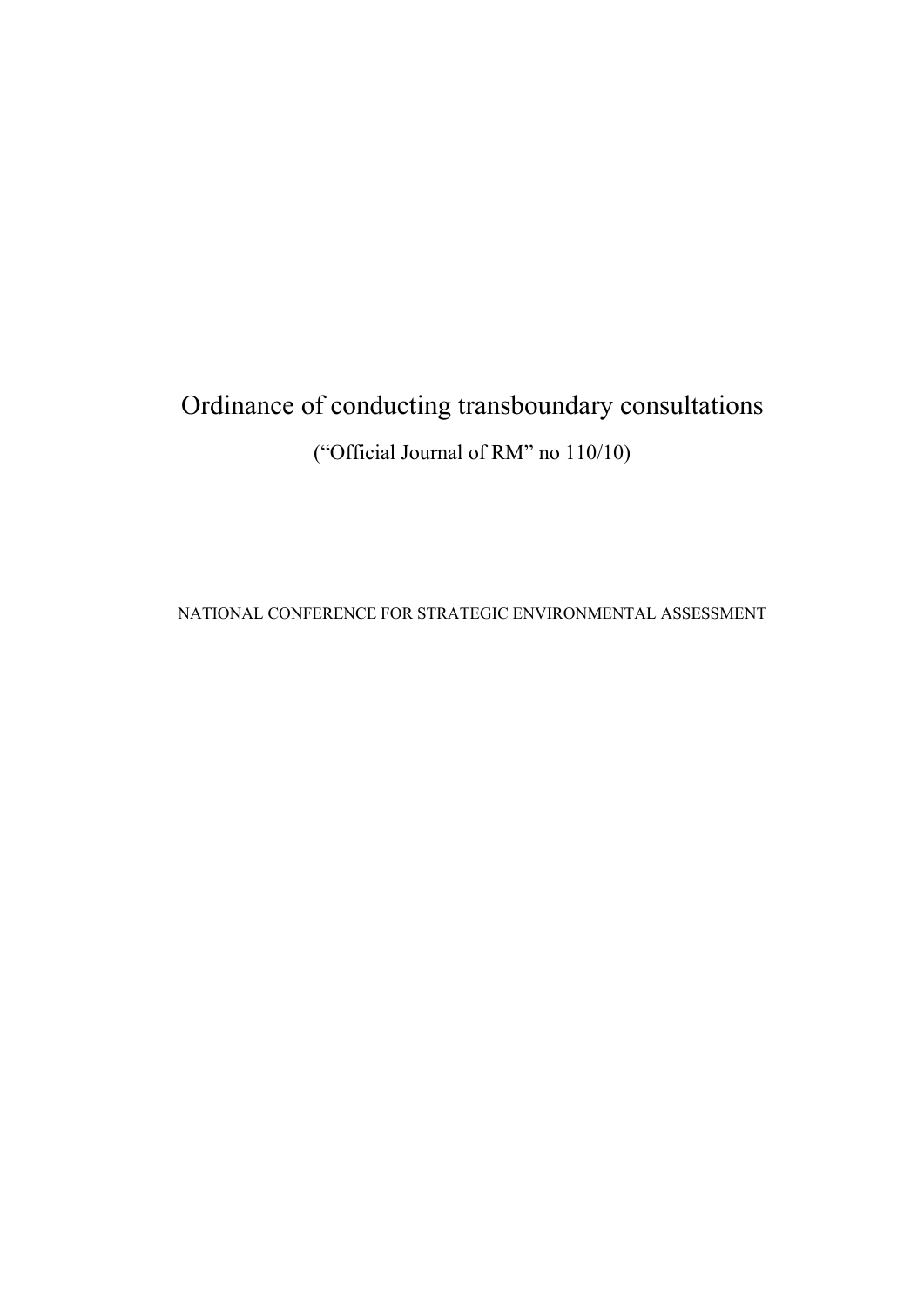# Ordinance of conducting transboundary consultations

("Official Journal of RM" no 110/10)

---

NATIONAL CONFERENCE FOR STRATEGIC ENVIRONMENTAL ASSESSMENT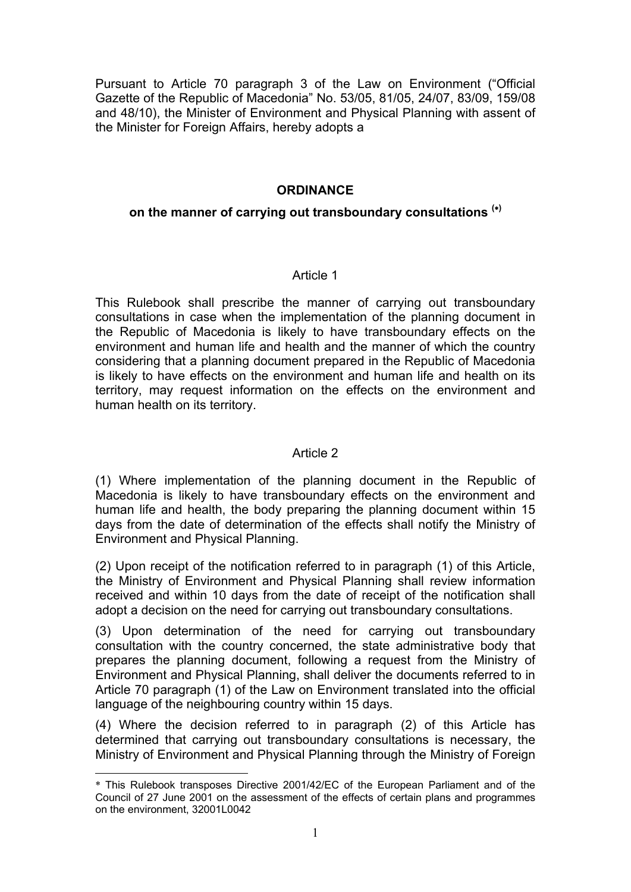Pursuant to Article 70 paragraph 3 of the Law on Environment (“Official Gazette of the Republic of Macedonia” No. 53/05, 81/05, 24/07, 83/09, 159/08 and 48/10), the Minister of Environment and Physical Planning with assent of the Minister for Foreign Affairs, hereby adopts a

**ORDINANCE**

**on the manner of carrying out transboundary consultations (*)**

Article 1

This Rulebook shall prescribe the manner of carrying out transboundary consultations in case when the implementation of the planning document in the Republic of Macedonia is likely to have transboundary effects on the environment and human life and health and the manner of which the country considering that a planning document prepared in the Republic of Macedonia is likely to have effects on the environment and human life and health on its territory, may request information on the effects on the environment and human health on its territory.

Article 2

(1) Where implementation of the planning document in the Republic of Macedonia is likely to have transboundary effects on the environment and human life and health, the body preparing the planning document within 15 days from the date of determination of the effects shall notify the Ministry of Environment and Physical Planning.

(2) Upon receipt of the notification referred to in paragraph (1) of this Article, the Ministry of Environment and Physical Planning shall review information received and within 10 days from the date of receipt of the notification shall adopt a decision on the need for carrying out transboundary consultations.

(3) Upon determination of the need for carrying out transboundary consultation with the country concerned, the state administrative body that prepares the planning document, following a request from the Ministry of Environment and Physical Planning, shall deliver the documents referred to in Article 70 paragraph (1) of the Law on Environment translated into the official language of the neighbouring country within 15 days.

(4) Where the decision referred to in paragraph (2) of this Article has determined that carrying out transboundary consultations is necessary, the Ministry of Environment and Physical Planning through the Ministry of Foreign

---

* This Rulebook transposes Directive 2001/42/EC of the European Parliament and of the Council of 27 June 2001 on the assessment of the effects of certain plans and programmes on the environment, 32001L0042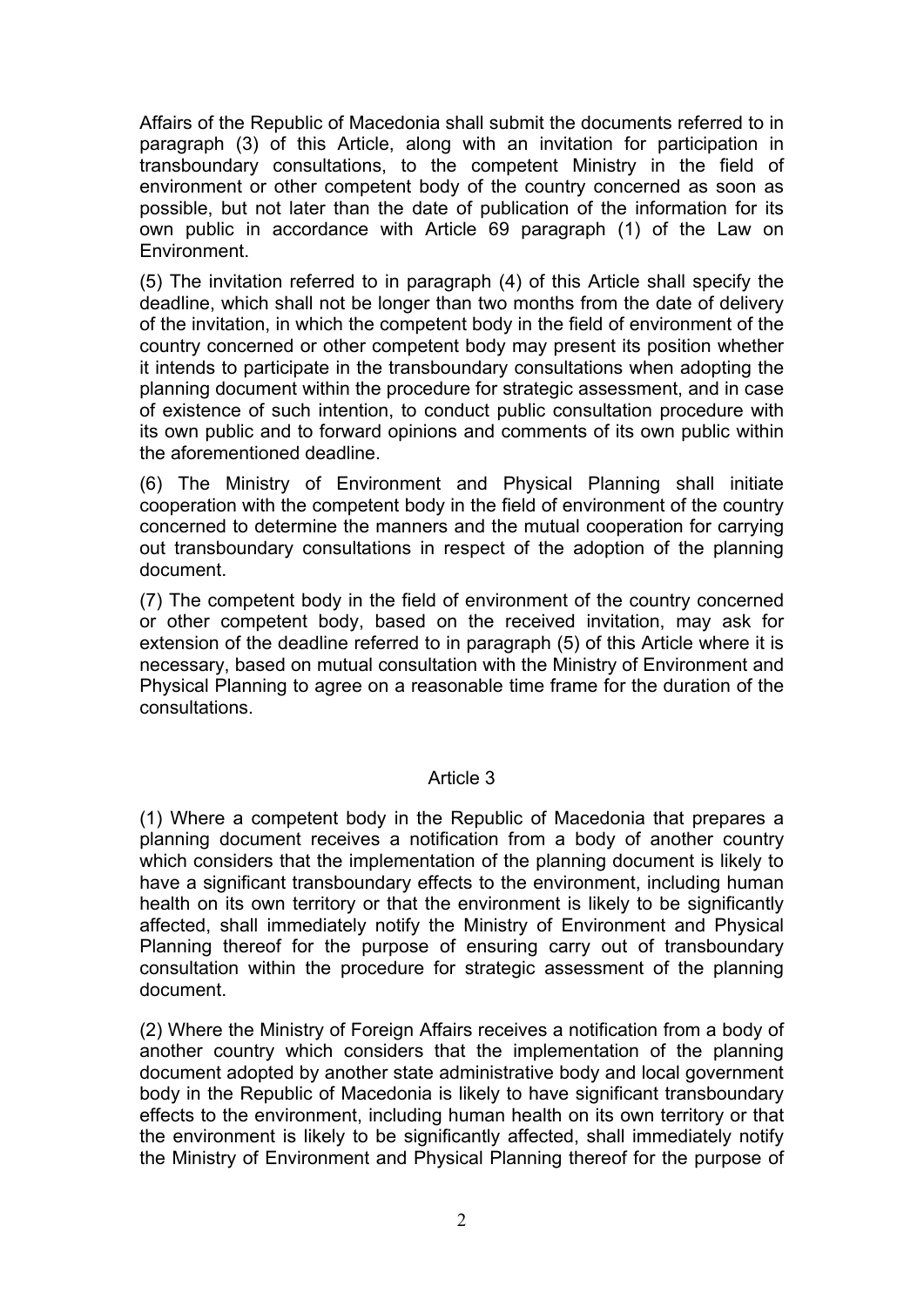Affairs of the Republic of Macedonia shall submit the documents referred to in paragraph (3) of this Article, along with an invitation for participation in transboundary consultations, to the competent Ministry in the field of environment or other competent body of the country concerned as soon as possible, but not later than the date of publication of the information for its own public in accordance with Article 69 paragraph (1) of the Law on Environment.

(5) The invitation referred to in paragraph (4) of this Article shall specify the deadline, which shall not be longer than two months from the date of delivery of the invitation, in which the competent body in the field of environment of the country concerned or other competent body may present its position whether it intends to participate in the transboundary consultations when adopting the planning document within the procedure for strategic assessment, and in case of existence of such intention, to conduct public consultation procedure with its own public and to forward opinions and comments of its own public within the aforementioned deadline.

(6) The Ministry of Environment and Physical Planning shall initiate cooperation with the competent body in the field of environment of the country concerned to determine the manners and the mutual cooperation for carrying out transboundary consultations in respect of the adoption of the planning document.

(7) The competent body in the field of environment of the country concerned or other competent body, based on the received invitation, may ask for extension of the deadline referred to in paragraph (5) of this Article where it is necessary, based on mutual consultation with the Ministry of Environment and Physical Planning to agree on a reasonable time frame for the duration of the consultations.

### Article 3

(1) Where a competent body in the Republic of Macedonia that prepares a planning document receives a notification from a body of another country which considers that the implementation of the planning document is likely to have a significant transboundary effects to the environment, including human health on its own territory or that the environment is likely to be significantly affected, shall immediately notify the Ministry of Environment and Physical Planning thereof for the purpose of ensuring carry out of transboundary consultation within the procedure for strategic assessment of the planning document.

(2) Where the Ministry of Foreign Affairs receives a notification from a body of another country which considers that the implementation of the planning document adopted by another state administrative body and local government body in the Republic of Macedonia is likely to have significant transboundary effects to the environment, including human health on its own territory or that the environment is likely to be significantly affected, shall immediately notify the Ministry of Environment and Physical Planning thereof for the purpose of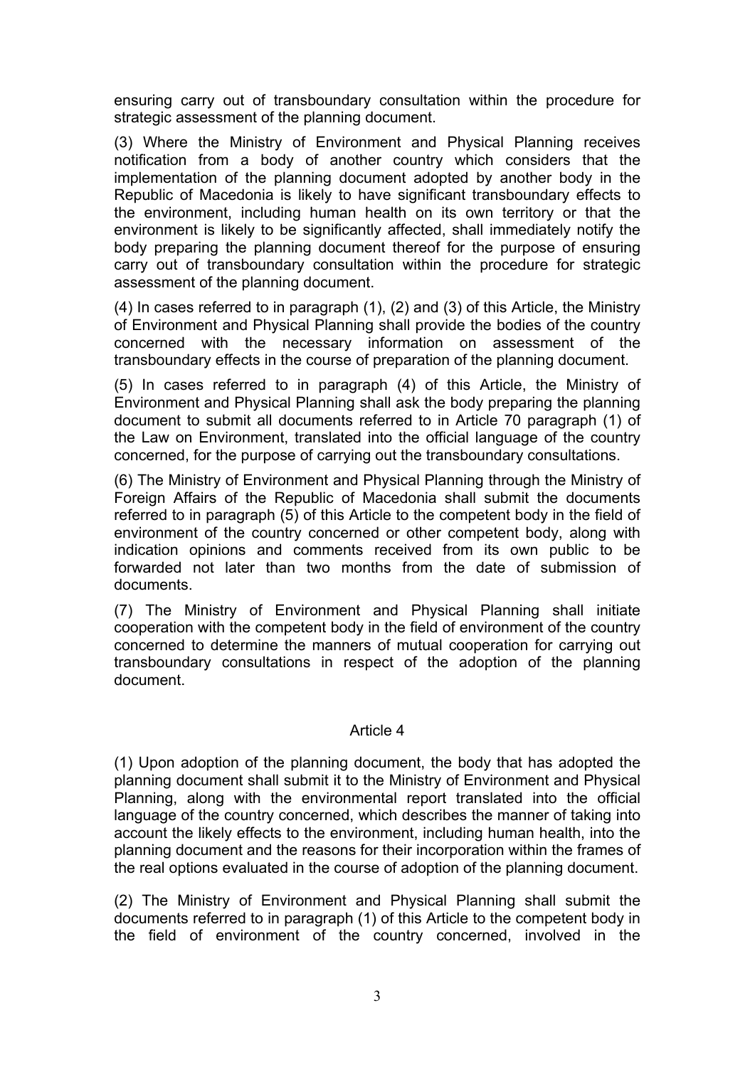ensuring carry out of transboundary consultation within the procedure for strategic assessment of the planning document.

(3) Where the Ministry of Environment and Physical Planning receives notification from a body of another country which considers that the implementation of the planning document adopted by another body in the Republic of Macedonia is likely to have significant transboundary effects to the environment, including human health on its own territory or that the environment is likely to be significantly affected, shall immediately notify the body preparing the planning document thereof for the purpose of ensuring carry out of transboundary consultation within the procedure for strategic assessment of the planning document.

(4) In cases referred to in paragraph (1), (2) and (3) of this Article, the Ministry of Environment and Physical Planning shall provide the bodies of the country concerned with the necessary information on assessment of the transboundary effects in the course of preparation of the planning document.

(5) In cases referred to in paragraph (4) of this Article, the Ministry of Environment and Physical Planning shall ask the body preparing the planning document to submit all documents referred to in Article 70 paragraph (1) of the Law on Environment, translated into the official language of the country concerned, for the purpose of carrying out the transboundary consultations.

(6) The Ministry of Environment and Physical Planning through the Ministry of Foreign Affairs of the Republic of Macedonia shall submit the documents referred to in paragraph (5) of this Article to the competent body in the field of environment of the country concerned or other competent body, along with indication opinions and comments received from its own public to be forwarded not later than two months from the date of submission of documents.

(7) The Ministry of Environment and Physical Planning shall initiate cooperation with the competent body in the field of environment of the country concerned to determine the manners of mutual cooperation for carrying out transboundary consultations in respect of the adoption of the planning document.

### Article 4

(1) Upon adoption of the planning document, the body that has adopted the planning document shall submit it to the Ministry of Environment and Physical Planning, along with the environmental report translated into the official language of the country concerned, which describes the manner of taking into account the likely effects to the environment, including human health, into the planning document and the reasons for their incorporation within the frames of the real options evaluated in the course of adoption of the planning document.

(2) The Ministry of Environment and Physical Planning shall submit the documents referred to in paragraph (1) of this Article to the competent body in the field of environment of the country concerned, involved in the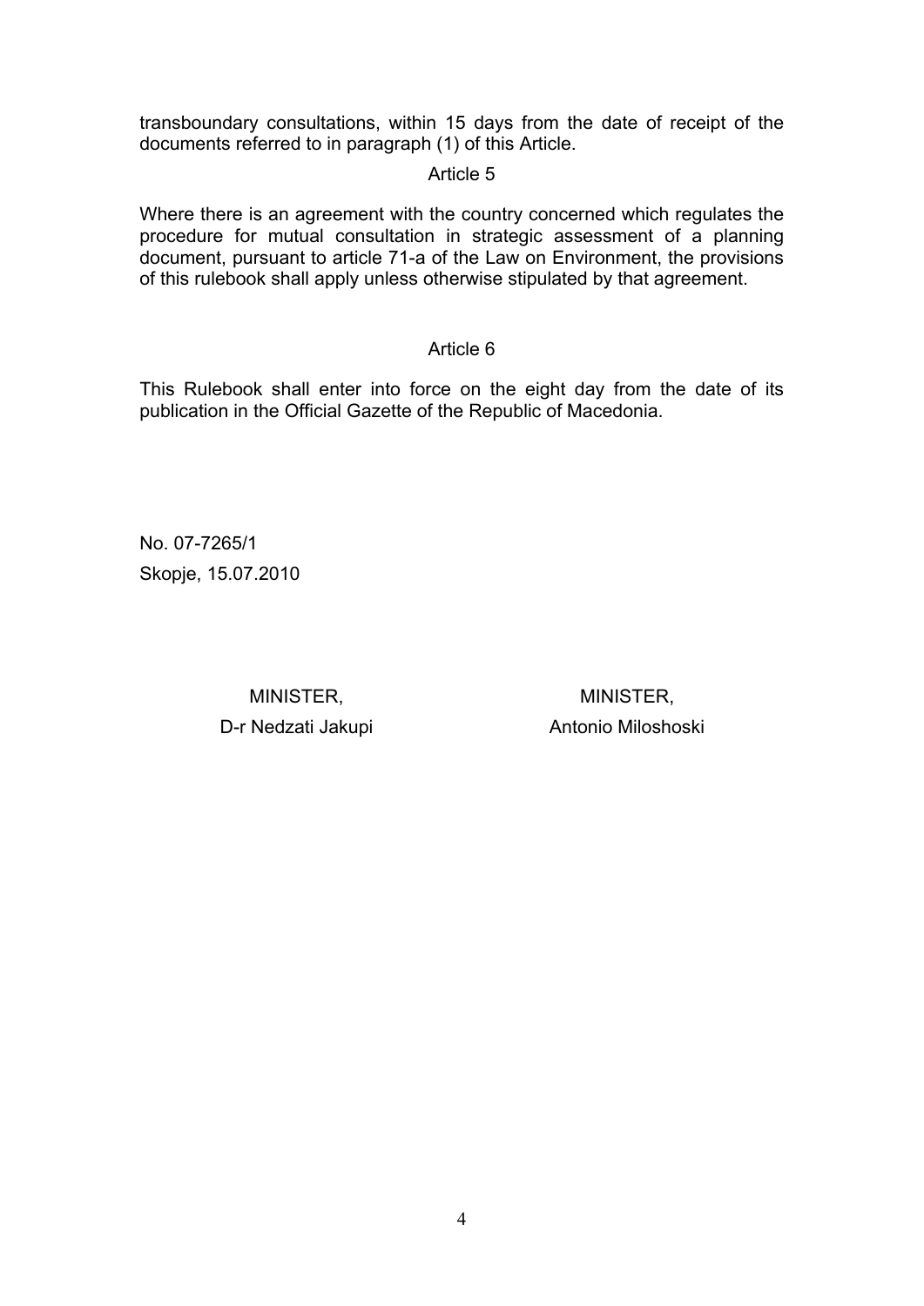transboundary consultations, within 15 days from the date of receipt of the documents referred to in paragraph (1) of this Article.

Article 5

Where there is an agreement with the country concerned which regulates the procedure for mutual consultation in strategic assessment of a planning document, pursuant to article 71-a of the Law on Environment, the provisions of this rulebook shall apply unless otherwise stipulated by that agreement.

Article 6

This Rulebook shall enter into force on the eight day from the date of its publication in the Official Gazette of the Republic of Macedonia.

No. 07-7265/1

Skopje, 15.07.2010

MINISTER,
D-r Nedzati Jakupi

MINISTER,
Antonio Miloshoski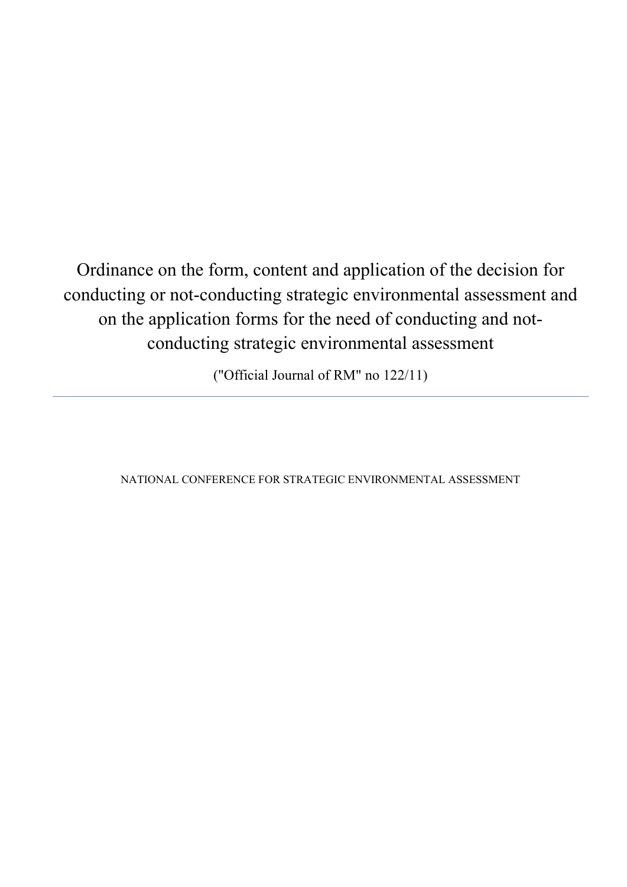# Ordinance on the form, content and application of the decision for conducting or not-conducting strategic environmental assessment and on the application forms for the need of conducting and not-conducting strategic environmental assessment

("Official Journal of RM" no 122/11)

---

NATIONAL CONFERENCE FOR STRATEGIC ENVIRONMENTAL ASSESSMENT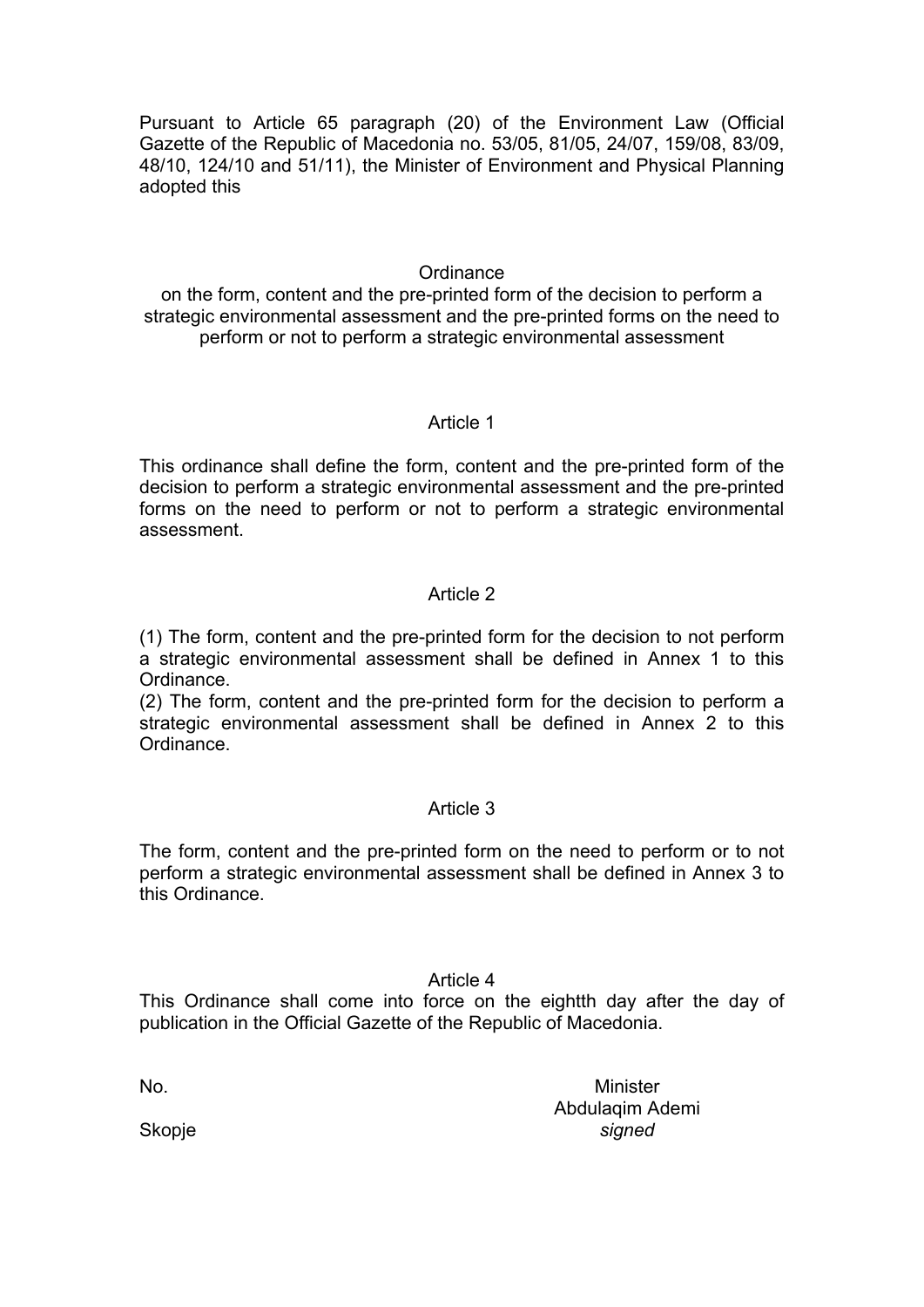Pursuant to Article 65 paragraph (20) of the Environment Law (Official Gazette of the Republic of Macedonia no. 53/05, 81/05, 24/07, 159/08, 83/09, 48/10, 124/10 and 51/11), the Minister of Environment and Physical Planning adopted this

# Ordinance

## on the form, content and the pre-printed form of the decision to perform a strategic environmental assessment and the pre-printed forms on the need to perform or not to perform a strategic environmental assessment

### Article 1

This ordinance shall define the form, content and the pre-printed form of the decision to perform a strategic environmental assessment and the pre-printed forms on the need to perform or not to perform a strategic environmental assessment.

### Article 2

(1) The form, content and the pre-printed form for the decision to not perform a strategic environmental assessment shall be defined in Annex 1 to this Ordinance.

(2) The form, content and the pre-printed form for the decision to perform a strategic environmental assessment shall be defined in Annex 2 to this Ordinance.

### Article 3

The form, content and the pre-printed form on the need to perform or to not perform a strategic environmental assessment shall be defined in Annex 3 to this Ordinance.

### Article 4

This Ordinance shall come into force on the eightth day after the day of publication in the Official Gazette of the Republic of Macedonia.

No.

Skopje

Minister
Abdulaqim Ademi
*signed*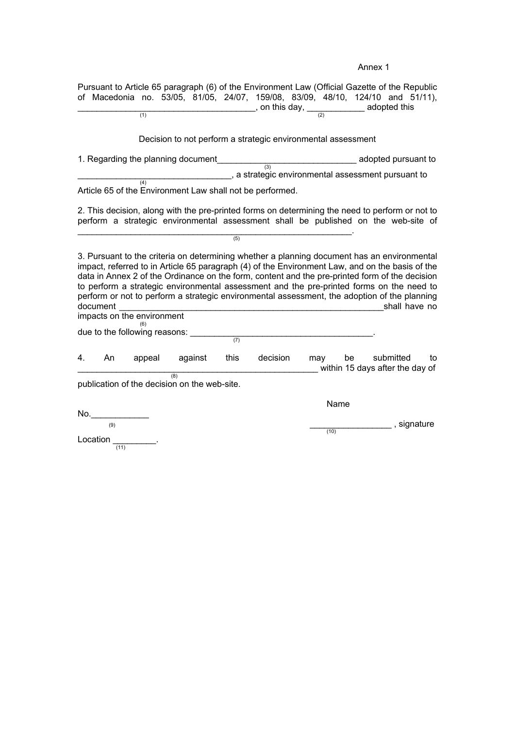Annex 1

Pursuant to Article 65 paragraph (6) of the Environment Law (Official Gazette of the Republic of Macedonia no. 53/05, 81/05, 24/07, 159/08, 83/09, 48/10, 124/10 and 51/11), ____________________________________ (1), on this day, ____________ (2) adopted this

Decision to not perform a strategic environmental assessment

1. Regarding the planning document____________________________ (3) adopted pursuant to _______________________________ (4), a strategic environmental assessment pursuant to Article 65 of the Environment Law shall not be performed.

2. This decision, along with the pre-printed forms on determining the need to perform or not to perform a strategic environmental assessment shall be published on the web-site of _______________________________________________________ (5).

3. Pursuant to the criteria on determining whether a planning document has an environmental impact, referred to in Article 65 paragraph (4) of the Environment Law, and on the basis of the data in Annex 2 of the Ordinance on the form, content and the pre-printed form of the decision to perform a strategic environmental assessment and the pre-printed forms on the need to perform or not to perform a strategic environmental assessment, the adoption of the planning document _____________________________________________________ (6) shall have no impacts on the environment due to the following reasons: _______________________________________ (7).

4. An appeal against this decision may be submitted to _________________________________________________ (8) within 15 days after the day of publication of the decision on the web-site.

No.____________ (9)

Location _________ (11).

Name

_________________ (10), signature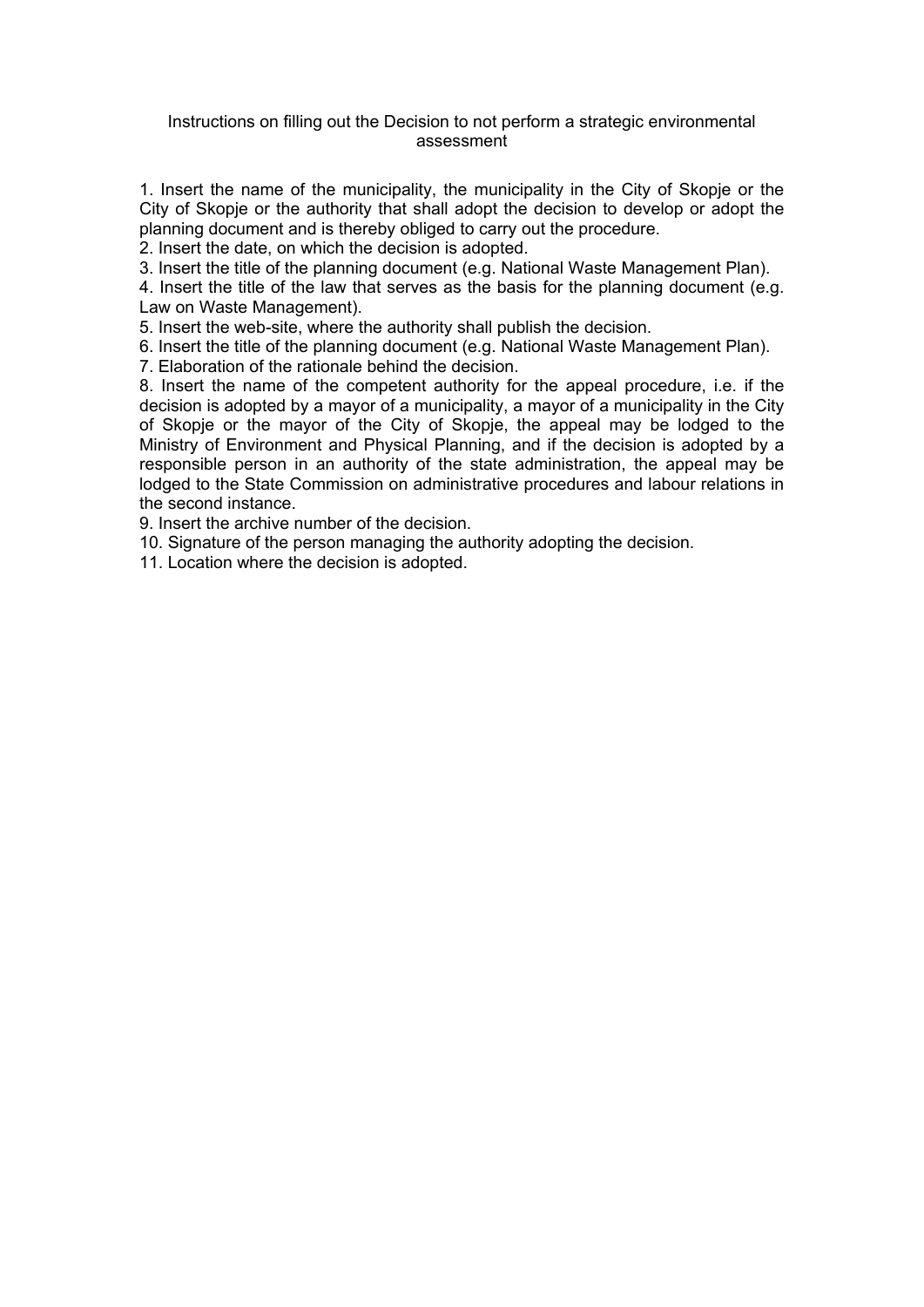Instructions on filling out the Decision to not perform a strategic environmental assessment

1. Insert the name of the municipality, the municipality in the City of Skopje or the City of Skopje or the authority that shall adopt the decision to develop or adopt the planning document and is thereby obliged to carry out the procedure.
2. Insert the date, on which the decision is adopted.
3. Insert the title of the planning document (e.g. National Waste Management Plan).
4. Insert the title of the law that serves as the basis for the planning document (e.g. Law on Waste Management).
5. Insert the web-site, where the authority shall publish the decision.
6. Insert the title of the planning document (e.g. National Waste Management Plan).
7. Elaboration of the rationale behind the decision.
8. Insert the name of the competent authority for the appeal procedure, i.e. if the decision is adopted by a mayor of a municipality, a mayor of a municipality in the City of Skopje or the mayor of the City of Skopje, the appeal may be lodged to the Ministry of Environment and Physical Planning, and if the decision is adopted by a responsible person in an authority of the state administration, the appeal may be lodged to the State Commission on administrative procedures and labour relations in the second instance.
9. Insert the archive number of the decision.
10. Signature of the person managing the authority adopting the decision.
11. Location where the decision is adopted.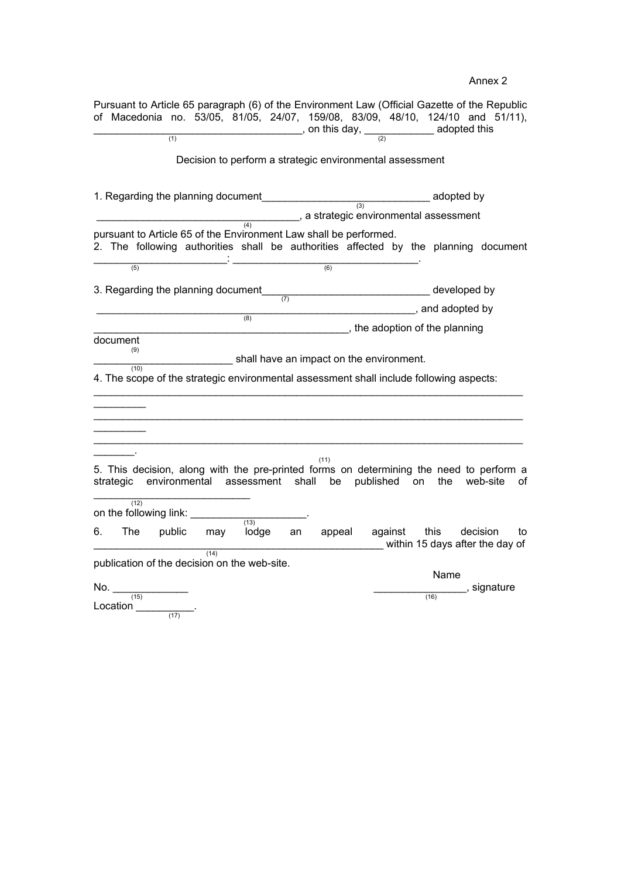Annex 2

Pursuant to Article 65 paragraph (6) of the Environment Law (Official Gazette of the Republic of Macedonia no. 53/05, 81/05, 24/07, 159/08, 83/09, 48/10, 124/10 and 51/11), ___________________________________, on this day, ___________ adopted this
(1) (2)

Decision to perform a strategic environmental assessment

1. Regarding the planning document_____________________________ adopted by
(3)
___________________________________, a strategic environmental assessment
(4)
pursuant to Article 65 of the Environment Law shall be performed.

2. The following authorities shall be authorities affected by the planning document _______________________: _______________________________.
(5) (6)

3. Regarding the planning document_____________________________ developed by
(7)
__________________________________________________________, and adopted by
(8)
____________________________________________, the adoption of the planning document
(9)
________________________ shall have an impact on the environment.
(10)

4. The scope of the strategic environmental assessment shall include following aspects:
___________________________________________________________________________
___________________________________________________________________________
___________________________________________________________________________.
(11)

5. This decision, along with the pre-printed forms on determining the need to perform a strategic environmental assessment shall be published on the web-site of __________________________
(12)
on the following link: ___________________.
(13)

6. The public may lodge an appeal against this decision to __________________________________________________ within 15 days after the day of
(14)
publication of the decision on the web-site.

No. _____________
(15)
Location __________.
(17)

Name
________________, signature
(16)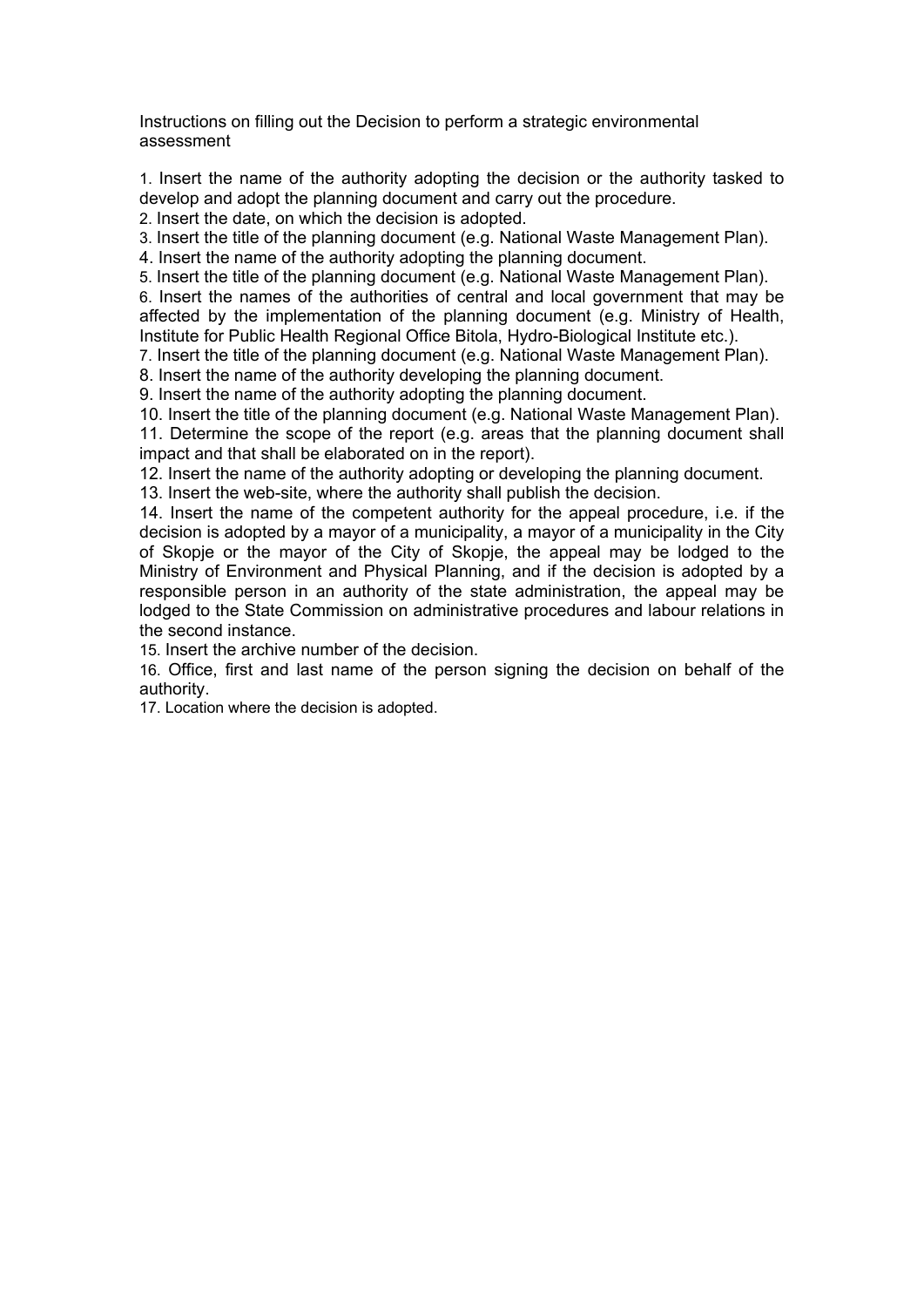Instructions on filling out the Decision to perform a strategic environmental assessment

1. Insert the name of the authority adopting the decision or the authority tasked to develop and adopt the planning document and carry out the procedure.
2. Insert the date, on which the decision is adopted.
3. Insert the title of the planning document (e.g. National Waste Management Plan).
4. Insert the name of the authority adopting the planning document.
5. Insert the title of the planning document (e.g. National Waste Management Plan).
6. Insert the names of the authorities of central and local government that may be affected by the implementation of the planning document (e.g. Ministry of Health, Institute for Public Health Regional Office Bitola, Hydro-Biological Institute etc.).
7. Insert the title of the planning document (e.g. National Waste Management Plan).
8. Insert the name of the authority developing the planning document.
9. Insert the name of the authority adopting the planning document.
10. Insert the title of the planning document (e.g. National Waste Management Plan).
11. Determine the scope of the report (e.g. areas that the planning document shall impact and that shall be elaborated on in the report).
12. Insert the name of the authority adopting or developing the planning document.
13. Insert the web-site, where the authority shall publish the decision.
14. Insert the name of the competent authority for the appeal procedure, i.e. if the decision is adopted by a mayor of a municipality, a mayor of a municipality in the City of Skopje or the mayor of the City of Skopje, the appeal may be lodged to the Ministry of Environment and Physical Planning, and if the decision is adopted by a responsible person in an authority of the state administration, the appeal may be lodged to the State Commission on administrative procedures and labour relations in the second instance.
15. Insert the archive number of the decision.
16. Office, first and last name of the person signing the decision on behalf of the authority.
17. Location where the decision is adopted.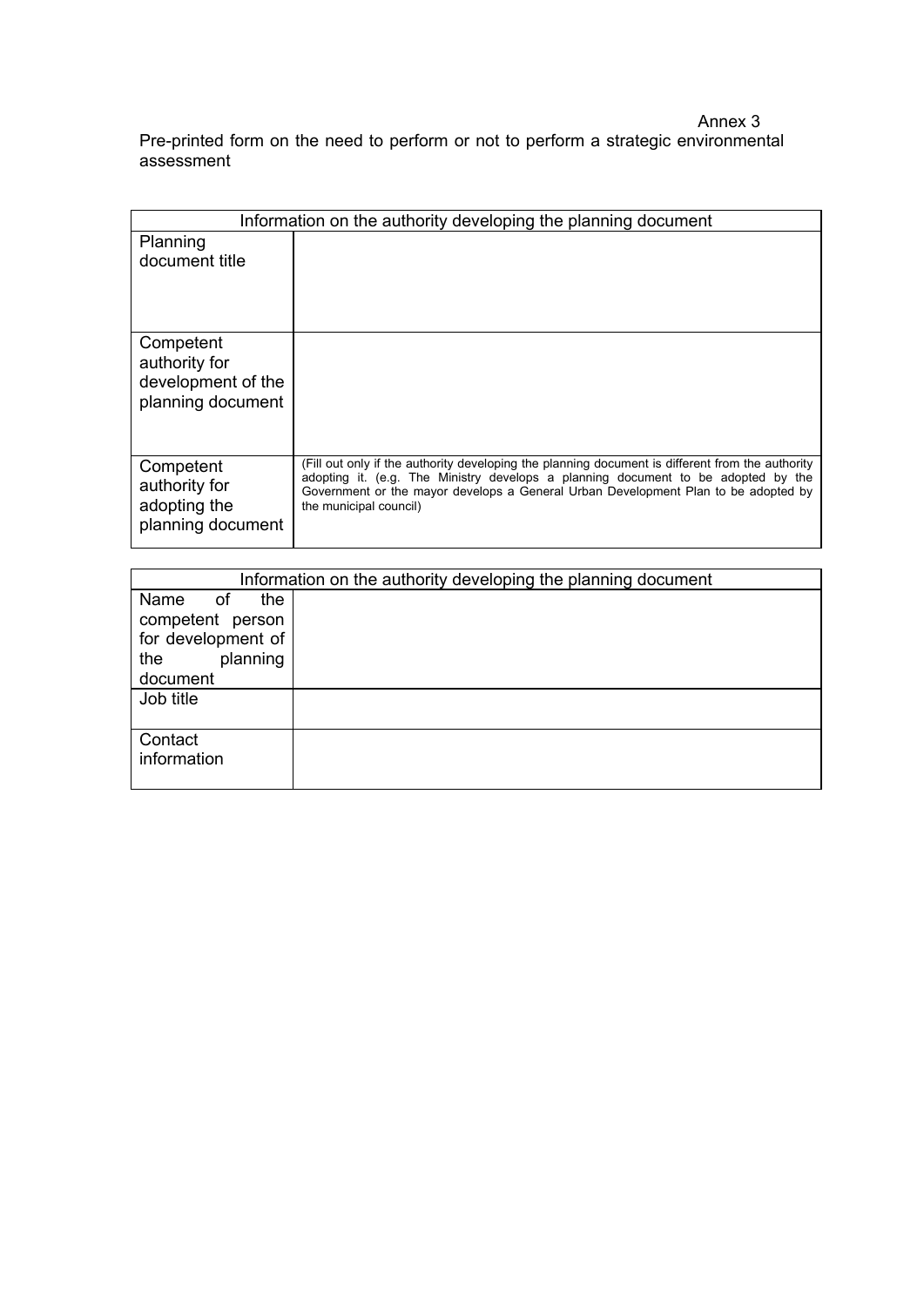Annex 3

Pre-printed form on the need to perform or not to perform a strategic environmental assessment

| Information on the authority developing the planning document | |
|---|---|
| Planning document title | |
| Competent authority for development of the planning document | |
| Competent authority for adopting the planning document | (Fill out only if the authority developing the planning document is different from the authority adopting it. (e.g. The Ministry develops a planning document to be adopted by the Government or the mayor develops a General Urban Development Plan to be adopted by the municipal council) |

| Information on the authority developing the planning document | |
|---|---|
| Name of the competent person for development of the planning document | |
| Job title | |
| Contact information | |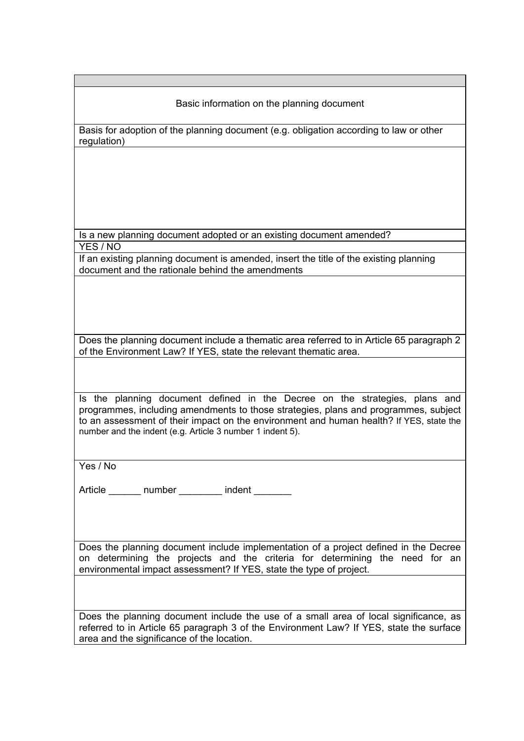| |
|---|
| Basic information on the planning document |
| Basis for adoption of the planning document (e.g. obligation according to law or other regulation) |
| |
| Is a new planning document adopted or an existing document amended? |
| YES / NO |
| If an existing planning document is amended, insert the title of the existing planning document and the rationale behind the amendments |
| |
| Does the planning document include a thematic area referred to in Article 65 paragraph 2 of the Environment Law? If YES, state the relevant thematic area. |
| |
| Is the planning document defined in the Decree on the strategies, plans and programmes, including amendments to those strategies, plans and programmes, subject to an assessment of their impact on the environment and human health? If YES, state the number and the indent (e.g. Article 3 number 1 indent 5). |
| Yes / No<br><br>Article ______ number ________ indent _______ |
| Does the planning document include implementation of a project defined in the Decree on determining the projects and the criteria for determining the need for an environmental impact assessment? If YES, state the type of project. |
| |
| Does the planning document include the use of a small area of local significance, as referred to in Article 65 paragraph 3 of the Environment Law? If YES, state the surface area and the significance of the location. |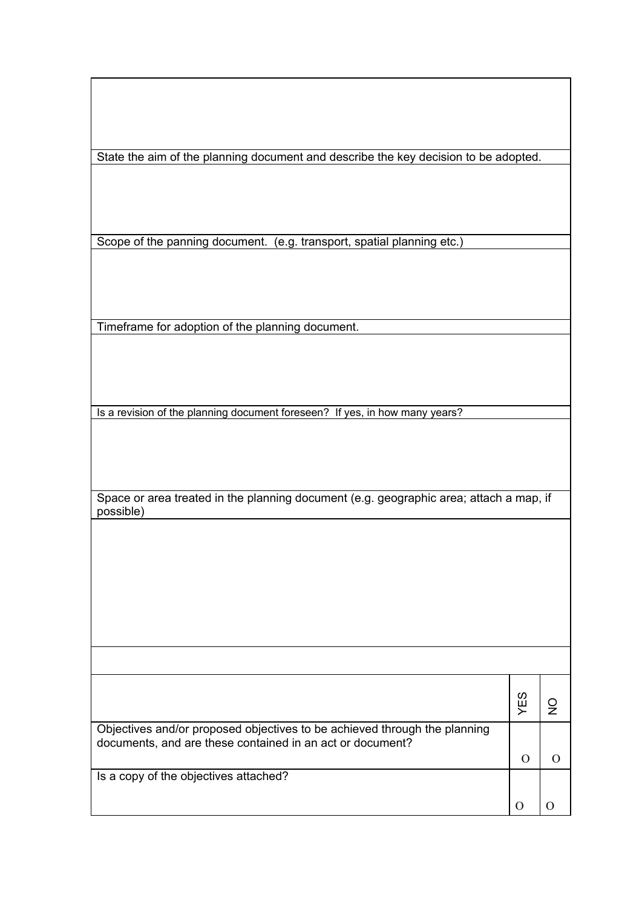| |
|---|
| |
| State the aim of the planning document and describe the key decision to be adopted. |
| |
| Scope of the panning document. (e.g. transport, spatial planning etc.) |
| |
| Timeframe for adoption of the planning document. |
| |
| Is a revision of the planning document foreseen? If yes, in how many years? |
| |
| Space or area treated in the planning document (e.g. geographic area; attach a map, if possible) |
| |
| |

| | YES | NO |
|---|---|---|
| Objectives and/or proposed objectives to be achieved through the planning documents, and are these contained in an act or document? | O | O |
| Is a copy of the objectives attached? | O | O |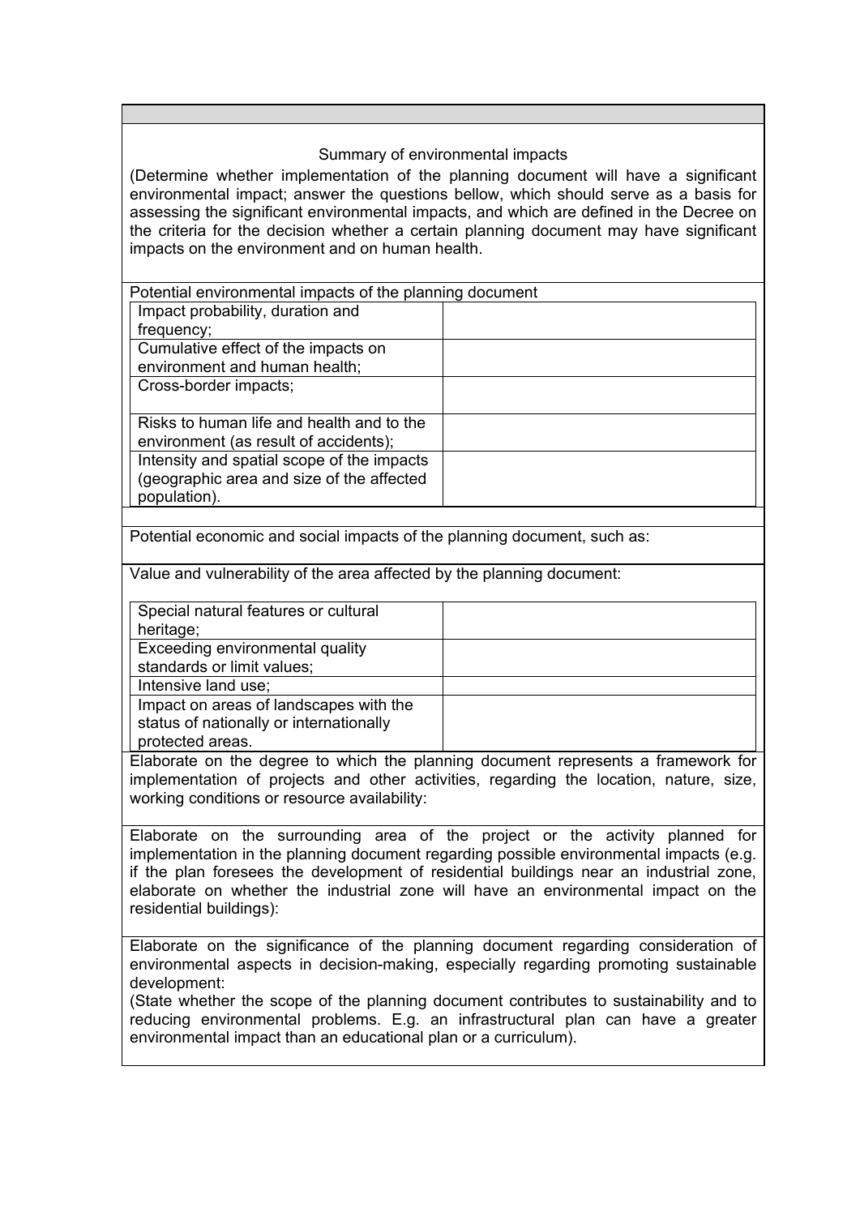Summary of environmental impacts

(Determine whether implementation of the planning document will have a significant environmental impact; answer the questions bellow, which should serve as a basis for assessing the significant environmental impacts, and which are defined in the Decree on the criteria for the decision whether a certain planning document may have significant impacts on the environment and on human health.

Potential environmental impacts of the planning document

| | |
|---|---|
| Impact probability, duration and frequency; | |
| Cumulative effect of the impacts on environment and human health; | |
| Cross-border impacts; | |
| Risks to human life and health and to the environment (as result of accidents); | |
| Intensity and spatial scope of the impacts (geographic area and size of the affected population). | |

Potential economic and social impacts of the planning document, such as:

Value and vulnerability of the area affected by the planning document:

| | |
|---|---|
| Special natural features or cultural heritage; | |
| Exceeding environmental quality standards or limit values; | |
| Intensive land use; | |
| Impact on areas of landscapes with the status of nationally or internationally protected areas. | |

Elaborate on the degree to which the planning document represents a framework for implementation of projects and other activities, regarding the location, nature, size, working conditions or resource availability:

Elaborate on the surrounding area of the project or the activity planned for implementation in the planning document regarding possible environmental impacts (e.g. if the plan foresees the development of residential buildings near an industrial zone, elaborate on whether the industrial zone will have an environmental impact on the residential buildings):

Elaborate on the significance of the planning document regarding consideration of environmental aspects in decision-making, especially regarding promoting sustainable development:

(State whether the scope of the planning document contributes to sustainability and to reducing environmental problems. E.g. an infrastructural plan can have a greater environmental impact than an educational plan or a curriculum).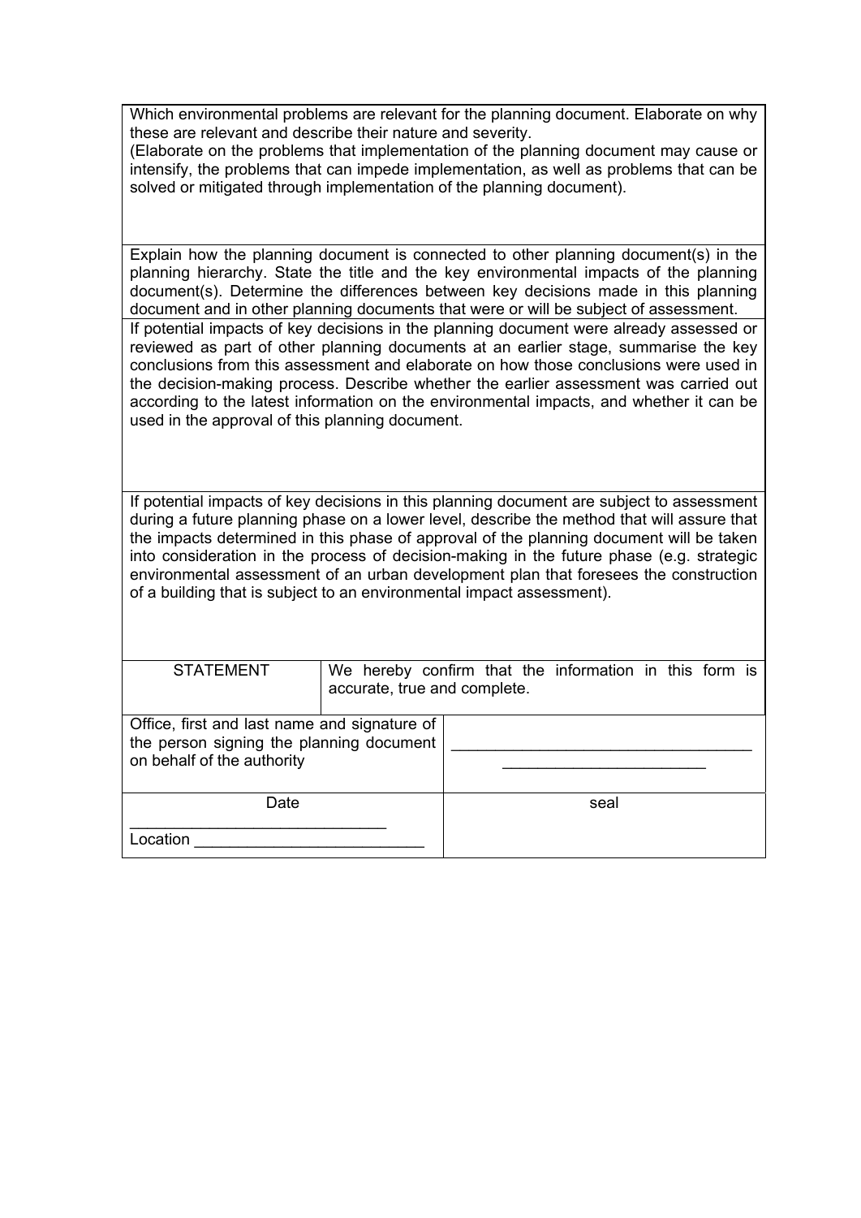| |
|---|
| Which environmental problems are relevant for the planning document. Elaborate on why these are relevant and describe their nature and severity.<br>(Elaborate on the problems that implementation of the planning document may cause or intensify, the problems that can impede implementation, as well as problems that can be solved or mitigated through implementation of the planning document). |
| Explain how the planning document is connected to other planning document(s) in the planning hierarchy. State the title and the key environmental impacts of the planning document(s). Determine the differences between key decisions made in this planning document and in other planning documents that were or will be subject of assessment. |
| If potential impacts of key decisions in the planning document were already assessed or reviewed as part of other planning documents at an earlier stage, summarise the key conclusions from this assessment and elaborate on how those conclusions were used in the decision-making process. Describe whether the earlier assessment was carried out according to the latest information on the environmental impacts, and whether it can be used in the approval of this planning document. |
| If potential impacts of key decisions in this planning document are subject to assessment during a future planning phase on a lower level, describe the method that will assure that the impacts determined in this phase of approval of the planning document will be taken into consideration in the process of decision-making in the future phase (e.g. strategic environmental assessment of an urban development plan that foresees the construction of a building that is subject to an environmental impact assessment). |

| | |
|---|---|
| STATEMENT | We hereby confirm that the information in this form is accurate, true and complete. |
| Office, first and last name and signature of the person signing the planning document on behalf of the authority | ________________________________<br>______________________ |
| Date<br>____________________________<br>Location _________________________ | seal |